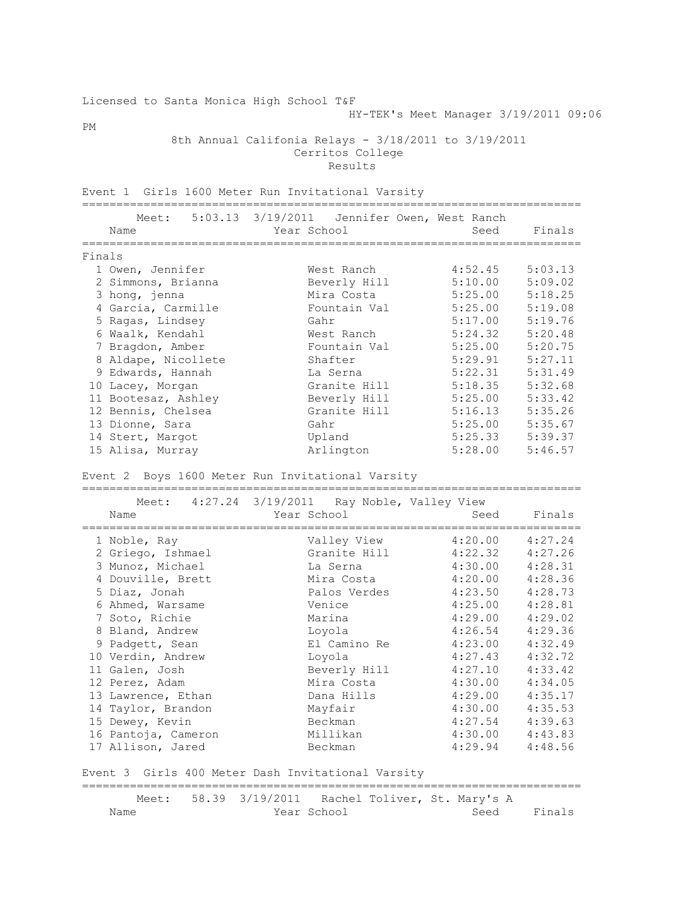Licensed to Santa Monica High School T&F

HY-TEK's Meet Manager 3/19/2011 09:06 PM

8th Annual Califonia Relays - 3/18/2011 to 3/19/2011

Cerritos College

Results

## Event 1 Girls 1600 Meter Run Invitational Varsity

Meet: 5:03.13 3/19/2011 Jennifer Owen, West Ranch

**Finals**

| | Name | Year | School | Seed | Finals |
|---|---|---|---|---|---|
| 1 | Owen, Jennifer | | West Ranch | 4:52.45 | 5:03.13 |
| 2 | Simmons, Brianna | | Beverly Hill | 5:10.00 | 5:09.02 |
| 3 | hong, jenna | | Mira Costa | 5:25.00 | 5:18.25 |
| 4 | Garcia, Carmille | | Fountain Val | 5:25.00 | 5:19.08 |
| 5 | Ragas, Lindsey | | Gahr | 5:17.00 | 5:19.76 |
| 6 | Waalk, Kendahl | | West Ranch | 5:24.32 | 5:20.48 |
| 7 | Bragdon, Amber | | Fountain Val | 5:25.00 | 5:20.75 |
| 8 | Aldape, Nicollete | | Shafter | 5:29.91 | 5:27.11 |
| 9 | Edwards, Hannah | | La Serna | 5:22.31 | 5:31.49 |
| 10 | Lacey, Morgan | | Granite Hill | 5:18.35 | 5:32.68 |
| 11 | Bootesaz, Ashley | | Beverly Hill | 5:25.00 | 5:33.42 |
| 12 | Bennis, Chelsea | | Granite Hill | 5:16.13 | 5:35.26 |
| 13 | Dionne, Sara | | Gahr | 5:25.00 | 5:35.67 |
| 14 | Stert, Margot | | Upland | 5:25.33 | 5:39.37 |
| 15 | Alisa, Murray | | Arlington | 5:28.00 | 5:46.57 |

## Event 2 Boys 1600 Meter Run Invitational Varsity

Meet: 4:27.24 3/19/2011 Ray Noble, Valley View

| | Name | Year | School | Seed | Finals |
|---|---|---|---|---|---|
| 1 | Noble, Ray | | Valley View | 4:20.00 | 4:27.24 |
| 2 | Griego, Ishmael | | Granite Hill | 4:22.32 | 4:27.26 |
| 3 | Munoz, Michael | | La Serna | 4:30.00 | 4:28.31 |
| 4 | Douville, Brett | | Mira Costa | 4:20.00 | 4:28.36 |
| 5 | Diaz, Jonah | | Palos Verdes | 4:23.50 | 4:28.73 |
| 6 | Ahmed, Warsame | | Venice | 4:25.00 | 4:28.81 |
| 7 | Soto, Richie | | Marina | 4:29.00 | 4:29.02 |
| 8 | Bland, Andrew | | Loyola | 4:26.54 | 4:29.36 |
| 9 | Padgett, Sean | | El Camino Re | 4:23.00 | 4:32.49 |
| 10 | Verdin, Andrew | | Loyola | 4:27.43 | 4:32.72 |
| 11 | Galen, Josh | | Beverly Hill | 4:27.10 | 4:33.42 |
| 12 | Perez, Adam | | Mira Costa | 4:30.00 | 4:34.05 |
| 13 | Lawrence, Ethan | | Dana Hills | 4:29.00 | 4:35.17 |
| 14 | Taylor, Brandon | | Mayfair | 4:30.00 | 4:35.53 |
| 15 | Dewey, Kevin | | Beckman | 4:27.54 | 4:39.63 |
| 16 | Pantoja, Cameron | | Millikan | 4:30.00 | 4:43.83 |
| 17 | Allison, Jared | | Beckman | 4:29.94 | 4:48.56 |

## Event 3 Girls 400 Meter Dash Invitational Varsity

Meet: 58.39 3/19/2011 Rachel Toliver, St. Mary's A

| | Name | Year | School | Seed | Finals |
|---|---|---|---|---|---|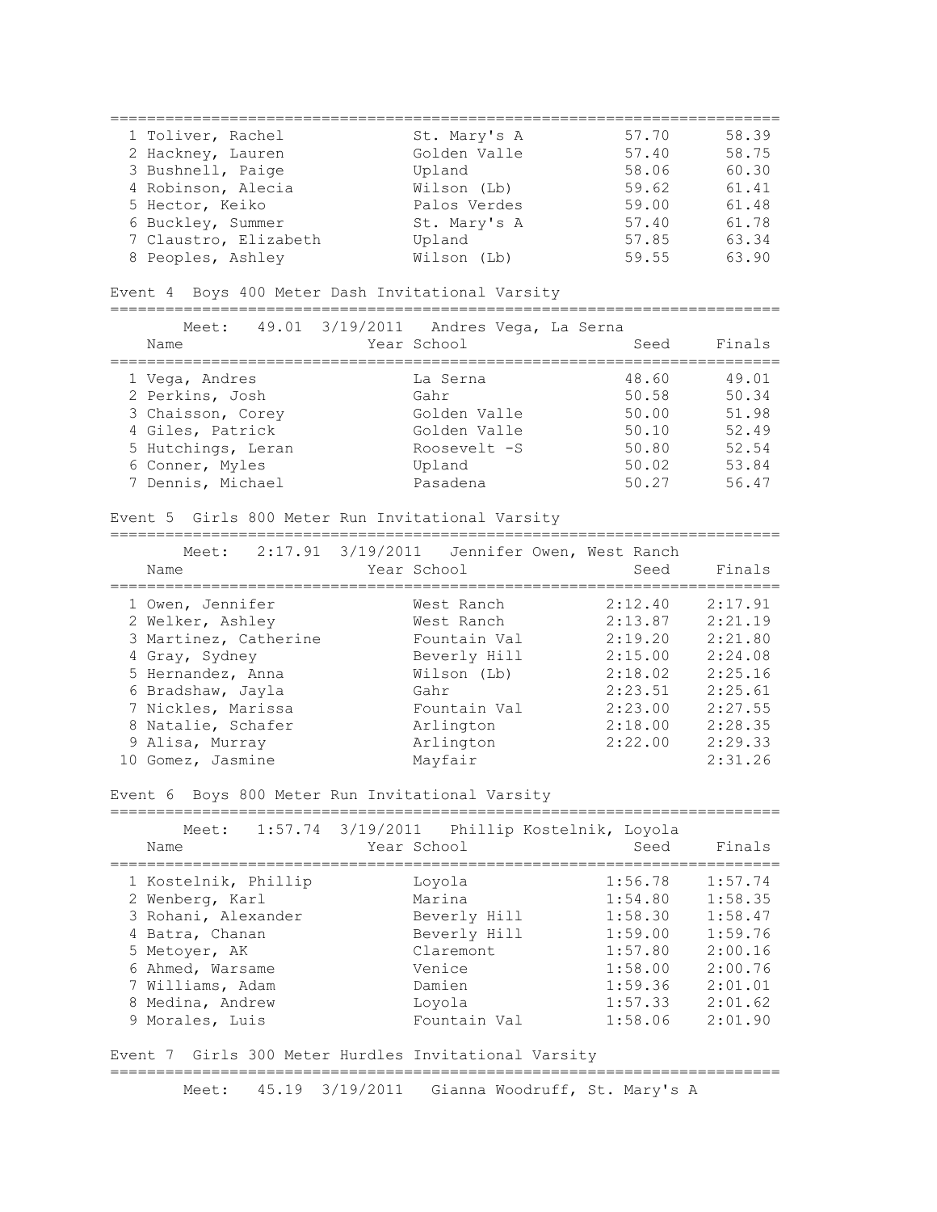| Place | Name | Year | School | Seed | Finals |
|---|---|---|---|---|---|
| 1 | Toliver, Rachel | | St. Mary's A | 57.70 | 58.39 |
| 2 | Hackney, Lauren | | Golden Valle | 57.40 | 58.75 |
| 3 | Bushnell, Paige | | Upland | 58.06 | 60.30 |
| 4 | Robinson, Alecia | | Wilson (Lb) | 59.62 | 61.41 |
| 5 | Hector, Keiko | | Palos Verdes | 59.00 | 61.48 |
| 6 | Buckley, Summer | | St. Mary's A | 57.40 | 61.78 |
| 7 | Claustro, Elizabeth | | Upland | 57.85 | 63.34 |
| 8 | Peoples, Ashley | | Wilson (Lb) | 59.55 | 63.90 |

## Event 4 Boys 400 Meter Dash Invitational Varsity

Meet: 49.01 3/19/2011 Andres Vega, La Serna

| Place | Name | Year | School | Seed | Finals |
|---|---|---|---|---|---|
| 1 | Vega, Andres | | La Serna | 48.60 | 49.01 |
| 2 | Perkins, Josh | | Gahr | 50.58 | 50.34 |
| 3 | Chaisson, Corey | | Golden Valle | 50.00 | 51.98 |
| 4 | Giles, Patrick | | Golden Valle | 50.10 | 52.49 |
| 5 | Hutchings, Leran | | Roosevelt -S | 50.80 | 52.54 |
| 6 | Conner, Myles | | Upland | 50.02 | 53.84 |
| 7 | Dennis, Michael | | Pasadena | 50.27 | 56.47 |

## Event 5 Girls 800 Meter Run Invitational Varsity

Meet: 2:17.91 3/19/2011 Jennifer Owen, West Ranch

| Place | Name | Year | School | Seed | Finals |
|---|---|---|---|---|---|
| 1 | Owen, Jennifer | | West Ranch | 2:12.40 | 2:17.91 |
| 2 | Welker, Ashley | | West Ranch | 2:13.87 | 2:21.19 |
| 3 | Martinez, Catherine | | Fountain Val | 2:19.20 | 2:21.80 |
| 4 | Gray, Sydney | | Beverly Hill | 2:15.00 | 2:24.08 |
| 5 | Hernandez, Anna | | Wilson (Lb) | 2:18.02 | 2:25.16 |
| 6 | Bradshaw, Jayla | | Gahr | 2:23.51 | 2:25.61 |
| 7 | Nickles, Marissa | | Fountain Val | 2:23.00 | 2:27.55 |
| 8 | Natalie, Schafer | | Arlington | 2:18.00 | 2:28.35 |
| 9 | Alisa, Murray | | Arlington | 2:22.00 | 2:29.33 |
| 10 | Gomez, Jasmine | | Mayfair | | 2:31.26 |

## Event 6 Boys 800 Meter Run Invitational Varsity

Meet: 1:57.74 3/19/2011 Phillip Kostelnik, Loyola

| Place | Name | Year | School | Seed | Finals |
|---|---|---|---|---|---|
| 1 | Kostelnik, Phillip | | Loyola | 1:56.78 | 1:57.74 |
| 2 | Wenberg, Karl | | Marina | 1:54.80 | 1:58.35 |
| 3 | Rohani, Alexander | | Beverly Hill | 1:58.30 | 1:58.47 |
| 4 | Batra, Chanan | | Beverly Hill | 1:59.00 | 1:59.76 |
| 5 | Metoyer, AK | | Claremont | 1:57.80 | 2:00.16 |
| 6 | Ahmed, Warsame | | Venice | 1:58.00 | 2:00.76 |
| 7 | Williams, Adam | | Damien | 1:59.36 | 2:01.01 |
| 8 | Medina, Andrew | | Loyola | 1:57.33 | 2:01.62 |
| 9 | Morales, Luis | | Fountain Val | 1:58.06 | 2:01.90 |

## Event 7 Girls 300 Meter Hurdles Invitational Varsity

Meet: 45.19 3/19/2011 Gianna Woodruff, St. Mary's A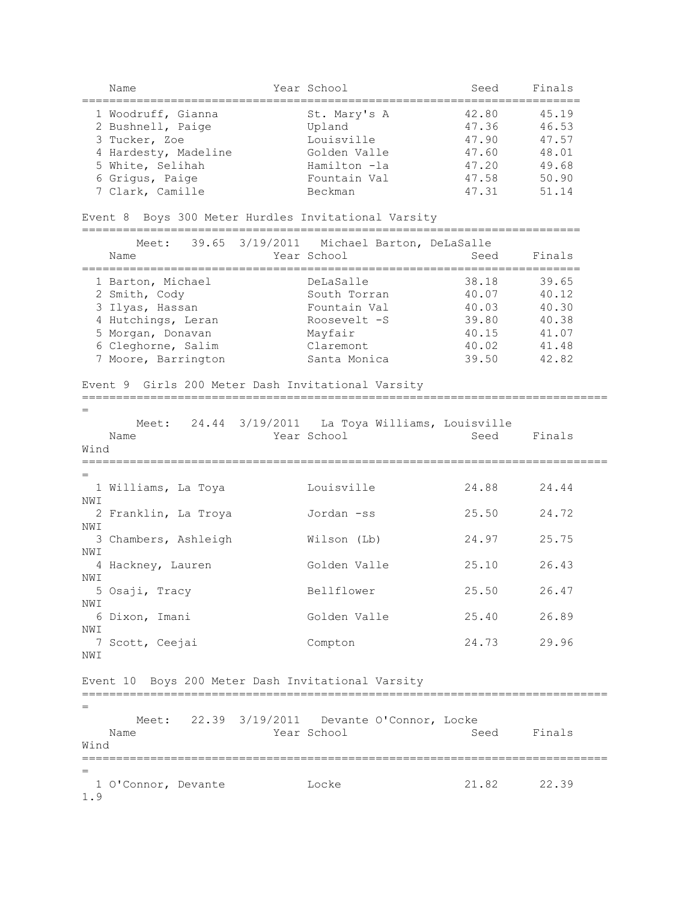| | Name | Year | School | Seed | Finals |
|---|---|---|---|---|---|
| 1 | Woodruff, Gianna | | St. Mary's A | 42.80 | 45.19 |
| 2 | Bushnell, Paige | | Upland | 47.36 | 46.53 |
| 3 | Tucker, Zoe | | Louisville | 47.90 | 47.57 |
| 4 | Hardesty, Madeline | | Golden Valle | 47.60 | 48.01 |
| 5 | White, Selihah | | Hamilton -la | 47.20 | 49.68 |
| 6 | Grigus, Paige | | Fountain Val | 47.58 | 50.90 |
| 7 | Clark, Camille | | Beckman | 47.31 | 51.14 |

## Event 8 Boys 300 Meter Hurdles Invitational Varsity

Meet: 39.65 3/19/2011 Michael Barton, DeLaSalle

| | Name | Year | School | Seed | Finals |
|---|---|---|---|---|---|
| 1 | Barton, Michael | | DeLaSalle | 38.18 | 39.65 |
| 2 | Smith, Cody | | South Torran | 40.07 | 40.12 |
| 3 | Ilyas, Hassan | | Fountain Val | 40.03 | 40.30 |
| 4 | Hutchings, Leran | | Roosevelt -S | 39.80 | 40.38 |
| 5 | Morgan, Donavan | | Mayfair | 40.15 | 41.07 |
| 6 | Cleghorne, Salim | | Claremont | 40.02 | 41.48 |
| 7 | Moore, Barrington | | Santa Monica | 39.50 | 42.82 |

## Event 9 Girls 200 Meter Dash Invitational Varsity

Meet: 24.44 3/19/2011 La Toya Williams, Louisville

| | Name | Year | School | Seed | Finals | Wind |
|---|---|---|---|---|---|---|
| 1 | Williams, La Toya | | Louisville | 24.88 | 24.44 | NWI |
| 2 | Franklin, La Troya | | Jordan -ss | 25.50 | 24.72 | NWI |
| 3 | Chambers, Ashleigh | | Wilson (Lb) | 24.97 | 25.75 | NWI |
| 4 | Hackney, Lauren | | Golden Valle | 25.10 | 26.43 | NWI |
| 5 | Osaji, Tracy | | Bellflower | 25.50 | 26.47 | NWI |
| 6 | Dixon, Imani | | Golden Valle | 25.40 | 26.89 | NWI |
| 7 | Scott, Ceejai | | Compton | 24.73 | 29.96 | NWI |

## Event 10 Boys 200 Meter Dash Invitational Varsity

Meet: 22.39 3/19/2011 Devante O'Connor, Locke

| | Name | Year | School | Seed | Finals | Wind |
|---|---|---|---|---|---|---|
| 1 | O'Connor, Devante | | Locke | 21.82 | 22.39 | 1.9 |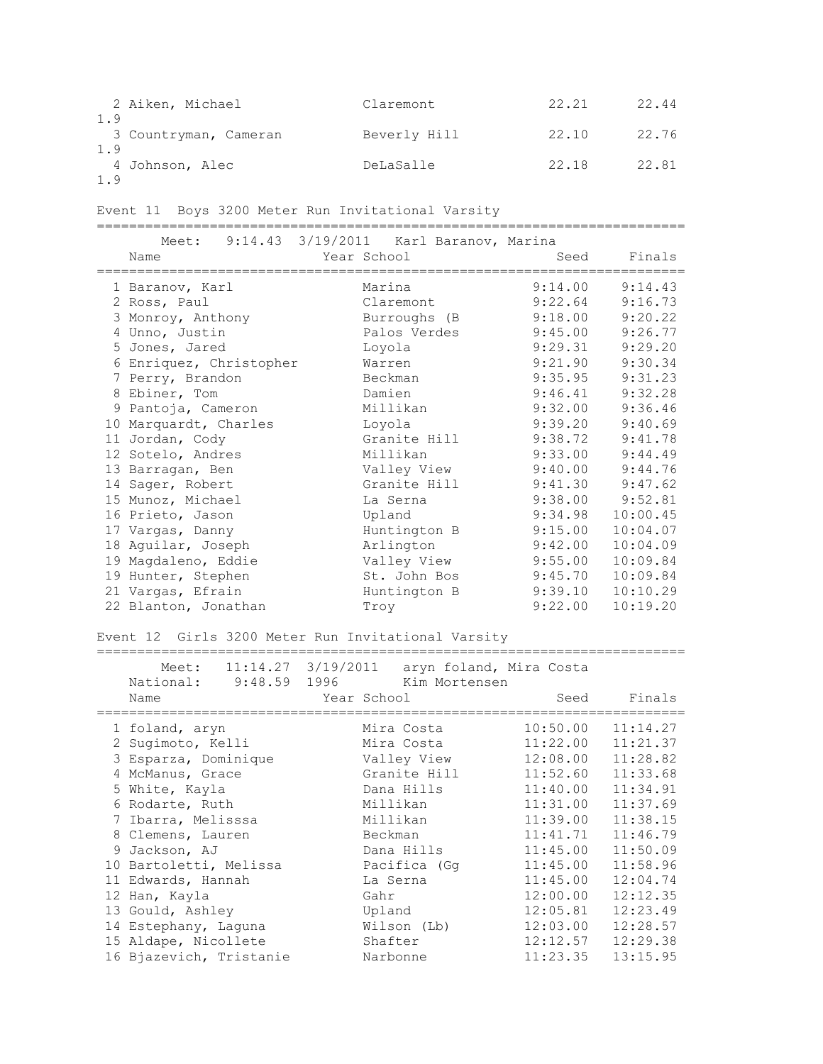| Place | Name | Year | School | Seed | Finals | Wind |
|---|---|---|---|---|---|---|
| 2 | Aiken, Michael | | Claremont | 22.21 | 22.44 | 1.9 |
| 3 | Countryman, Cameran | | Beverly Hill | 22.10 | 22.76 | 1.9 |
| 4 | Johnson, Alec | | DeLaSalle | 22.18 | 22.81 | 1.9 |

## Event 11 Boys 3200 Meter Run Invitational Varsity

Meet: 9:14.43 3/19/2011 Karl Baranov, Marina

| Place | Name | Year | School | Seed | Finals |
|---|---|---|---|---|---|
| 1 | Baranov, Karl | | Marina | 9:14.00 | 9:14.43 |
| 2 | Ross, Paul | | Claremont | 9:22.64 | 9:16.73 |
| 3 | Monroy, Anthony | | Burroughs (B | 9:18.00 | 9:20.22 |
| 4 | Unno, Justin | | Palos Verdes | 9:45.00 | 9:26.77 |
| 5 | Jones, Jared | | Loyola | 9:29.31 | 9:29.20 |
| 6 | Enriquez, Christopher | | Warren | 9:21.90 | 9:30.34 |
| 7 | Perry, Brandon | | Beckman | 9:35.95 | 9:31.23 |
| 8 | Ebiner, Tom | | Damien | 9:46.41 | 9:32.28 |
| 9 | Pantoja, Cameron | | Millikan | 9:32.00 | 9:36.46 |
| 10 | Marquardt, Charles | | Loyola | 9:39.20 | 9:40.69 |
| 11 | Jordan, Cody | | Granite Hill | 9:38.72 | 9:41.78 |
| 12 | Sotelo, Andres | | Millikan | 9:33.00 | 9:44.49 |
| 13 | Barragan, Ben | | Valley View | 9:40.00 | 9:44.76 |
| 14 | Sager, Robert | | Granite Hill | 9:41.30 | 9:47.62 |
| 15 | Munoz, Michael | | La Serna | 9:38.00 | 9:52.81 |
| 16 | Prieto, Jason | | Upland | 9:34.98 | 10:00.45 |
| 17 | Vargas, Danny | | Huntington B | 9:15.00 | 10:04.07 |
| 18 | Aguilar, Joseph | | Arlington | 9:42.00 | 10:04.09 |
| 19 | Magdaleno, Eddie | | Valley View | 9:55.00 | 10:09.84 |
| 19 | Hunter, Stephen | | St. John Bos | 9:45.70 | 10:09.84 |
| 21 | Vargas, Efrain | | Huntington B | 9:39.10 | 10:10.29 |
| 22 | Blanton, Jonathan | | Troy | 9:22.00 | 10:19.20 |

## Event 12 Girls 3200 Meter Run Invitational Varsity

Meet: 11:14.27 3/19/2011 aryn foland, Mira Costa
National: 9:48.59 1996 Kim Mortensen

| Place | Name | Year | School | Seed | Finals |
|---|---|---|---|---|---|
| 1 | foland, aryn | | Mira Costa | 10:50.00 | 11:14.27 |
| 2 | Sugimoto, Kelli | | Mira Costa | 11:22.00 | 11:21.37 |
| 3 | Esparza, Dominique | | Valley View | 12:08.00 | 11:28.82 |
| 4 | McManus, Grace | | Granite Hill | 11:52.60 | 11:33.68 |
| 5 | White, Kayla | | Dana Hills | 11:40.00 | 11:34.91 |
| 6 | Rodarte, Ruth | | Millikan | 11:31.00 | 11:37.69 |
| 7 | Ibarra, Melisssa | | Millikan | 11:39.00 | 11:38.15 |
| 8 | Clemens, Lauren | | Beckman | 11:41.71 | 11:46.79 |
| 9 | Jackson, AJ | | Dana Hills | 11:45.00 | 11:50.09 |
| 10 | Bartoletti, Melissa | | Pacifica (Gg | 11:45.00 | 11:58.96 |
| 11 | Edwards, Hannah | | La Serna | 11:45.00 | 12:04.74 |
| 12 | Han, Kayla | | Gahr | 12:00.00 | 12:12.35 |
| 13 | Gould, Ashley | | Upland | 12:05.81 | 12:23.49 |
| 14 | Estephany, Laguna | | Wilson (Lb) | 12:03.00 | 12:28.57 |
| 15 | Aldape, Nicollete | | Shafter | 12:12.57 | 12:29.38 |
| 16 | Bjazevich, Tristanie | | Narbonne | 11:23.35 | 13:15.95 |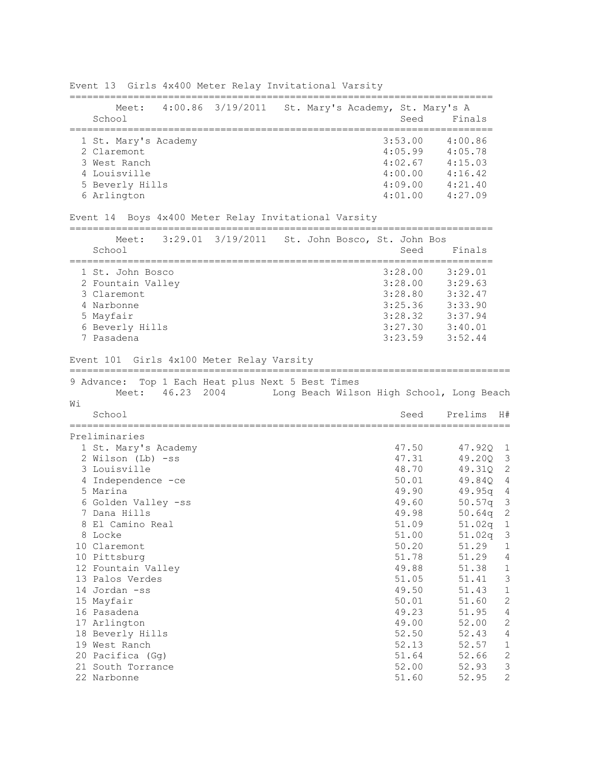### Event 13 Girls 4x400 Meter Relay Invitational Varsity

Meet: 4:00.86 3/19/2011 St. Mary's Academy, St. Mary's A

| | School | Seed | Finals |
|---|---|---|---|
| 1 | St. Mary's Academy | 3:53.00 | 4:00.86 |
| 2 | Claremont | 4:05.99 | 4:05.78 |
| 3 | West Ranch | 4:02.67 | 4:15.03 |
| 4 | Louisville | 4:00.00 | 4:16.42 |
| 5 | Beverly Hills | 4:09.00 | 4:21.40 |
| 6 | Arlington | 4:01.00 | 4:27.09 |

### Event 14 Boys 4x400 Meter Relay Invitational Varsity

Meet: 3:29.01 3/19/2011 St. John Bosco, St. John Bos

| | School | Seed | Finals |
|---|---|---|---|
| 1 | St. John Bosco | 3:28.00 | 3:29.01 |
| 2 | Fountain Valley | 3:28.00 | 3:29.63 |
| 3 | Claremont | 3:28.80 | 3:32.47 |
| 4 | Narbonne | 3:25.36 | 3:33.90 |
| 5 | Mayfair | 3:28.32 | 3:37.94 |
| 6 | Beverly Hills | 3:27.30 | 3:40.01 |
| 7 | Pasadena | 3:23.59 | 3:52.44 |

### Event 101 Girls 4x100 Meter Relay Varsity

9 Advance: Top 1 Each Heat plus Next 5 Best Times
Meet: 46.23 2004 Long Beach Wilson High School, Long Beach Wi

Preliminaries

| | School | Seed | Prelims | H# |
|---|---|---|---|---|
| 1 | St. Mary's Academy | 47.50 | 47.92Q | 1 |
| 2 | Wilson (Lb) -ss | 47.31 | 49.20Q | 3 |
| 3 | Louisville | 48.70 | 49.31Q | 2 |
| 4 | Independence -ce | 50.01 | 49.84Q | 4 |
| 5 | Marina | 49.90 | 49.95q | 4 |
| 6 | Golden Valley -ss | 49.60 | 50.57q | 3 |
| 7 | Dana Hills | 49.98 | 50.64q | 2 |
| 8 | El Camino Real | 51.09 | 51.02q | 1 |
| 8 | Locke | 51.00 | 51.02q | 3 |
| 10 | Claremont | 50.20 | 51.29 | 1 |
| 10 | Pittsburg | 51.78 | 51.29 | 4 |
| 12 | Fountain Valley | 49.88 | 51.38 | 1 |
| 13 | Palos Verdes | 51.05 | 51.41 | 3 |
| 14 | Jordan -ss | 49.50 | 51.43 | 1 |
| 15 | Mayfair | 50.01 | 51.60 | 2 |
| 16 | Pasadena | 49.23 | 51.95 | 4 |
| 17 | Arlington | 49.00 | 52.00 | 2 |
| 18 | Beverly Hills | 52.50 | 52.43 | 4 |
| 19 | West Ranch | 52.13 | 52.57 | 1 |
| 20 | Pacifica (Gg) | 51.64 | 52.66 | 2 |
| 21 | South Torrance | 52.00 | 52.93 | 3 |
| 22 | Narbonne | 51.60 | 52.95 | 2 |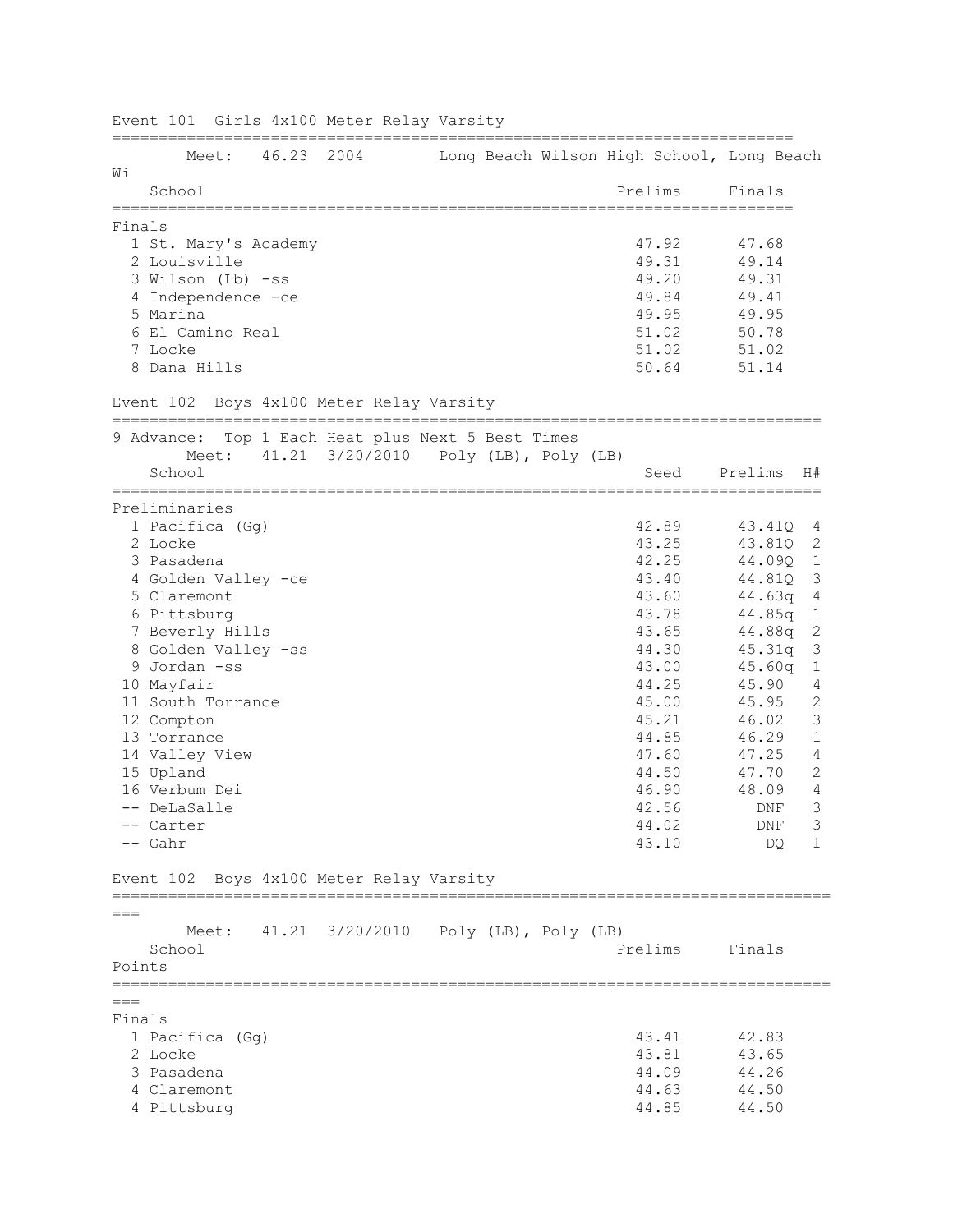## Event 101 Girls 4x100 Meter Relay Varsity

Meet: 46.23 2004 Long Beach Wilson High School, Long Beach Wi

**Finals**

| | School | Prelims | Finals |
|---|---|---|---|
| 1 | St. Mary's Academy | 47.92 | 47.68 |
| 2 | Louisville | 49.31 | 49.14 |
| 3 | Wilson (Lb) -ss | 49.20 | 49.31 |
| 4 | Independence -ce | 49.84 | 49.41 |
| 5 | Marina | 49.95 | 49.95 |
| 6 | El Camino Real | 51.02 | 50.78 |
| 7 | Locke | 51.02 | 51.02 |
| 8 | Dana Hills | 50.64 | 51.14 |

## Event 102 Boys 4x100 Meter Relay Varsity

9 Advance: Top 1 Each Heat plus Next 5 Best Times

Meet: 41.21 3/20/2010 Poly (LB), Poly (LB)

**Preliminaries**

| | School | Seed | Prelims | H# |
|---|---|---|---|---|
| 1 | Pacifica (Gg) | 42.89 | 43.41Q | 4 |
| 2 | Locke | 43.25 | 43.81Q | 2 |
| 3 | Pasadena | 42.25 | 44.09Q | 1 |
| 4 | Golden Valley -ce | 43.40 | 44.81Q | 3 |
| 5 | Claremont | 43.60 | 44.63q | 4 |
| 6 | Pittsburg | 43.78 | 44.85q | 1 |
| 7 | Beverly Hills | 43.65 | 44.88q | 2 |
| 8 | Golden Valley -ss | 44.30 | 45.31q | 3 |
| 9 | Jordan -ss | 43.00 | 45.60q | 1 |
| 10 | Mayfair | 44.25 | 45.90 | 4 |
| 11 | South Torrance | 45.00 | 45.95 | 2 |
| 12 | Compton | 45.21 | 46.02 | 3 |
| 13 | Torrance | 44.85 | 46.29 | 1 |
| 14 | Valley View | 47.60 | 47.25 | 4 |
| 15 | Upland | 44.50 | 47.70 | 2 |
| 16 | Verbum Dei | 46.90 | 48.09 | 4 |
| -- | DeLaSalle | 42.56 | DNF | 3 |
| -- | Carter | 44.02 | DNF | 3 |
| -- | Gahr | 43.10 | DQ | 1 |

## Event 102 Boys 4x100 Meter Relay Varsity

Meet: 41.21 3/20/2010 Poly (LB), Poly (LB)

**Finals**

| | School | Prelims | Finals | Points |
|---|---|---|---|---|
| 1 | Pacifica (Gg) | 43.41 | 42.83 | |
| 2 | Locke | 43.81 | 43.65 | |
| 3 | Pasadena | 44.09 | 44.26 | |
| 4 | Claremont | 44.63 | 44.50 | |
| 4 | Pittsburg | 44.85 | 44.50 | |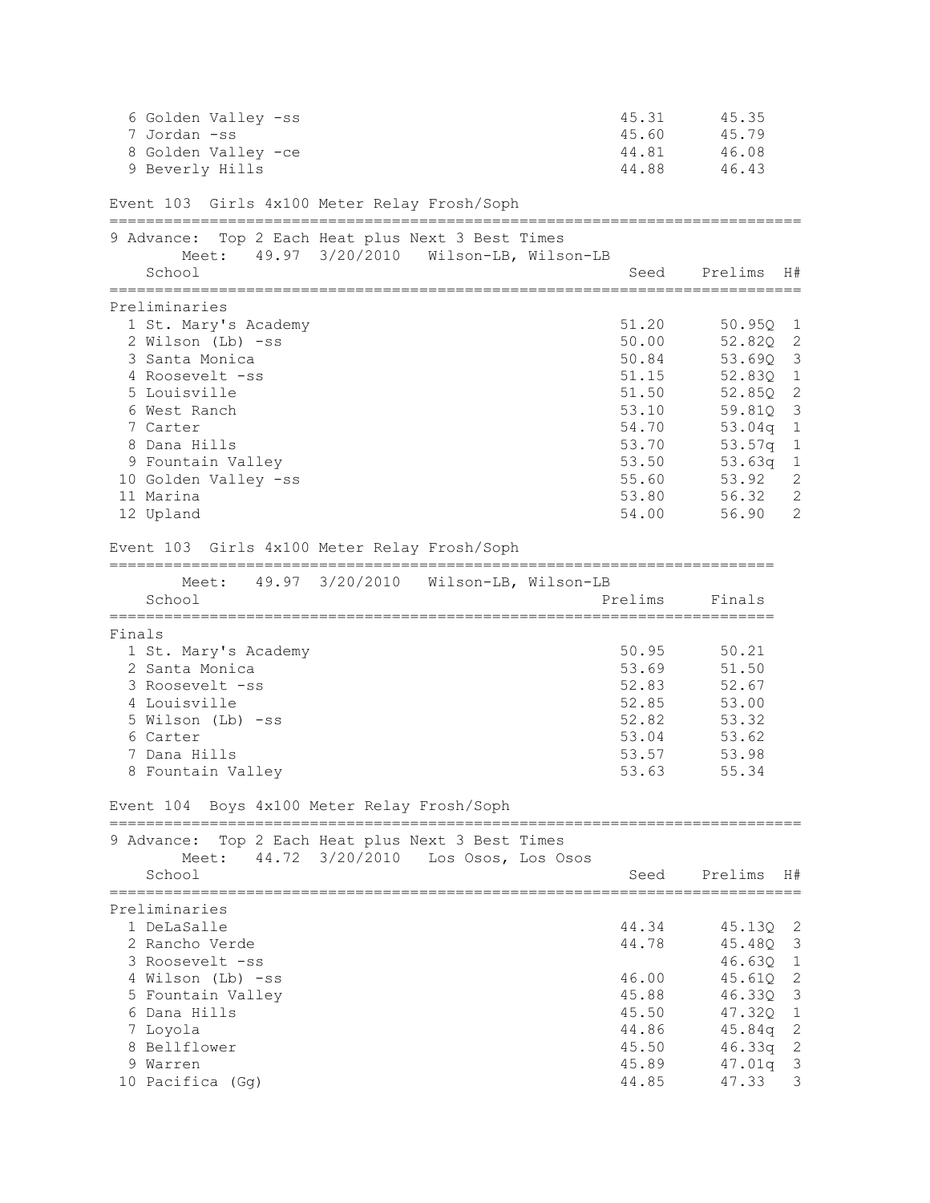| Place | School | Seed | Finals |
|---|---|---|---|
| 6 | Golden Valley -ss | 45.31 | 45.35 |
| 7 | Jordan -ss | 45.60 | 45.79 |
| 8 | Golden Valley -ce | 44.81 | 46.08 |
| 9 | Beverly Hills | 44.88 | 46.43 |

## Event 103 Girls 4x100 Meter Relay Frosh/Soph

9 Advance: Top 2 Each Heat plus Next 3 Best Times

Meet: 49.97 3/20/2010 Wilson-LB, Wilson-LB

**Preliminaries**

| Place | School | Seed | Prelims | H# |
|---|---|---|---|---|
| 1 | St. Mary's Academy | 51.20 | 50.95Q | 1 |
| 2 | Wilson (Lb) -ss | 50.00 | 52.82Q | 2 |
| 3 | Santa Monica | 50.84 | 53.69Q | 3 |
| 4 | Roosevelt -ss | 51.15 | 52.83Q | 1 |
| 5 | Louisville | 51.50 | 52.85Q | 2 |
| 6 | West Ranch | 53.10 | 59.81Q | 3 |
| 7 | Carter | 54.70 | 53.04q | 1 |
| 8 | Dana Hills | 53.70 | 53.57q | 1 |
| 9 | Fountain Valley | 53.50 | 53.63q | 1 |
| 10 | Golden Valley -ss | 55.60 | 53.92 | 2 |
| 11 | Marina | 53.80 | 56.32 | 2 |
| 12 | Upland | 54.00 | 56.90 | 2 |

## Event 103 Girls 4x100 Meter Relay Frosh/Soph

Meet: 49.97 3/20/2010 Wilson-LB, Wilson-LB

**Finals**

| Place | School | Prelims | Finals |
|---|---|---|---|
| 1 | St. Mary's Academy | 50.95 | 50.21 |
| 2 | Santa Monica | 53.69 | 51.50 |
| 3 | Roosevelt -ss | 52.83 | 52.67 |
| 4 | Louisville | 52.85 | 53.00 |
| 5 | Wilson (Lb) -ss | 52.82 | 53.32 |
| 6 | Carter | 53.04 | 53.62 |
| 7 | Dana Hills | 53.57 | 53.98 |
| 8 | Fountain Valley | 53.63 | 55.34 |

## Event 104 Boys 4x100 Meter Relay Frosh/Soph

9 Advance: Top 2 Each Heat plus Next 3 Best Times

Meet: 44.72 3/20/2010 Los Osos, Los Osos

**Preliminaries**

| Place | School | Seed | Prelims | H# |
|---|---|---|---|---|
| 1 | DeLaSalle | 44.34 | 45.13Q | 2 |
| 2 | Rancho Verde | 44.78 | 45.48Q | 3 |
| 3 | Roosevelt -ss | | 46.63Q | 1 |
| 4 | Wilson (Lb) -ss | 46.00 | 45.61Q | 2 |
| 5 | Fountain Valley | 45.88 | 46.33Q | 3 |
| 6 | Dana Hills | 45.50 | 47.32Q | 1 |
| 7 | Loyola | 44.86 | 45.84q | 2 |
| 8 | Bellflower | 45.50 | 46.33q | 2 |
| 9 | Warren | 45.89 | 47.01q | 3 |
| 10 | Pacifica (Gg) | 44.85 | 47.33 | 3 |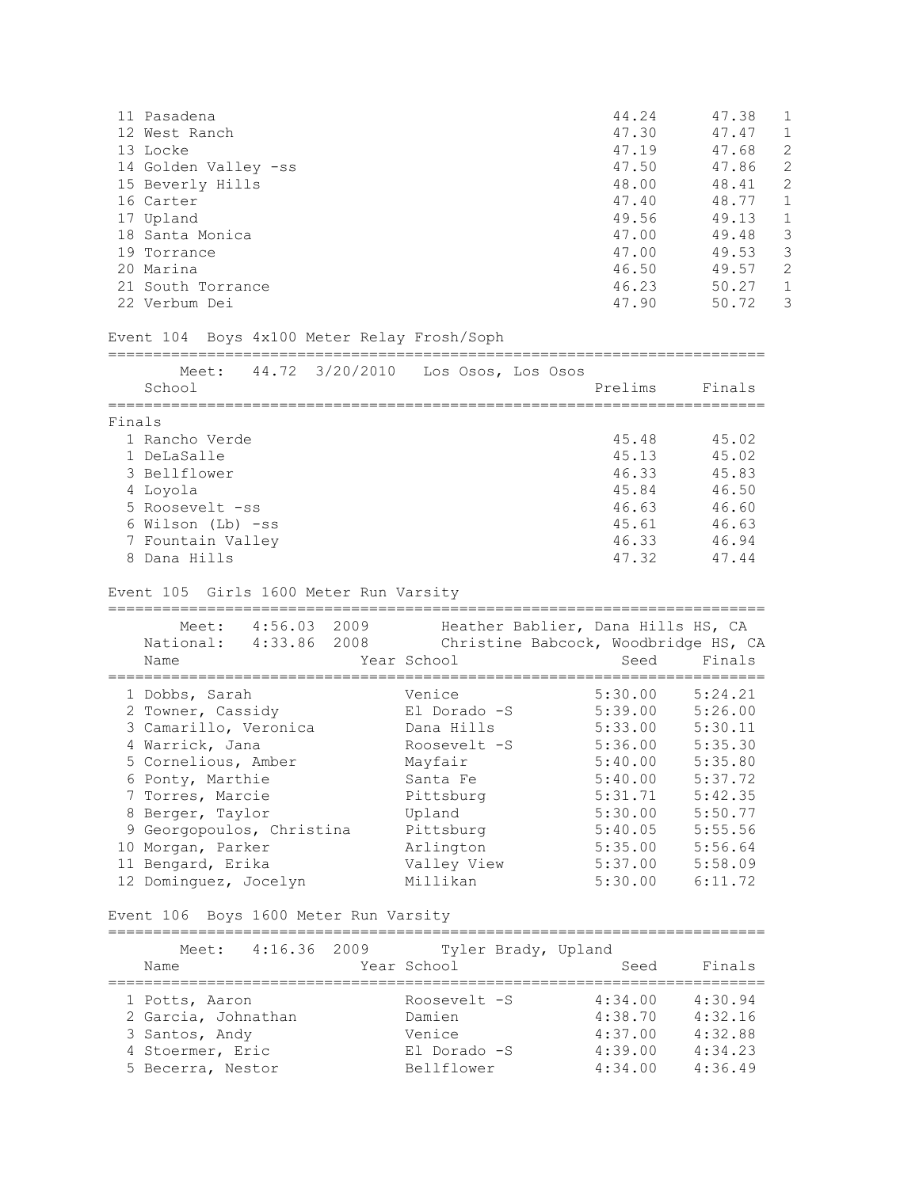| Place | School | Prelims | Finals | Heat |
|---|---|---|---|---|
| 11 | Pasadena | 44.24 | 47.38 | 1 |
| 12 | West Ranch | 47.30 | 47.47 | 1 |
| 13 | Locke | 47.19 | 47.68 | 2 |
| 14 | Golden Valley -ss | 47.50 | 47.86 | 2 |
| 15 | Beverly Hills | 48.00 | 48.41 | 2 |
| 16 | Carter | 47.40 | 48.77 | 1 |
| 17 | Upland | 49.56 | 49.13 | 1 |
| 18 | Santa Monica | 47.00 | 49.48 | 3 |
| 19 | Torrance | 47.00 | 49.53 | 3 |
| 20 | Marina | 46.50 | 49.57 | 2 |
| 21 | South Torrance | 46.23 | 50.27 | 1 |
| 22 | Verbum Dei | 47.90 | 50.72 | 3 |

## Event 104 Boys 4x100 Meter Relay Frosh/Soph

Meet: 44.72 3/20/2010 Los Osos, Los Osos

**Finals**

| Place | School | Prelims | Finals |
|---|---|---|---|
| 1 | Rancho Verde | 45.48 | 45.02 |
| 1 | DeLaSalle | 45.13 | 45.02 |
| 3 | Bellflower | 46.33 | 45.83 |
| 4 | Loyola | 45.84 | 46.50 |
| 5 | Roosevelt -ss | 46.63 | 46.60 |
| 6 | Wilson (Lb) -ss | 45.61 | 46.63 |
| 7 | Fountain Valley | 46.33 | 46.94 |
| 8 | Dana Hills | 47.32 | 47.44 |

## Event 105 Girls 1600 Meter Run Varsity

Meet: 4:56.03 2009 Heather Bablier, Dana Hills HS, CA
National: 4:33.86 2008 Christine Babcock, Woodbridge HS, CA

| Place | Name | Year | School | Seed | Finals |
|---|---|---|---|---|---|
| 1 | Dobbs, Sarah | | Venice | 5:30.00 | 5:24.21 |
| 2 | Towner, Cassidy | | El Dorado -S | 5:39.00 | 5:26.00 |
| 3 | Camarillo, Veronica | | Dana Hills | 5:33.00 | 5:30.11 |
| 4 | Warrick, Jana | | Roosevelt -S | 5:36.00 | 5:35.30 |
| 5 | Cornelious, Amber | | Mayfair | 5:40.00 | 5:35.80 |
| 6 | Ponty, Marthie | | Santa Fe | 5:40.00 | 5:37.72 |
| 7 | Torres, Marcie | | Pittsburg | 5:31.71 | 5:42.35 |
| 8 | Berger, Taylor | | Upland | 5:30.00 | 5:50.77 |
| 9 | Georgopoulos, Christina | | Pittsburg | 5:40.05 | 5:55.56 |
| 10 | Morgan, Parker | | Arlington | 5:35.00 | 5:56.64 |
| 11 | Bengard, Erika | | Valley View | 5:37.00 | 5:58.09 |
| 12 | Dominguez, Jocelyn | | Millikan | 5:30.00 | 6:11.72 |

## Event 106 Boys 1600 Meter Run Varsity

Meet: 4:16.36 2009 Tyler Brady, Upland

| Place | Name | Year | School | Seed | Finals |
|---|---|---|---|---|---|
| 1 | Potts, Aaron | | Roosevelt -S | 4:34.00 | 4:30.94 |
| 2 | Garcia, Johnathan | | Damien | 4:38.70 | 4:32.16 |
| 3 | Santos, Andy | | Venice | 4:37.00 | 4:32.88 |
| 4 | Stoermer, Eric | | El Dorado -S | 4:39.00 | 4:34.23 |
| 5 | Becerra, Nestor | | Bellflower | 4:34.00 | 4:36.49 |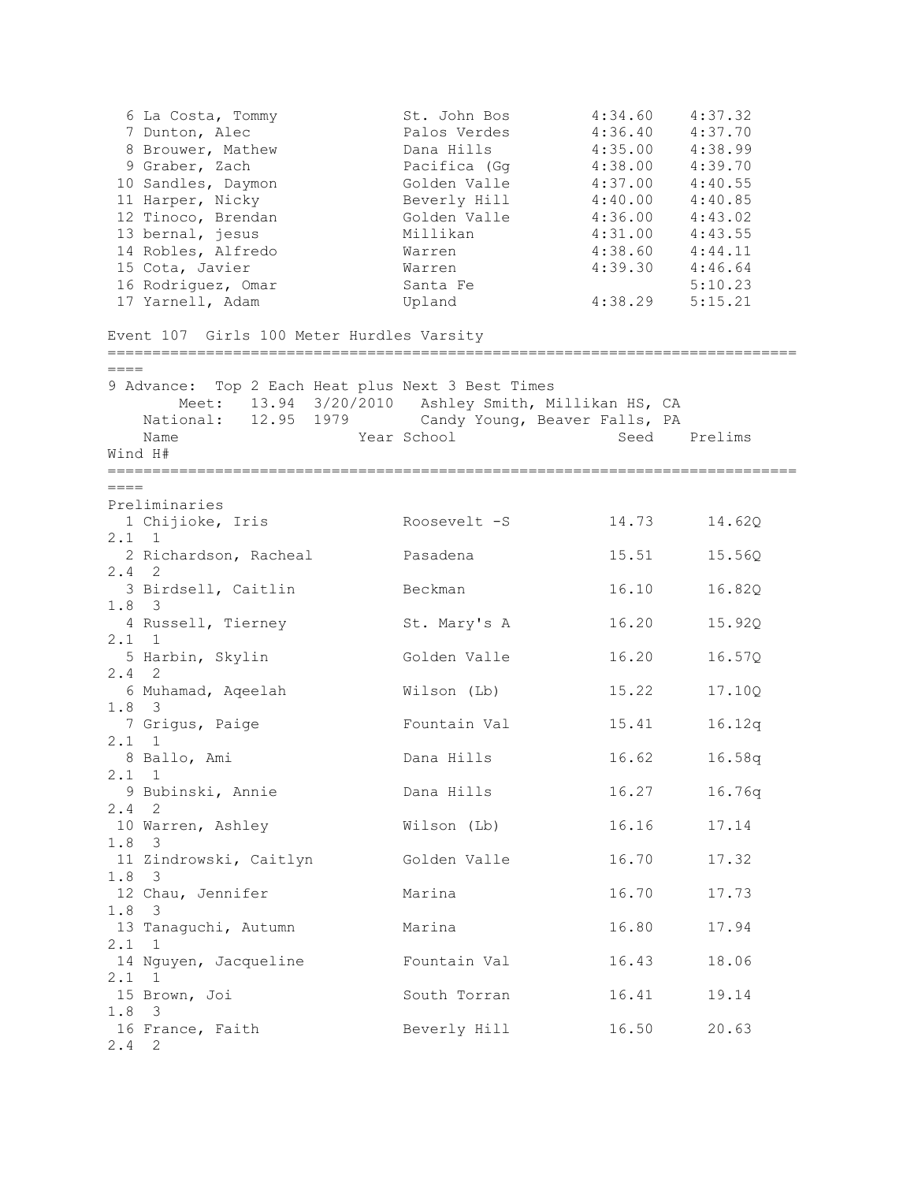| | Name | School | Seed | Finals |
|---|---|---|---|---|
| 6 | La Costa, Tommy | St. John Bos | 4:34.60 | 4:37.32 |
| 7 | Dunton, Alec | Palos Verdes | 4:36.40 | 4:37.70 |
| 8 | Brouwer, Mathew | Dana Hills | 4:35.00 | 4:38.99 |
| 9 | Graber, Zach | Pacifica (Gg | 4:38.00 | 4:39.70 |
| 10 | Sandles, Daymon | Golden Valle | 4:37.00 | 4:40.55 |
| 11 | Harper, Nicky | Beverly Hill | 4:40.00 | 4:40.85 |
| 12 | Tinoco, Brendan | Golden Valle | 4:36.00 | 4:43.02 |
| 13 | bernal, jesus | Millikan | 4:31.00 | 4:43.55 |
| 14 | Robles, Alfredo | Warren | 4:38.60 | 4:44.11 |
| 15 | Cota, Javier | Warren | 4:39.30 | 4:46.64 |
| 16 | Rodriguez, Omar | Santa Fe | | 5:10.23 |
| 17 | Yarnell, Adam | Upland | 4:38.29 | 5:15.21 |

## Event 107 Girls 100 Meter Hurdles Varsity

9 Advance: Top 2 Each Heat plus Next 3 Best Times

Meet: 13.94 3/20/2010 Ashley Smith, Millikan HS, CA

National: 12.95 1979 Candy Young, Beaver Falls, PA

Preliminaries

| | Name | Year | School | Seed | Prelims | Wind | H# |
|---|---|---|---|---|---|---|---|
| 1 | Chijioke, Iris | | Roosevelt -S | 14.73 | 14.62Q | 2.1 | 1 |
| 2 | Richardson, Racheal | | Pasadena | 15.51 | 15.56Q | 2.4 | 2 |
| 3 | Birdsell, Caitlin | | Beckman | 16.10 | 16.82Q | 1.8 | 3 |
| 4 | Russell, Tierney | | St. Mary's A | 16.20 | 15.92Q | 2.1 | 1 |
| 5 | Harbin, Skylin | | Golden Valle | 16.20 | 16.57Q | 2.4 | 2 |
| 6 | Muhamad, Aqeelah | | Wilson (Lb) | 15.22 | 17.10Q | 1.8 | 3 |
| 7 | Grigus, Paige | | Fountain Val | 15.41 | 16.12q | 2.1 | 1 |
| 8 | Ballo, Ami | | Dana Hills | 16.62 | 16.58q | 2.1 | 1 |
| 9 | Bubinski, Annie | | Dana Hills | 16.27 | 16.76q | 2.4 | 2 |
| 10 | Warren, Ashley | | Wilson (Lb) | 16.16 | 17.14 | 1.8 | 3 |
| 11 | Zindrowski, Caitlyn | | Golden Valle | 16.70 | 17.32 | 1.8 | 3 |
| 12 | Chau, Jennifer | | Marina | 16.70 | 17.73 | 1.8 | 3 |
| 13 | Tanaguchi, Autumn | | Marina | 16.80 | 17.94 | 2.1 | 1 |
| 14 | Nguyen, Jacqueline | | Fountain Val | 16.43 | 18.06 | 2.1 | 1 |
| 15 | Brown, Joi | | South Torran | 16.41 | 19.14 | 1.8 | 3 |
| 16 | France, Faith | | Beverly Hill | 16.50 | 20.63 | 2.4 | 2 |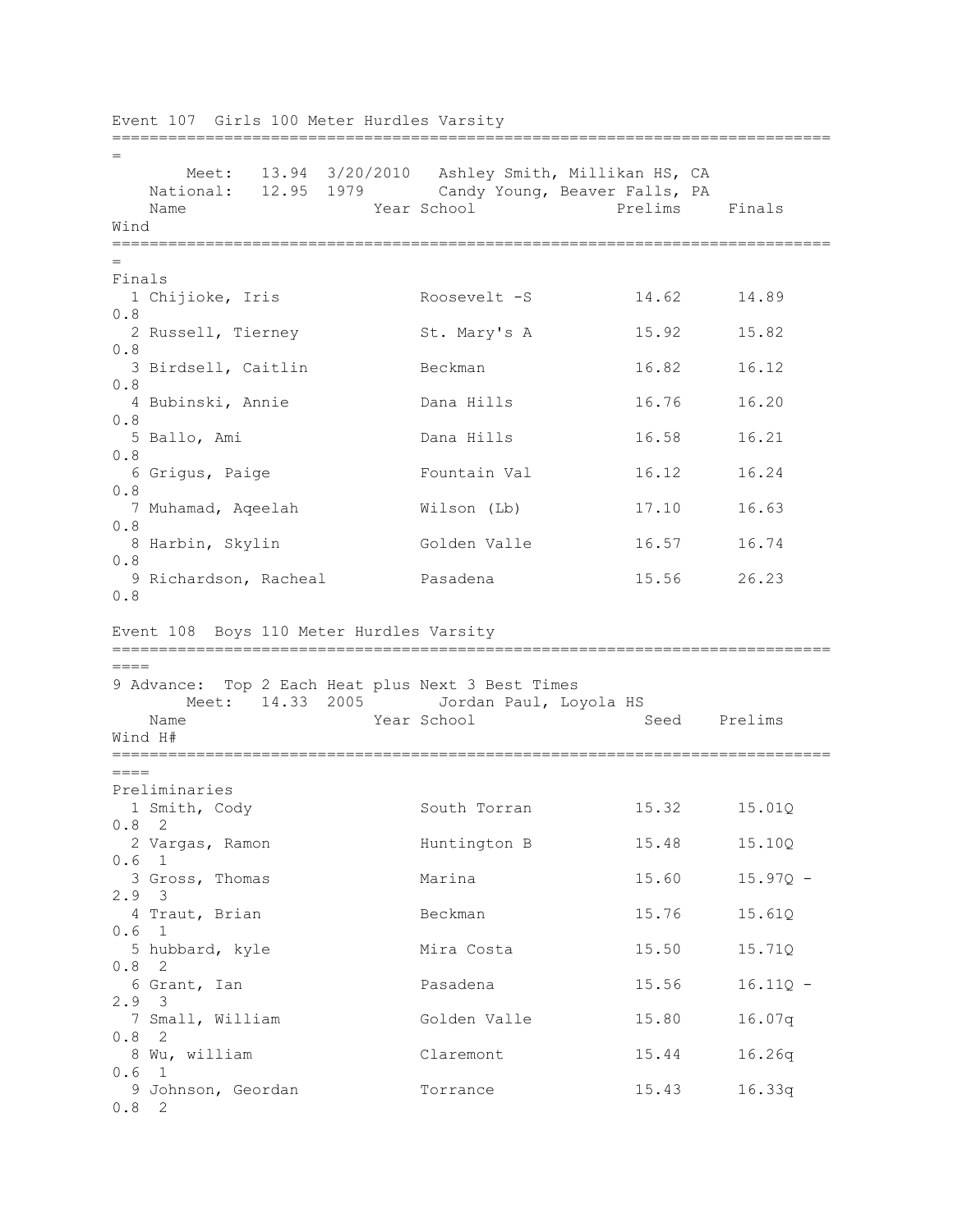## Event 107 Girls 100 Meter Hurdles Varsity

Meet: 13.94 3/20/2010 Ashley Smith, Millikan HS, CA
National: 12.95 1979 Candy Young, Beaver Falls, PA

**Finals**

| | Name | Year | School | Prelims | Finals | Wind |
|---|---|---|---|---|---|---|
| 1 | Chijioke, Iris | | Roosevelt -S | 14.62 | 14.89 | 0.8 |
| 2 | Russell, Tierney | | St. Mary's A | 15.92 | 15.82 | 0.8 |
| 3 | Birdsell, Caitlin | | Beckman | 16.82 | 16.12 | 0.8 |
| 4 | Bubinski, Annie | | Dana Hills | 16.76 | 16.20 | 0.8 |
| 5 | Ballo, Ami | | Dana Hills | 16.58 | 16.21 | 0.8 |
| 6 | Grigus, Paige | | Fountain Val | 16.12 | 16.24 | 0.8 |
| 7 | Muhamad, Aqeelah | | Wilson (Lb) | 17.10 | 16.63 | 0.8 |
| 8 | Harbin, Skylin | | Golden Valle | 16.57 | 16.74 | 0.8 |
| 9 | Richardson, Racheal | | Pasadena | 15.56 | 26.23 | 0.8 |

## Event 108 Boys 110 Meter Hurdles Varsity

9 Advance: Top 2 Each Heat plus Next 3 Best Times
Meet: 14.33 2005 Jordan Paul, Loyola HS

**Preliminaries**

| | Name | Year | School | Seed | Prelims | Wind | H# |
|---|---|---|---|---|---|---|---|
| 1 | Smith, Cody | | South Torran | 15.32 | 15.01Q | 0.8 | 2 |
| 2 | Vargas, Ramon | | Huntington B | 15.48 | 15.10Q | 0.6 | 1 |
| 3 | Gross, Thomas | | Marina | 15.60 | 15.97Q | -2.9 | 3 |
| 4 | Traut, Brian | | Beckman | 15.76 | 15.61Q | 0.6 | 1 |
| 5 | hubbard, kyle | | Mira Costa | 15.50 | 15.71Q | 0.8 | 2 |
| 6 | Grant, Ian | | Pasadena | 15.56 | 16.11Q | -2.9 | 3 |
| 7 | Small, William | | Golden Valle | 15.80 | 16.07q | 0.8 | 2 |
| 8 | Wu, william | | Claremont | 15.44 | 16.26q | 0.6 | 1 |
| 9 | Johnson, Geordan | | Torrance | 15.43 | 16.33q | 0.8 | 2 |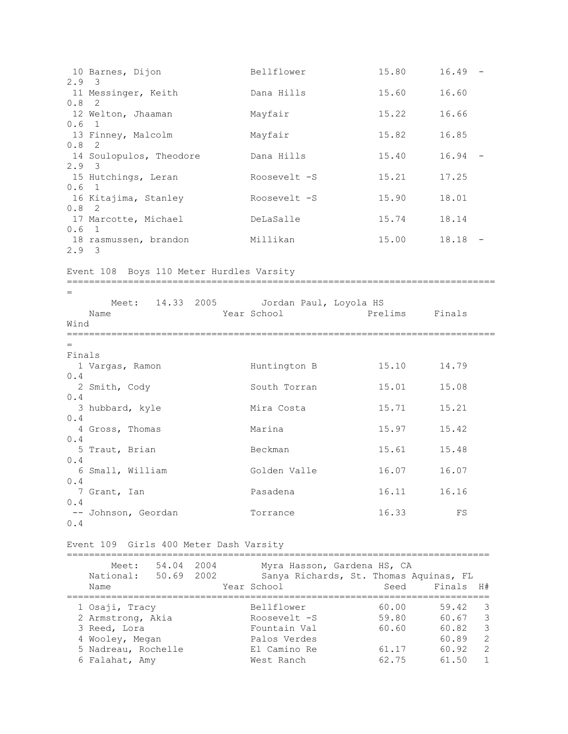| Place | Name | Year | School | Prelims | Finals | Wind | H# |
|---|---|---|---|---|---|---|---|
| 10 | Barnes, Dijon | | Bellflower | 15.80 | 16.49 | -2.9 | 3 |
| 11 | Messinger, Keith | | Dana Hills | 15.60 | 16.60 | 0.8 | 2 |
| 12 | Welton, Jhaaman | | Mayfair | 15.22 | 16.66 | 0.6 | 1 |
| 13 | Finney, Malcolm | | Mayfair | 15.82 | 16.85 | 0.8 | 2 |
| 14 | Soulopulos, Theodore | | Dana Hills | 15.40 | 16.94 | -2.9 | 3 |
| 15 | Hutchings, Leran | | Roosevelt -S | 15.21 | 17.25 | 0.6 | 1 |
| 16 | Kitajima, Stanley | | Roosevelt -S | 15.90 | 18.01 | 0.8 | 2 |
| 17 | Marcotte, Michael | | DeLaSalle | 15.74 | 18.14 | 0.6 | 1 |
| 18 | rasmussen, brandon | | Millikan | 15.00 | 18.18 | -2.9 | 3 |

## Event 108 Boys 110 Meter Hurdles Varsity

Meet: 14.33 2005 Jordan Paul, Loyola HS

Finals

| Place | Name | Year | School | Prelims | Finals | Wind |
|---|---|---|---|---|---|---|
| 1 | Vargas, Ramon | | Huntington B | 15.10 | 14.79 | 0.4 |
| 2 | Smith, Cody | | South Torran | 15.01 | 15.08 | 0.4 |
| 3 | hubbard, kyle | | Mira Costa | 15.71 | 15.21 | 0.4 |
| 4 | Gross, Thomas | | Marina | 15.97 | 15.42 | 0.4 |
| 5 | Traut, Brian | | Beckman | 15.61 | 15.48 | 0.4 |
| 6 | Small, William | | Golden Valle | 16.07 | 16.07 | 0.4 |
| 7 | Grant, Ian | | Pasadena | 16.11 | 16.16 | 0.4 |
| -- | Johnson, Geordan | | Torrance | 16.33 | FS | 0.4 |

## Event 109 Girls 400 Meter Dash Varsity

Meet: 54.04 2004 Myra Hasson, Gardena HS, CA
National: 50.69 2002 Sanya Richards, St. Thomas Aquinas, FL

| Place | Name | Year | School | Seed | Finals | H# |
|---|---|---|---|---|---|---|
| 1 | Osaji, Tracy | | Bellflower | 60.00 | 59.42 | 3 |
| 2 | Armstrong, Akia | | Roosevelt -S | 59.80 | 60.67 | 3 |
| 3 | Reed, Lora | | Fountain Val | 60.60 | 60.82 | 3 |
| 4 | Wooley, Megan | | Palos Verdes | | 60.89 | 2 |
| 5 | Nadreau, Rochelle | | El Camino Re | 61.17 | 60.92 | 2 |
| 6 | Falahat, Amy | | West Ranch | 62.75 | 61.50 | 1 |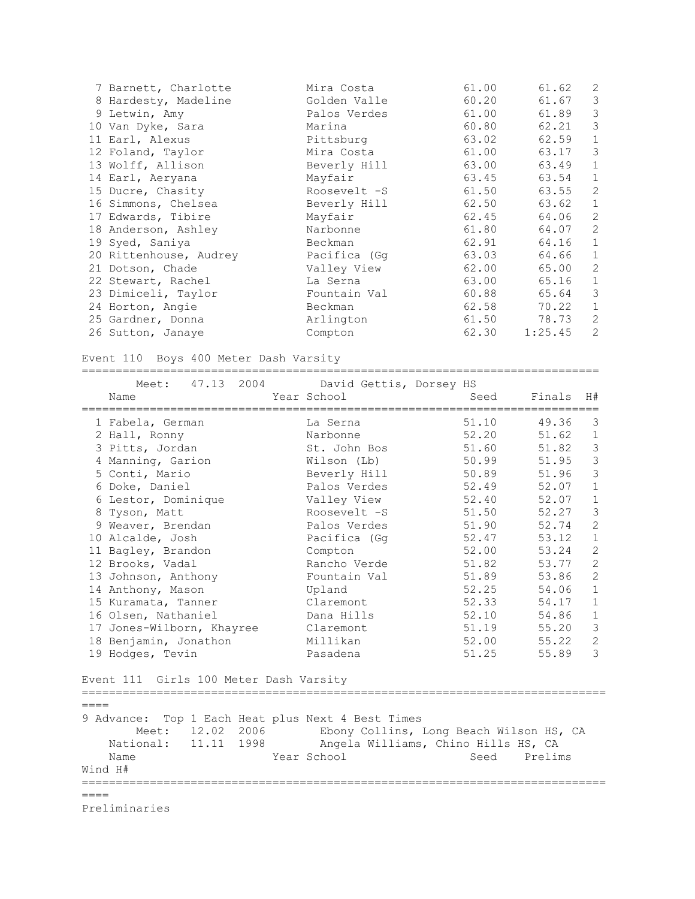| Place | Name | Year | School | Seed | Finals | H# |
|---|---|---|---|---|---|---|
| 7 | Barnett, Charlotte | | Mira Costa | 61.00 | 61.62 | 2 |
| 8 | Hardesty, Madeline | | Golden Valle | 60.20 | 61.67 | 3 |
| 9 | Letwin, Amy | | Palos Verdes | 61.00 | 61.89 | 3 |
| 10 | Van Dyke, Sara | | Marina | 60.80 | 62.21 | 3 |
| 11 | Earl, Alexus | | Pittsburg | 63.02 | 62.59 | 1 |
| 12 | Foland, Taylor | | Mira Costa | 61.00 | 63.17 | 3 |
| 13 | Wolff, Allison | | Beverly Hill | 63.00 | 63.49 | 1 |
| 14 | Earl, Aeryana | | Mayfair | 63.45 | 63.54 | 1 |
| 15 | Ducre, Chasity | | Roosevelt -S | 61.50 | 63.55 | 2 |
| 16 | Simmons, Chelsea | | Beverly Hill | 62.50 | 63.62 | 1 |
| 17 | Edwards, Tibire | | Mayfair | 62.45 | 64.06 | 2 |
| 18 | Anderson, Ashley | | Narbonne | 61.80 | 64.07 | 2 |
| 19 | Syed, Saniya | | Beckman | 62.91 | 64.16 | 1 |
| 20 | Rittenhouse, Audrey | | Pacifica (Gg | 63.03 | 64.66 | 1 |
| 21 | Dotson, Chade | | Valley View | 62.00 | 65.00 | 2 |
| 22 | Stewart, Rachel | | La Serna | 63.00 | 65.16 | 1 |
| 23 | Dimiceli, Taylor | | Fountain Val | 60.88 | 65.64 | 3 |
| 24 | Horton, Angie | | Beckman | 62.58 | 70.22 | 1 |
| 25 | Gardner, Donna | | Arlington | 61.50 | 78.73 | 2 |
| 26 | Sutton, Janaye | | Compton | 62.30 | 1:25.45 | 2 |

## Event 110 Boys 400 Meter Dash Varsity

Meet: 47.13 2004 David Gettis, Dorsey HS

| Place | Name | Year | School | Seed | Finals | H# |
|---|---|---|---|---|---|---|
| 1 | Fabela, German | | La Serna | 51.10 | 49.36 | 3 |
| 2 | Hall, Ronny | | Narbonne | 52.20 | 51.62 | 1 |
| 3 | Pitts, Jordan | | St. John Bos | 51.60 | 51.82 | 3 |
| 4 | Manning, Garion | | Wilson (Lb) | 50.99 | 51.95 | 3 |
| 5 | Conti, Mario | | Beverly Hill | 50.89 | 51.96 | 3 |
| 6 | Doke, Daniel | | Palos Verdes | 52.49 | 52.07 | 1 |
| 6 | Lestor, Dominique | | Valley View | 52.40 | 52.07 | 1 |
| 8 | Tyson, Matt | | Roosevelt -S | 51.50 | 52.27 | 3 |
| 9 | Weaver, Brendan | | Palos Verdes | 51.90 | 52.74 | 2 |
| 10 | Alcalde, Josh | | Pacifica (Gg | 52.47 | 53.12 | 1 |
| 11 | Bagley, Brandon | | Compton | 52.00 | 53.24 | 2 |
| 12 | Brooks, Vadal | | Rancho Verde | 51.82 | 53.77 | 2 |
| 13 | Johnson, Anthony | | Fountain Val | 51.89 | 53.86 | 2 |
| 14 | Anthony, Mason | | Upland | 52.25 | 54.06 | 1 |
| 15 | Kuramata, Tanner | | Claremont | 52.33 | 54.17 | 1 |
| 16 | Olsen, Nathaniel | | Dana Hills | 52.10 | 54.86 | 1 |
| 17 | Jones-Wilborn, Khayree | | Claremont | 51.19 | 55.20 | 3 |
| 18 | Benjamin, Jonathon | | Millikan | 52.00 | 55.22 | 2 |
| 19 | Hodges, Tevin | | Pasadena | 51.25 | 55.89 | 3 |

## Event 111 Girls 100 Meter Dash Varsity

9 Advance: Top 1 Each Heat plus Next 4 Best Times

Meet: 12.02 2006 Ebony Collins, Long Beach Wilson HS, CA

National: 11.11 1998 Angela Williams, Chino Hills HS, CA

| Name | Year | School | Seed | Prelims | Wind | H# |
|---|---|---|---|---|---|---|

Preliminaries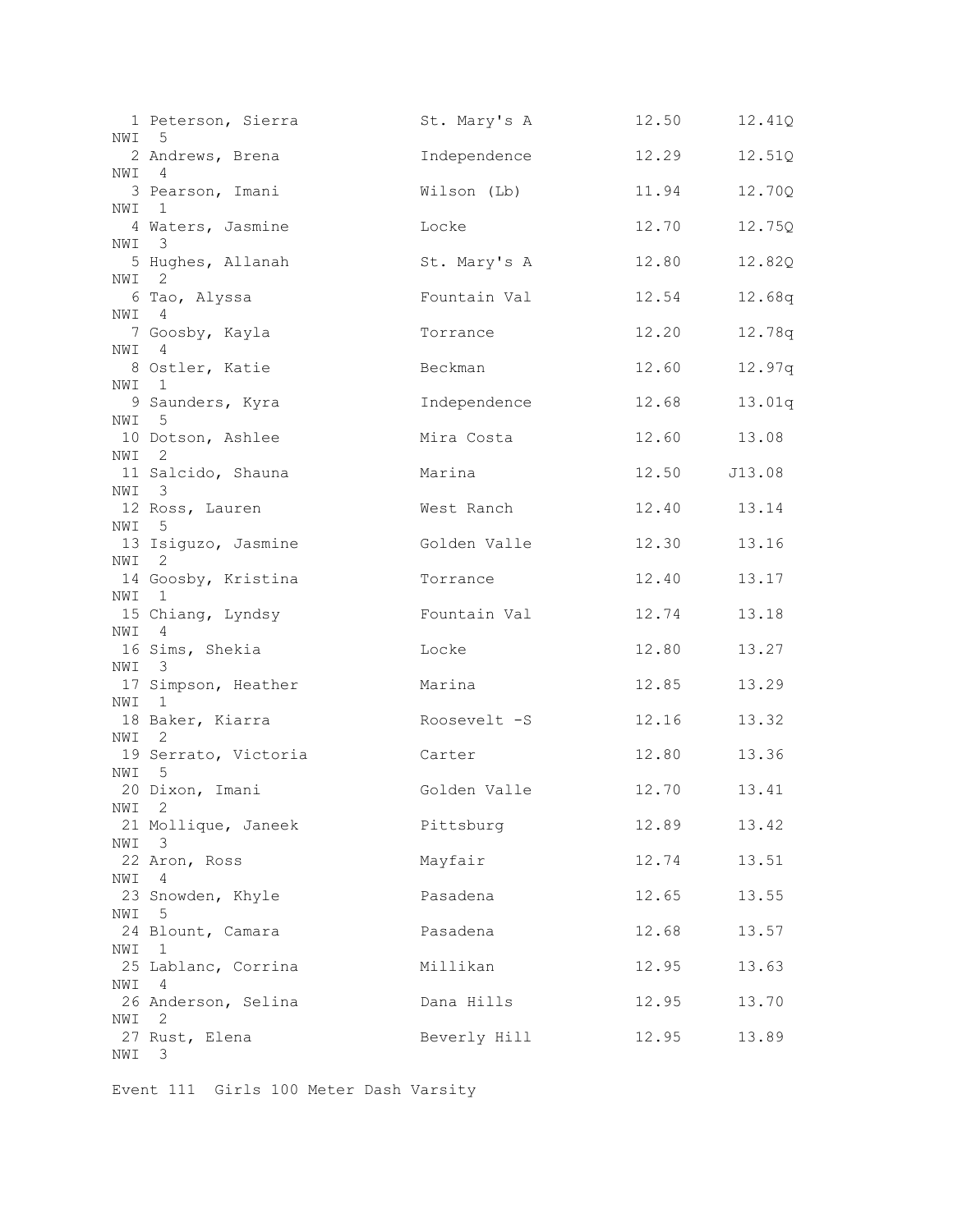| Place | Name | School | Seed | Time | Wind | Heat |
|---|---|---|---|---|---|---|
| 1 | Peterson, Sierra | St. Mary's A | 12.50 | 12.41Q | NWI | 5 |
| 2 | Andrews, Brena | Independence | 12.29 | 12.51Q | NWI | 4 |
| 3 | Pearson, Imani | Wilson (Lb) | 11.94 | 12.70Q | NWI | 1 |
| 4 | Waters, Jasmine | Locke | 12.70 | 12.75Q | NWI | 3 |
| 5 | Hughes, Allanah | St. Mary's A | 12.80 | 12.82Q | NWI | 2 |
| 6 | Tao, Alyssa | Fountain Val | 12.54 | 12.68q | NWI | 4 |
| 7 | Goosby, Kayla | Torrance | 12.20 | 12.78q | NWI | 4 |
| 8 | Ostler, Katie | Beckman | 12.60 | 12.97q | NWI | 1 |
| 9 | Saunders, Kyra | Independence | 12.68 | 13.01q | NWI | 5 |
| 10 | Dotson, Ashlee | Mira Costa | 12.60 | 13.08 | NWI | 2 |
| 11 | Salcido, Shauna | Marina | 12.50 | J13.08 | NWI | 3 |
| 12 | Ross, Lauren | West Ranch | 12.40 | 13.14 | NWI | 5 |
| 13 | Isiguzo, Jasmine | Golden Valle | 12.30 | 13.16 | NWI | 2 |
| 14 | Goosby, Kristina | Torrance | 12.40 | 13.17 | NWI | 1 |
| 15 | Chiang, Lyndsy | Fountain Val | 12.74 | 13.18 | NWI | 4 |
| 16 | Sims, Shekia | Locke | 12.80 | 13.27 | NWI | 3 |
| 17 | Simpson, Heather | Marina | 12.85 | 13.29 | NWI | 1 |
| 18 | Baker, Kiarra | Roosevelt -S | 12.16 | 13.32 | NWI | 2 |
| 19 | Serrato, Victoria | Carter | 12.80 | 13.36 | NWI | 5 |
| 20 | Dixon, Imani | Golden Valle | 12.70 | 13.41 | NWI | 2 |
| 21 | Mollique, Janeek | Pittsburg | 12.89 | 13.42 | NWI | 3 |
| 22 | Aron, Ross | Mayfair | 12.74 | 13.51 | NWI | 4 |
| 23 | Snowden, Khyle | Pasadena | 12.65 | 13.55 | NWI | 5 |
| 24 | Blount, Camara | Pasadena | 12.68 | 13.57 | NWI | 1 |
| 25 | Lablanc, Corrina | Millikan | 12.95 | 13.63 | NWI | 4 |
| 26 | Anderson, Selina | Dana Hills | 12.95 | 13.70 | NWI | 2 |
| 27 | Rust, Elena | Beverly Hill | 12.95 | 13.89 | NWI | 3 |

Event 111 Girls 100 Meter Dash Varsity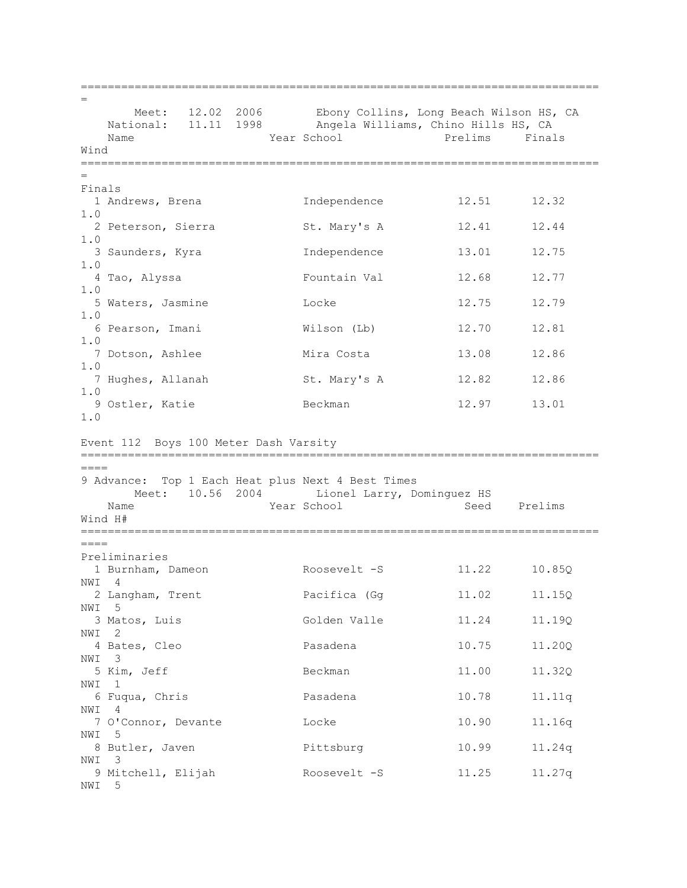Meet: 12.02 2006 Ebony Collins, Long Beach Wilson HS, CA

National: 11.11 1998 Angela Williams, Chino Hills HS, CA

Finals

| Place | Name | Year | School | Prelims | Finals | Wind |
|---|---|---|---|---|---|---|
| 1 | Andrews, Brena | | Independence | 12.51 | 12.32 | 1.0 |
| 2 | Peterson, Sierra | | St. Mary's A | 12.41 | 12.44 | 1.0 |
| 3 | Saunders, Kyra | | Independence | 13.01 | 12.75 | 1.0 |
| 4 | Tao, Alyssa | | Fountain Val | 12.68 | 12.77 | 1.0 |
| 5 | Waters, Jasmine | | Locke | 12.75 | 12.79 | 1.0 |
| 6 | Pearson, Imani | | Wilson (Lb) | 12.70 | 12.81 | 1.0 |
| 7 | Dotson, Ashlee | | Mira Costa | 13.08 | 12.86 | 1.0 |
| 7 | Hughes, Allanah | | St. Mary's A | 12.82 | 12.86 | 1.0 |
| 9 | Ostler, Katie | | Beckman | 12.97 | 13.01 | 1.0 |

## Event 112 Boys 100 Meter Dash Varsity

9 Advance: Top 1 Each Heat plus Next 4 Best Times

Meet: 10.56 2004 Lionel Larry, Dominguez HS

Preliminaries

| Place | Name | Year | School | Seed | Prelims | Wind | H# |
|---|---|---|---|---|---|---|---|
| 1 | Burnham, Dameon | | Roosevelt -S | 11.22 | 10.85Q | NWI | 4 |
| 2 | Langham, Trent | | Pacifica (Gg | 11.02 | 11.15Q | NWI | 5 |
| 3 | Matos, Luis | | Golden Valle | 11.24 | 11.19Q | NWI | 2 |
| 4 | Bates, Cleo | | Pasadena | 10.75 | 11.20Q | NWI | 3 |
| 5 | Kim, Jeff | | Beckman | 11.00 | 11.32Q | NWI | 1 |
| 6 | Fuqua, Chris | | Pasadena | 10.78 | 11.11q | NWI | 4 |
| 7 | O'Connor, Devante | | Locke | 10.90 | 11.16q | NWI | 5 |
| 8 | Butler, Javen | | Pittsburg | 10.99 | 11.24q | NWI | 3 |
| 9 | Mitchell, Elijah | | Roosevelt -S | 11.25 | 11.27q | NWI | 5 |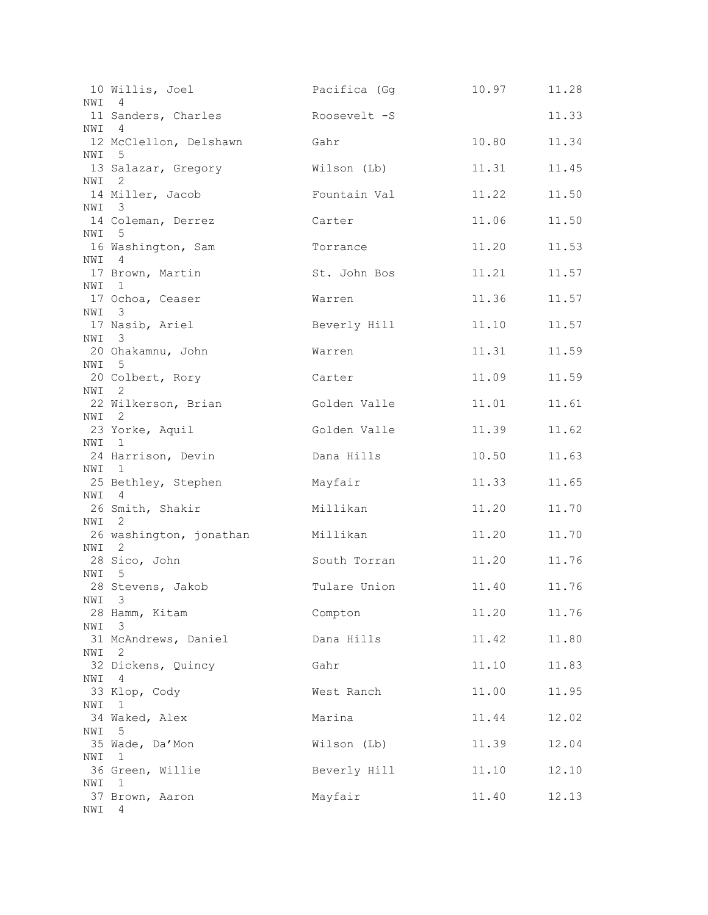```
 10 Willis, Joel                Pacifica (Gg          10.97      11.28
NWI  4
 11 Sanders, Charles            Roosevelt -S                     11.33
NWI  4
 12 McClellon, Delshawn         Gahr                  10.80      11.34
NWI  5
 13 Salazar, Gregory            Wilson (Lb)           11.31      11.45
NWI  2
 14 Miller, Jacob               Fountain Val          11.22      11.50
NWI  3
 14 Coleman, Derrez             Carter                11.06      11.50
NWI  5
 16 Washington, Sam             Torrance              11.20      11.53
NWI  4
 17 Brown, Martin               St. John Bos          11.21      11.57
NWI  1
 17 Ochoa, Ceaser               Warren                11.36      11.57
NWI  3
 17 Nasib, Ariel                Beverly Hill          11.10      11.57
NWI  3
 20 Ohakamnu, John              Warren                11.31      11.59
NWI  5
 20 Colbert, Rory               Carter                11.09      11.59
NWI  2
 22 Wilkerson, Brian            Golden Valle          11.01      11.61
NWI  2
 23 Yorke, Aquil                Golden Valle          11.39      11.62
NWI  1
 24 Harrison, Devin             Dana Hills            10.50      11.63
NWI  1
 25 Bethley, Stephen            Mayfair               11.33      11.65
NWI  4
 26 Smith, Shakir               Millikan              11.20      11.70
NWI  2
 26 washington, jonathan        Millikan              11.20      11.70
NWI  2
 28 Sico, John                  South Torran          11.20      11.76
NWI  5
 28 Stevens, Jakob              Tulare Union          11.40      11.76
NWI  3
 28 Hamm, Kitam                 Compton               11.20      11.76
NWI  3
 31 McAndrews, Daniel           Dana Hills            11.42      11.80
NWI  2
 32 Dickens, Quincy             Gahr                  11.10      11.83
NWI  4
 33 Klop, Cody                  West Ranch            11.00      11.95
NWI  1
 34 Waked, Alex                 Marina                11.44      12.02
NWI  5
 35 Wade, Da'Mon                Wilson (Lb)           11.39      12.04
NWI  1
 36 Green, Willie               Beverly Hill          11.10      12.10
NWI  1
 37 Brown, Aaron                Mayfair               11.40      12.13
NWI  4
```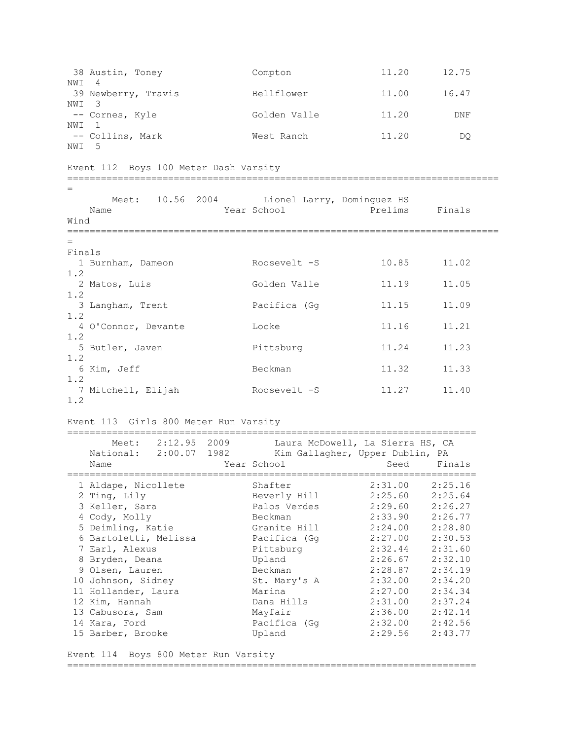| Place | Name | Year | School | Prelims | Finals | Wind | H# |
|---|---|---|---|---|---|---|---|
| 38 | Austin, Toney | | Compton | 11.20 | 12.75 | NWI | 4 |
| 39 | Newberry, Travis | | Bellflower | 11.00 | 16.47 | NWI | 3 |
| -- | Cornes, Kyle | | Golden Valle | 11.20 | DNF | NWI | 1 |
| -- | Collins, Mark | | West Ranch | 11.20 | DQ | NWI | 5 |

## Event 112 Boys 100 Meter Dash Varsity

Meet: 10.56 2004 Lionel Larry, Dominguez HS

**Finals**

| Place | Name | Year | School | Prelims | Finals | Wind |
|---|---|---|---|---|---|---|
| 1 | Burnham, Dameon | | Roosevelt -S | 10.85 | 11.02 | 1.2 |
| 2 | Matos, Luis | | Golden Valle | 11.19 | 11.05 | 1.2 |
| 3 | Langham, Trent | | Pacifica (Gg | 11.15 | 11.09 | 1.2 |
| 4 | O'Connor, Devante | | Locke | 11.16 | 11.21 | 1.2 |
| 5 | Butler, Javen | | Pittsburg | 11.24 | 11.23 | 1.2 |
| 6 | Kim, Jeff | | Beckman | 11.32 | 11.33 | 1.2 |
| 7 | Mitchell, Elijah | | Roosevelt -S | 11.27 | 11.40 | 1.2 |

## Event 113 Girls 800 Meter Run Varsity

Meet: 2:12.95 2009 Laura McDowell, La Sierra HS, CA
National: 2:00.07 1982 Kim Gallagher, Upper Dublin, PA

| Place | Name | Year | School | Seed | Finals |
|---|---|---|---|---|---|
| 1 | Aldape, Nicollete | | Shafter | 2:31.00 | 2:25.16 |
| 2 | Ting, Lily | | Beverly Hill | 2:25.60 | 2:25.64 |
| 3 | Keller, Sara | | Palos Verdes | 2:29.60 | 2:26.27 |
| 4 | Cody, Molly | | Beckman | 2:33.90 | 2:26.77 |
| 5 | Deimling, Katie | | Granite Hill | 2:24.00 | 2:28.80 |
| 6 | Bartoletti, Melissa | | Pacifica (Gg | 2:27.00 | 2:30.53 |
| 7 | Earl, Alexus | | Pittsburg | 2:32.44 | 2:31.60 |
| 8 | Bryden, Deana | | Upland | 2:26.67 | 2:32.10 |
| 9 | Olsen, Lauren | | Beckman | 2:28.87 | 2:34.19 |
| 10 | Johnson, Sidney | | St. Mary's A | 2:32.00 | 2:34.20 |
| 11 | Hollander, Laura | | Marina | 2:27.00 | 2:34.34 |
| 12 | Kim, Hannah | | Dana Hills | 2:31.00 | 2:37.24 |
| 13 | Cabusora, Sam | | Mayfair | 2:36.00 | 2:42.14 |
| 14 | Kara, Ford | | Pacifica (Gg | 2:32.00 | 2:42.56 |
| 15 | Barber, Brooke | | Upland | 2:29.56 | 2:43.77 |

## Event 114 Boys 800 Meter Run Varsity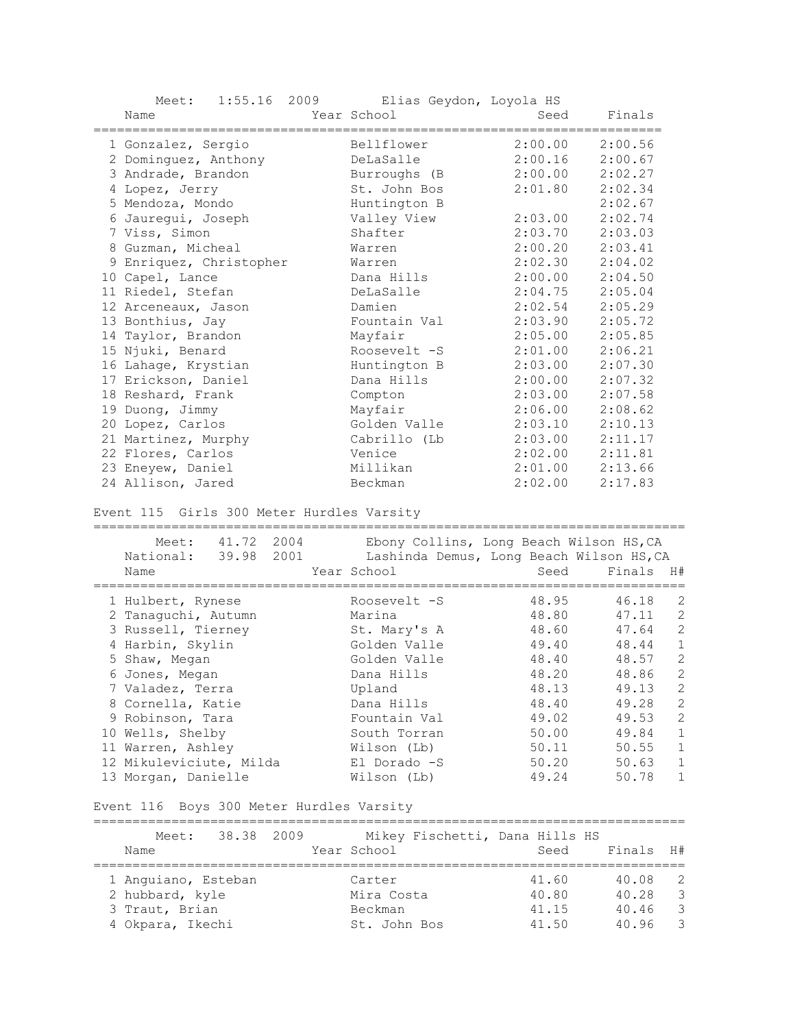Meet: 1:55.16 2009 Elias Geydon, Loyola HS

| | Name | Year | School | Seed | Finals |
|---|---|---|---|---|---|
| 1 | Gonzalez, Sergio | | Bellflower | 2:00.00 | 2:00.56 |
| 2 | Dominguez, Anthony | | DeLaSalle | 2:00.16 | 2:00.67 |
| 3 | Andrade, Brandon | | Burroughs (B | 2:00.00 | 2:02.27 |
| 4 | Lopez, Jerry | | St. John Bos | 2:01.80 | 2:02.34 |
| 5 | Mendoza, Mondo | | Huntington B | | 2:02.67 |
| 6 | Jauregui, Joseph | | Valley View | 2:03.00 | 2:02.74 |
| 7 | Viss, Simon | | Shafter | 2:03.70 | 2:03.03 |
| 8 | Guzman, Micheal | | Warren | 2:00.20 | 2:03.41 |
| 9 | Enriquez, Christopher | | Warren | 2:02.30 | 2:04.02 |
| 10 | Capel, Lance | | Dana Hills | 2:00.00 | 2:04.50 |
| 11 | Riedel, Stefan | | DeLaSalle | 2:04.75 | 2:05.04 |
| 12 | Arceneaux, Jason | | Damien | 2:02.54 | 2:05.29 |
| 13 | Bonthius, Jay | | Fountain Val | 2:03.90 | 2:05.72 |
| 14 | Taylor, Brandon | | Mayfair | 2:05.00 | 2:05.85 |
| 15 | Njuki, Benard | | Roosevelt -S | 2:01.00 | 2:06.21 |
| 16 | Lahage, Krystian | | Huntington B | 2:03.00 | 2:07.30 |
| 17 | Erickson, Daniel | | Dana Hills | 2:00.00 | 2:07.32 |
| 18 | Reshard, Frank | | Compton | 2:03.00 | 2:07.58 |
| 19 | Duong, Jimmy | | Mayfair | 2:06.00 | 2:08.62 |
| 20 | Lopez, Carlos | | Golden Valle | 2:03.10 | 2:10.13 |
| 21 | Martinez, Murphy | | Cabrillo (Lb | 2:03.00 | 2:11.17 |
| 22 | Flores, Carlos | | Venice | 2:02.00 | 2:11.81 |
| 23 | Eneyew, Daniel | | Millikan | 2:01.00 | 2:13.66 |
| 24 | Allison, Jared | | Beckman | 2:02.00 | 2:17.83 |

## Event 115 Girls 300 Meter Hurdles Varsity

Meet: 41.72 2004 Ebony Collins, Long Beach Wilson HS,CA
National: 39.98 2001 Lashinda Demus, Long Beach Wilson HS,CA

| | Name | Year | School | Seed | Finals | H# |
|---|---|---|---|---|---|---|
| 1 | Hulbert, Rynese | | Roosevelt -S | 48.95 | 46.18 | 2 |
| 2 | Tanaguchi, Autumn | | Marina | 48.80 | 47.11 | 2 |
| 3 | Russell, Tierney | | St. Mary's A | 48.60 | 47.64 | 2 |
| 4 | Harbin, Skylin | | Golden Valle | 49.40 | 48.44 | 1 |
| 5 | Shaw, Megan | | Golden Valle | 48.40 | 48.57 | 2 |
| 6 | Jones, Megan | | Dana Hills | 48.20 | 48.86 | 2 |
| 7 | Valadez, Terra | | Upland | 48.13 | 49.13 | 2 |
| 8 | Cornella, Katie | | Dana Hills | 48.40 | 49.28 | 2 |
| 9 | Robinson, Tara | | Fountain Val | 49.02 | 49.53 | 2 |
| 10 | Wells, Shelby | | South Torran | 50.00 | 49.84 | 1 |
| 11 | Warren, Ashley | | Wilson (Lb) | 50.11 | 50.55 | 1 |
| 12 | Mikuleviciute, Milda | | El Dorado -S | 50.20 | 50.63 | 1 |
| 13 | Morgan, Danielle | | Wilson (Lb) | 49.24 | 50.78 | 1 |

## Event 116 Boys 300 Meter Hurdles Varsity

Meet: 38.38 2009 Mikey Fischetti, Dana Hills HS

| | Name | Year | School | Seed | Finals | H# |
|---|---|---|---|---|---|---|
| 1 | Anguiano, Esteban | | Carter | 41.60 | 40.08 | 2 |
| 2 | hubbard, kyle | | Mira Costa | 40.80 | 40.28 | 3 |
| 3 | Traut, Brian | | Beckman | 41.15 | 40.46 | 3 |
| 4 | Okpara, Ikechi | | St. John Bos | 41.50 | 40.96 | 3 |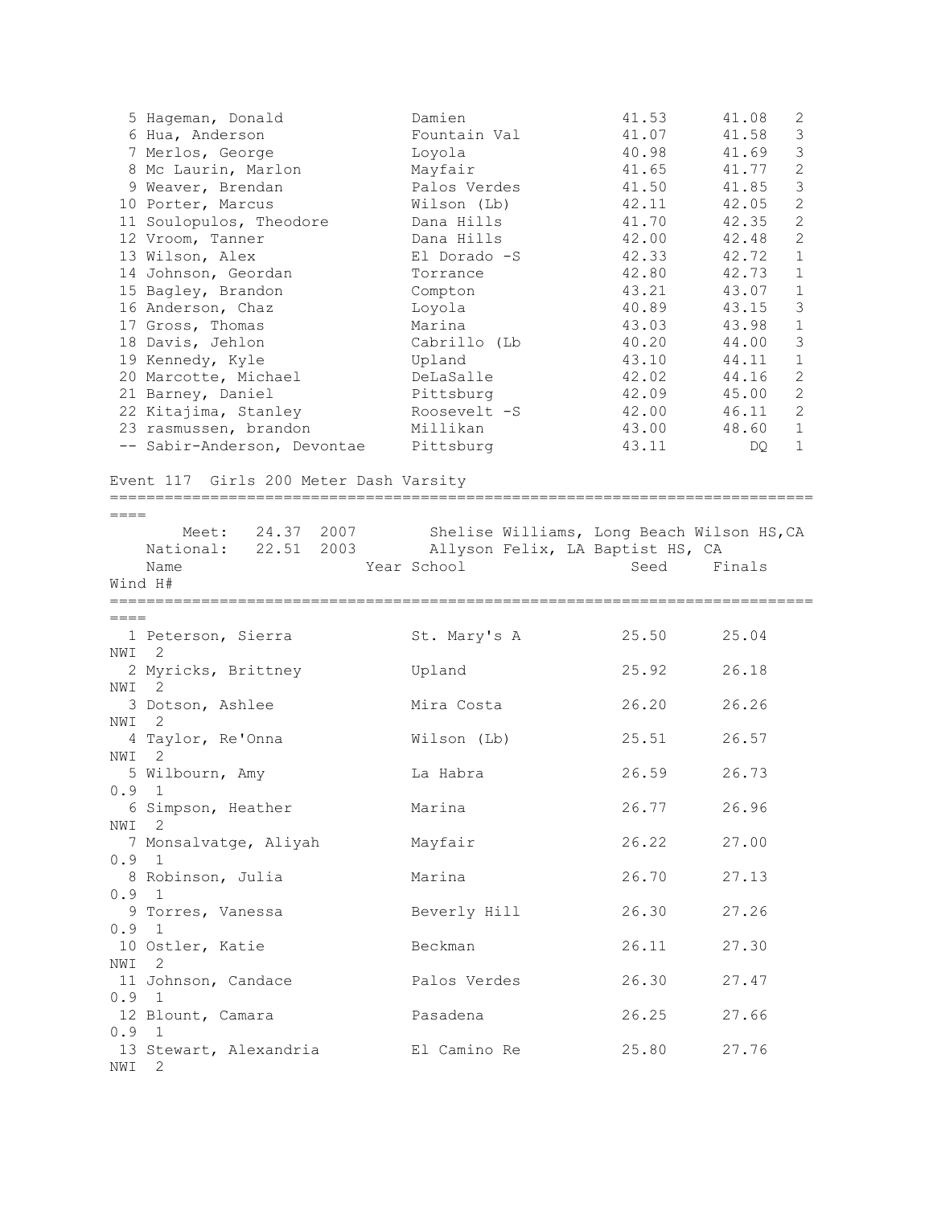| Place | Name | Year | School | Seed | Finals | H# |
|---|---|---|---|---|---|---|
| 5 | Hageman, Donald | | Damien | 41.53 | 41.08 | 2 |
| 6 | Hua, Anderson | | Fountain Val | 41.07 | 41.58 | 3 |
| 7 | Merlos, George | | Loyola | 40.98 | 41.69 | 3 |
| 8 | Mc Laurin, Marlon | | Mayfair | 41.65 | 41.77 | 2 |
| 9 | Weaver, Brendan | | Palos Verdes | 41.50 | 41.85 | 3 |
| 10 | Porter, Marcus | | Wilson (Lb) | 42.11 | 42.05 | 2 |
| 11 | Soulopulos, Theodore | | Dana Hills | 41.70 | 42.35 | 2 |
| 12 | Vroom, Tanner | | Dana Hills | 42.00 | 42.48 | 2 |
| 13 | Wilson, Alex | | El Dorado -S | 42.33 | 42.72 | 1 |
| 14 | Johnson, Geordan | | Torrance | 42.80 | 42.73 | 1 |
| 15 | Bagley, Brandon | | Compton | 43.21 | 43.07 | 1 |
| 16 | Anderson, Chaz | | Loyola | 40.89 | 43.15 | 3 |
| 17 | Gross, Thomas | | Marina | 43.03 | 43.98 | 1 |
| 18 | Davis, Jehlon | | Cabrillo (Lb | 40.20 | 44.00 | 3 |
| 19 | Kennedy, Kyle | | Upland | 43.10 | 44.11 | 1 |
| 20 | Marcotte, Michael | | DeLaSalle | 42.02 | 44.16 | 2 |
| 21 | Barney, Daniel | | Pittsburg | 42.09 | 45.00 | 2 |
| 22 | Kitajima, Stanley | | Roosevelt -S | 42.00 | 46.11 | 2 |
| 23 | rasmussen, brandon | | Millikan | 43.00 | 48.60 | 1 |
| -- | Sabir-Anderson, Devontae | | Pittsburg | 43.11 | DQ | 1 |

## Event 117 Girls 200 Meter Dash Varsity

Meet: 24.37 2007 Shelise Williams, Long Beach Wilson HS,CA

National: 22.51 2003 Allyson Felix, LA Baptist HS, CA

| Place | Name | Year | School | Seed | Finals | Wind | H# |
|---|---|---|---|---|---|---|---|
| 1 | Peterson, Sierra | | St. Mary's A | 25.50 | 25.04 | NWI | 2 |
| 2 | Myricks, Brittney | | Upland | 25.92 | 26.18 | NWI | 2 |
| 3 | Dotson, Ashlee | | Mira Costa | 26.20 | 26.26 | NWI | 2 |
| 4 | Taylor, Re'Onna | | Wilson (Lb) | 25.51 | 26.57 | NWI | 2 |
| 5 | Wilbourn, Amy | | La Habra | 26.59 | 26.73 | 0.9 | 1 |
| 6 | Simpson, Heather | | Marina | 26.77 | 26.96 | NWI | 2 |
| 7 | Monsalvatge, Aliyah | | Mayfair | 26.22 | 27.00 | 0.9 | 1 |
| 8 | Robinson, Julia | | Marina | 26.70 | 27.13 | 0.9 | 1 |
| 9 | Torres, Vanessa | | Beverly Hill | 26.30 | 27.26 | 0.9 | 1 |
| 10 | Ostler, Katie | | Beckman | 26.11 | 27.30 | NWI | 2 |
| 11 | Johnson, Candace | | Palos Verdes | 26.30 | 27.47 | 0.9 | 1 |
| 12 | Blount, Camara | | Pasadena | 26.25 | 27.66 | 0.9 | 1 |
| 13 | Stewart, Alexandria | | El Camino Re | 25.80 | 27.76 | NWI | 2 |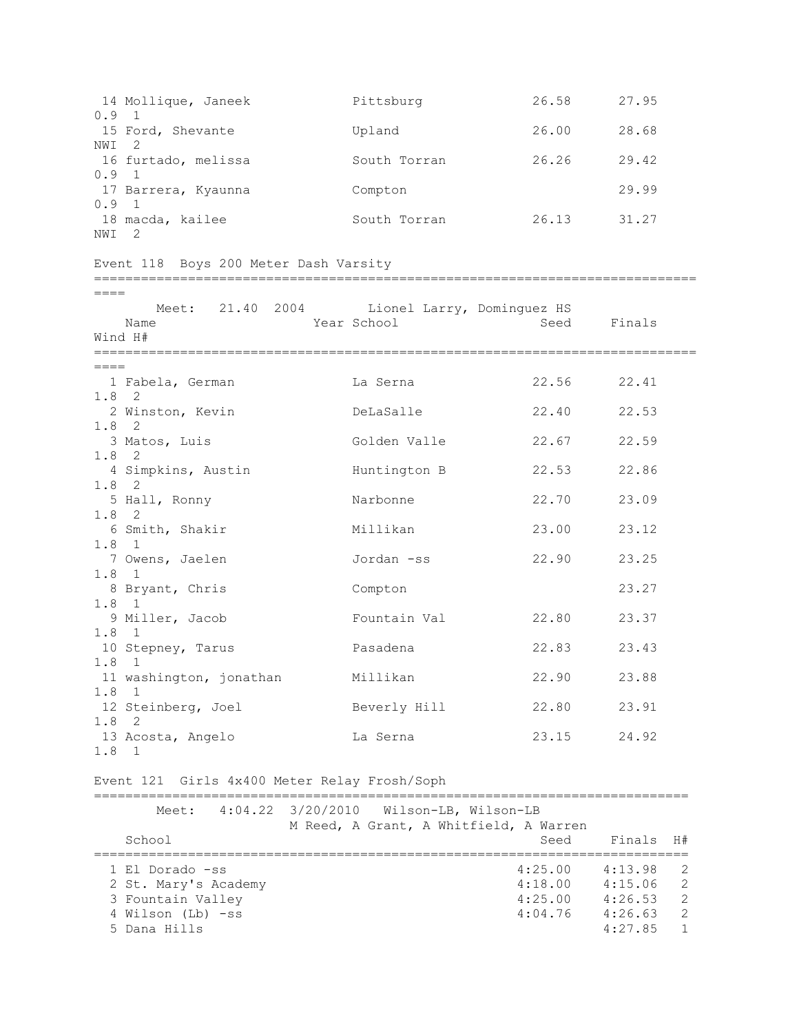| Place | Name | Year | School | Seed | Finals | Wind | H# |
|---|---|---|---|---|---|---|---|
| 14 | Mollique, Janeek | | Pittsburg | 26.58 | 27.95 | 0.9 | 1 |
| 15 | Ford, Shevante | | Upland | 26.00 | 28.68 | NWI | 2 |
| 16 | furtado, melissa | | South Torran | 26.26 | 29.42 | 0.9 | 1 |
| 17 | Barrera, Kyaunna | | Compton | | 29.99 | 0.9 | 1 |
| 18 | macda, kailee | | South Torran | 26.13 | 31.27 | NWI | 2 |

## Event 118 Boys 200 Meter Dash Varsity

Meet: 21.40 2004 Lionel Larry, Dominguez HS

| Place | Name | Year | School | Seed | Finals | Wind | H# |
|---|---|---|---|---|---|---|---|
| 1 | Fabela, German | | La Serna | 22.56 | 22.41 | 1.8 | 2 |
| 2 | Winston, Kevin | | DeLaSalle | 22.40 | 22.53 | 1.8 | 2 |
| 3 | Matos, Luis | | Golden Valle | 22.67 | 22.59 | 1.8 | 2 |
| 4 | Simpkins, Austin | | Huntington B | 22.53 | 22.86 | 1.8 | 2 |
| 5 | Hall, Ronny | | Narbonne | 22.70 | 23.09 | 1.8 | 2 |
| 6 | Smith, Shakir | | Millikan | 23.00 | 23.12 | 1.8 | 1 |
| 7 | Owens, Jaelen | | Jordan -ss | 22.90 | 23.25 | 1.8 | 1 |
| 8 | Bryant, Chris | | Compton | | 23.27 | 1.8 | 1 |
| 9 | Miller, Jacob | | Fountain Val | 22.80 | 23.37 | 1.8 | 1 |
| 10 | Stepney, Tarus | | Pasadena | 22.83 | 23.43 | 1.8 | 1 |
| 11 | washington, jonathan | | Millikan | 22.90 | 23.88 | 1.8 | 1 |
| 12 | Steinberg, Joel | | Beverly Hill | 22.80 | 23.91 | 1.8 | 2 |
| 13 | Acosta, Angelo | | La Serna | 23.15 | 24.92 | 1.8 | 1 |

## Event 121 Girls 4x400 Meter Relay Frosh/Soph

Meet: 4:04.22 3/20/2010 Wilson-LB, Wilson-LB
M Reed, A Grant, A Whitfield, A Warren

| Place | School | Seed | Finals | H# |
|---|---|---|---|---|
| 1 | El Dorado -ss | 4:25.00 | 4:13.98 | 2 |
| 2 | St. Mary's Academy | 4:18.00 | 4:15.06 | 2 |
| 3 | Fountain Valley | 4:25.00 | 4:26.53 | 2 |
| 4 | Wilson (Lb) -ss | 4:04.76 | 4:26.63 | 2 |
| 5 | Dana Hills | | 4:27.85 | 1 |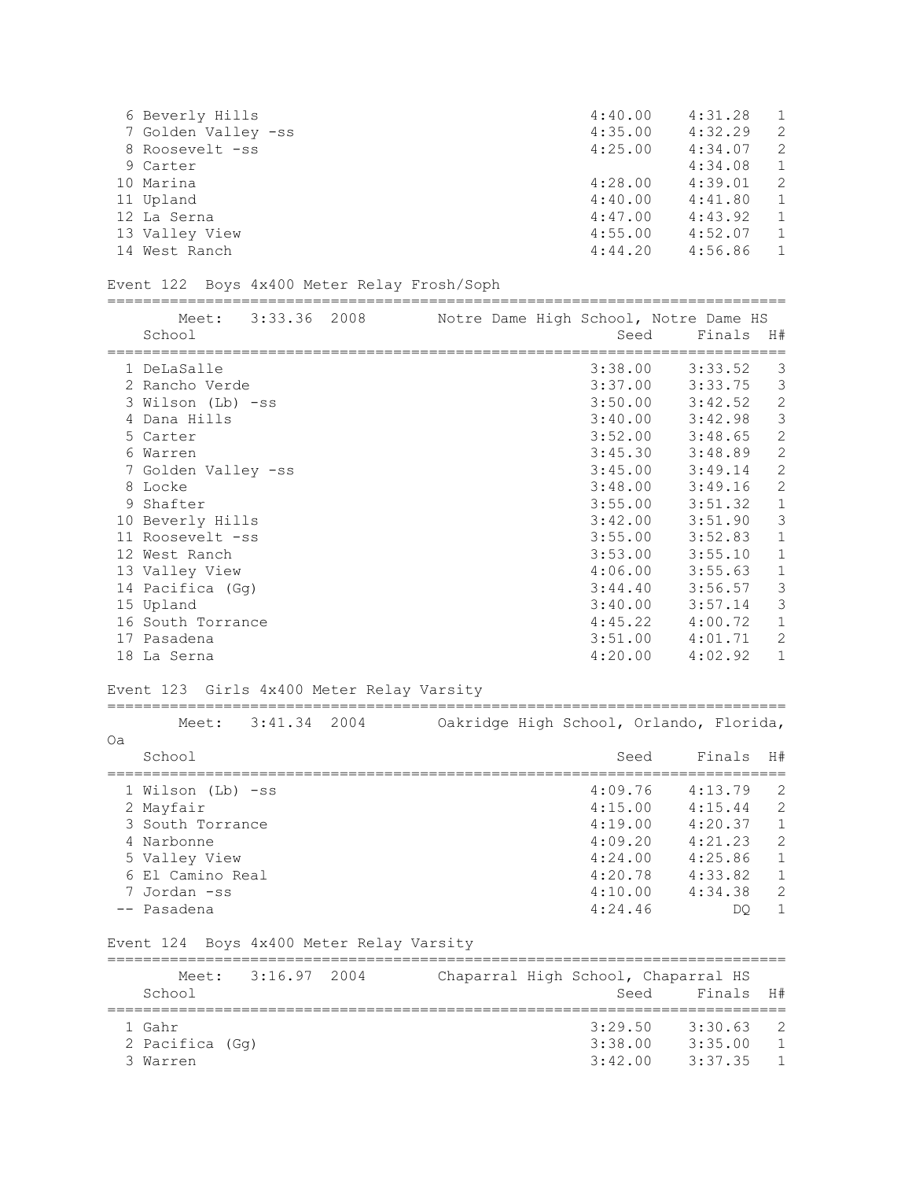| Place | School | Seed | Finals | H# |
|---|---|---|---|---|
| 6 | Beverly Hills | 4:40.00 | 4:31.28 | 1 |
| 7 | Golden Valley -ss | 4:35.00 | 4:32.29 | 2 |
| 8 | Roosevelt -ss | 4:25.00 | 4:34.07 | 2 |
| 9 | Carter | | 4:34.08 | 1 |
| 10 | Marina | 4:28.00 | 4:39.01 | 2 |
| 11 | Upland | 4:40.00 | 4:41.80 | 1 |
| 12 | La Serna | 4:47.00 | 4:43.92 | 1 |
| 13 | Valley View | 4:55.00 | 4:52.07 | 1 |
| 14 | West Ranch | 4:44.20 | 4:56.86 | 1 |

## Event 122 Boys 4x400 Meter Relay Frosh/Soph

Meet: 3:33.36 2008 Notre Dame High School, Notre Dame HS

| Place | School | Seed | Finals | H# |
|---|---|---|---|---|
| 1 | DeLaSalle | 3:38.00 | 3:33.52 | 3 |
| 2 | Rancho Verde | 3:37.00 | 3:33.75 | 3 |
| 3 | Wilson (Lb) -ss | 3:50.00 | 3:42.52 | 2 |
| 4 | Dana Hills | 3:40.00 | 3:42.98 | 3 |
| 5 | Carter | 3:52.00 | 3:48.65 | 2 |
| 6 | Warren | 3:45.30 | 3:48.89 | 2 |
| 7 | Golden Valley -ss | 3:45.00 | 3:49.14 | 2 |
| 8 | Locke | 3:48.00 | 3:49.16 | 2 |
| 9 | Shafter | 3:55.00 | 3:51.32 | 1 |
| 10 | Beverly Hills | 3:42.00 | 3:51.90 | 3 |
| 11 | Roosevelt -ss | 3:55.00 | 3:52.83 | 1 |
| 12 | West Ranch | 3:53.00 | 3:55.10 | 1 |
| 13 | Valley View | 4:06.00 | 3:55.63 | 1 |
| 14 | Pacifica (Gg) | 3:44.40 | 3:56.57 | 3 |
| 15 | Upland | 3:40.00 | 3:57.14 | 3 |
| 16 | South Torrance | 4:45.22 | 4:00.72 | 1 |
| 17 | Pasadena | 3:51.00 | 4:01.71 | 2 |
| 18 | La Serna | 4:20.00 | 4:02.92 | 1 |

## Event 123 Girls 4x400 Meter Relay Varsity

Meet: 3:41.34 2004 Oakridge High School, Orlando, Florida, Oa

| Place | School | Seed | Finals | H# |
|---|---|---|---|---|
| 1 | Wilson (Lb) -ss | 4:09.76 | 4:13.79 | 2 |
| 2 | Mayfair | 4:15.00 | 4:15.44 | 2 |
| 3 | South Torrance | 4:19.00 | 4:20.37 | 1 |
| 4 | Narbonne | 4:09.20 | 4:21.23 | 2 |
| 5 | Valley View | 4:24.00 | 4:25.86 | 1 |
| 6 | El Camino Real | 4:20.78 | 4:33.82 | 1 |
| 7 | Jordan -ss | 4:10.00 | 4:34.38 | 2 |
| -- | Pasadena | 4:24.46 | DQ | 1 |

## Event 124 Boys 4x400 Meter Relay Varsity

Meet: 3:16.97 2004 Chaparral High School, Chaparral HS

| Place | School | Seed | Finals | H# |
|---|---|---|---|---|
| 1 | Gahr | 3:29.50 | 3:30.63 | 2 |
| 2 | Pacifica (Gg) | 3:38.00 | 3:35.00 | 1 |
| 3 | Warren | 3:42.00 | 3:37.35 | 1 |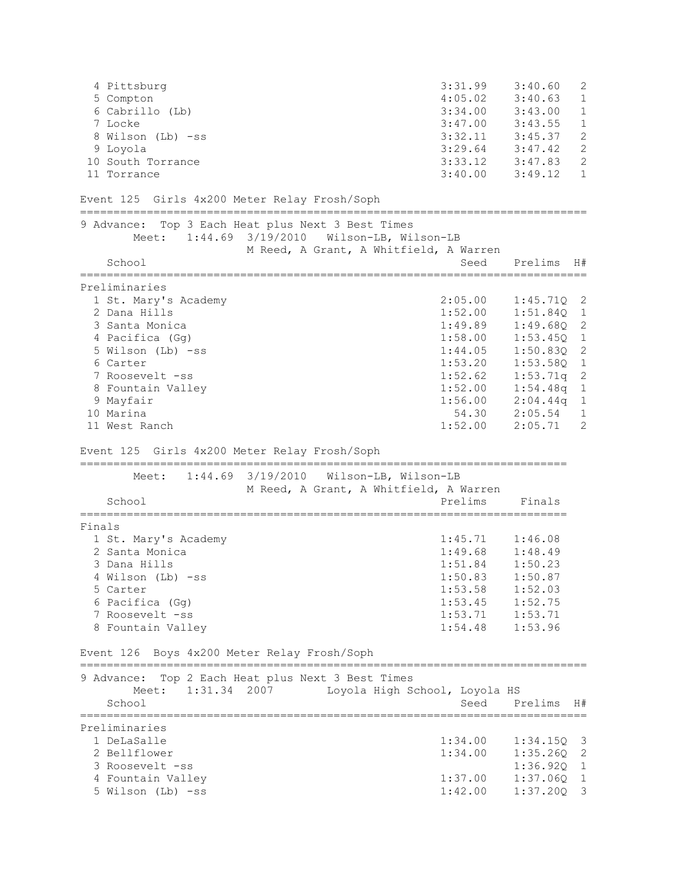| Place | School | Seed | Prelims | H# |
|---|---|---|---|---|
| 4 | Pittsburg | 3:31.99 | 3:40.60 | 2 |
| 5 | Compton | 4:05.02 | 3:40.63 | 1 |
| 6 | Cabrillo (Lb) | 3:34.00 | 3:43.00 | 1 |
| 7 | Locke | 3:47.00 | 3:43.55 | 1 |
| 8 | Wilson (Lb) -ss | 3:32.11 | 3:45.37 | 2 |
| 9 | Loyola | 3:29.64 | 3:47.42 | 2 |
| 10 | South Torrance | 3:33.12 | 3:47.83 | 2 |
| 11 | Torrance | 3:40.00 | 3:49.12 | 1 |

## Event 125 Girls 4x200 Meter Relay Frosh/Soph

9 Advance: Top 3 Each Heat plus Next 3 Best Times

Meet: 1:44.69 3/19/2010 Wilson-LB, Wilson-LB
M Reed, A Grant, A Whitfield, A Warren

**Preliminaries**

| Place | School | Seed | Prelims | H# |
|---|---|---|---|---|
| 1 | St. Mary's Academy | 2:05.00 | 1:45.71Q | 2 |
| 2 | Dana Hills | 1:52.00 | 1:51.84Q | 1 |
| 3 | Santa Monica | 1:49.89 | 1:49.68Q | 2 |
| 4 | Pacifica (Gg) | 1:58.00 | 1:53.45Q | 1 |
| 5 | Wilson (Lb) -ss | 1:44.05 | 1:50.83Q | 2 |
| 6 | Carter | 1:53.20 | 1:53.58Q | 1 |
| 7 | Roosevelt -ss | 1:52.62 | 1:53.71q | 2 |
| 8 | Fountain Valley | 1:52.00 | 1:54.48q | 1 |
| 9 | Mayfair | 1:56.00 | 2:04.44q | 1 |
| 10 | Marina | 54.30 | 2:05.54 | 1 |
| 11 | West Ranch | 1:52.00 | 2:05.71 | 2 |

## Event 125 Girls 4x200 Meter Relay Frosh/Soph

Meet: 1:44.69 3/19/2010 Wilson-LB, Wilson-LB
M Reed, A Grant, A Whitfield, A Warren

**Finals**

| Place | School | Prelims | Finals |
|---|---|---|---|
| 1 | St. Mary's Academy | 1:45.71 | 1:46.08 |
| 2 | Santa Monica | 1:49.68 | 1:48.49 |
| 3 | Dana Hills | 1:51.84 | 1:50.23 |
| 4 | Wilson (Lb) -ss | 1:50.83 | 1:50.87 |
| 5 | Carter | 1:53.58 | 1:52.03 |
| 6 | Pacifica (Gg) | 1:53.45 | 1:52.75 |
| 7 | Roosevelt -ss | 1:53.71 | 1:53.71 |
| 8 | Fountain Valley | 1:54.48 | 1:53.96 |

## Event 126 Boys 4x200 Meter Relay Frosh/Soph

9 Advance: Top 2 Each Heat plus Next 3 Best Times

Meet: 1:31.34 2007 Loyola High School, Loyola HS

**Preliminaries**

| Place | School | Seed | Prelims | H# |
|---|---|---|---|---|
| 1 | DeLaSalle | 1:34.00 | 1:34.15Q | 3 |
| 2 | Bellflower | 1:34.00 | 1:35.26Q | 2 |
| 3 | Roosevelt -ss | | 1:36.92Q | 1 |
| 4 | Fountain Valley | 1:37.00 | 1:37.06Q | 1 |
| 5 | Wilson (Lb) -ss | 1:42.00 | 1:37.20Q | 3 |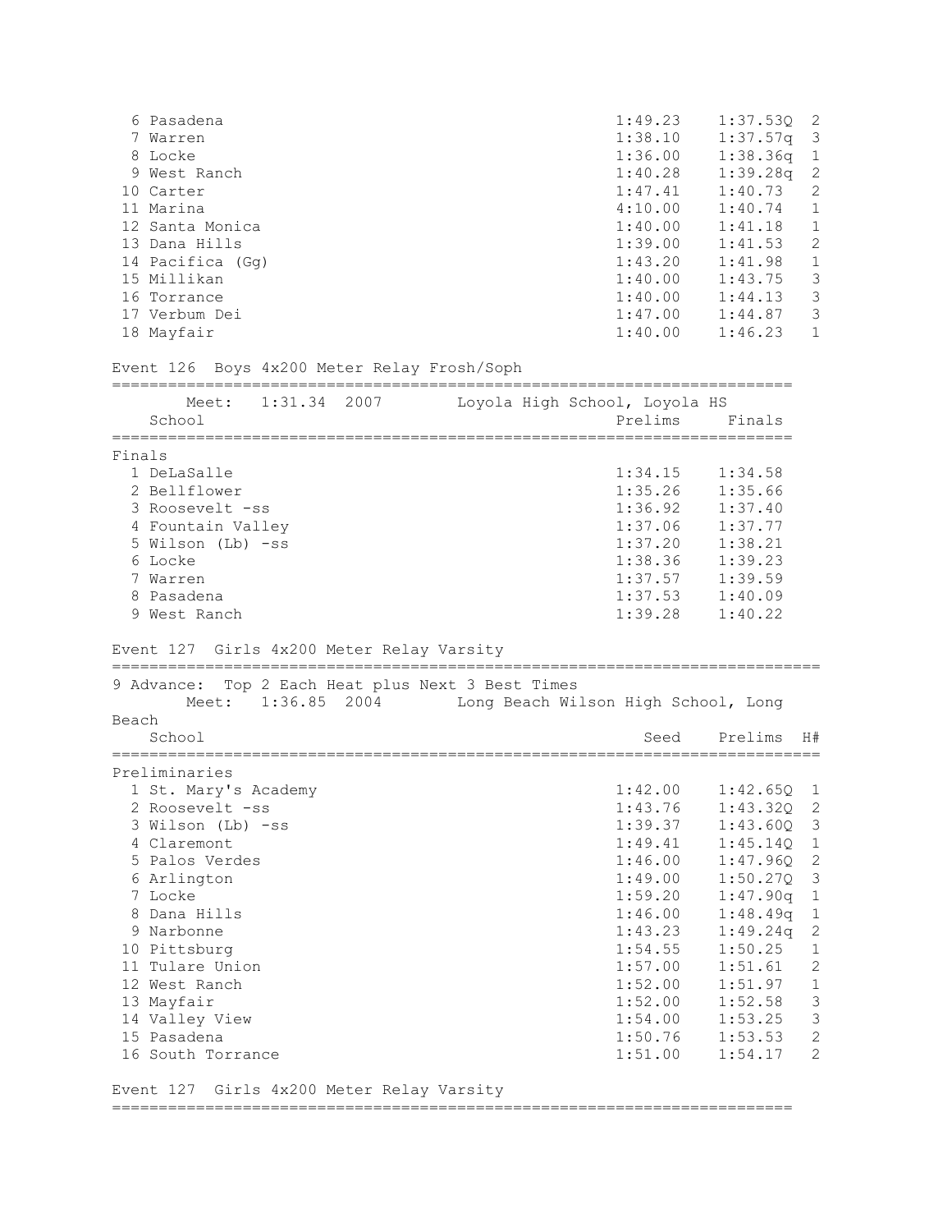| Place | School | Seed | Prelims | H# |
|---|---|---|---|---|
| 6 | Pasadena | 1:49.23 | 1:37.53Q | 2 |
| 7 | Warren | 1:38.10 | 1:37.57q | 3 |
| 8 | Locke | 1:36.00 | 1:38.36q | 1 |
| 9 | West Ranch | 1:40.28 | 1:39.28q | 2 |
| 10 | Carter | 1:47.41 | 1:40.73 | 2 |
| 11 | Marina | 4:10.00 | 1:40.74 | 1 |
| 12 | Santa Monica | 1:40.00 | 1:41.18 | 1 |
| 13 | Dana Hills | 1:39.00 | 1:41.53 | 2 |
| 14 | Pacifica (Gg) | 1:43.20 | 1:41.98 | 1 |
| 15 | Millikan | 1:40.00 | 1:43.75 | 3 |
| 16 | Torrance | 1:40.00 | 1:44.13 | 3 |
| 17 | Verbum Dei | 1:47.00 | 1:44.87 | 3 |
| 18 | Mayfair | 1:40.00 | 1:46.23 | 1 |

## Event 126 Boys 4x200 Meter Relay Frosh/Soph

Meet: 1:31.34 2007 Loyola High School, Loyola HS

**Finals**

| Place | School | Prelims | Finals |
|---|---|---|---|
| 1 | DeLaSalle | 1:34.15 | 1:34.58 |
| 2 | Bellflower | 1:35.26 | 1:35.66 |
| 3 | Roosevelt -ss | 1:36.92 | 1:37.40 |
| 4 | Fountain Valley | 1:37.06 | 1:37.77 |
| 5 | Wilson (Lb) -ss | 1:37.20 | 1:38.21 |
| 6 | Locke | 1:38.36 | 1:39.23 |
| 7 | Warren | 1:37.57 | 1:39.59 |
| 8 | Pasadena | 1:37.53 | 1:40.09 |
| 9 | West Ranch | 1:39.28 | 1:40.22 |

## Event 127 Girls 4x200 Meter Relay Varsity

9 Advance: Top 2 Each Heat plus Next 3 Best Times

Meet: 1:36.85 2004 Long Beach Wilson High School, Long Beach

**Preliminaries**

| Place | School | Seed | Prelims | H# |
|---|---|---|---|---|
| 1 | St. Mary's Academy | 1:42.00 | 1:42.65Q | 1 |
| 2 | Roosevelt -ss | 1:43.76 | 1:43.32Q | 2 |
| 3 | Wilson (Lb) -ss | 1:39.37 | 1:43.60Q | 3 |
| 4 | Claremont | 1:49.41 | 1:45.14Q | 1 |
| 5 | Palos Verdes | 1:46.00 | 1:47.96Q | 2 |
| 6 | Arlington | 1:49.00 | 1:50.27Q | 3 |
| 7 | Locke | 1:59.20 | 1:47.90q | 1 |
| 8 | Dana Hills | 1:46.00 | 1:48.49q | 1 |
| 9 | Narbonne | 1:43.23 | 1:49.24q | 2 |
| 10 | Pittsburg | 1:54.55 | 1:50.25 | 1 |
| 11 | Tulare Union | 1:57.00 | 1:51.61 | 2 |
| 12 | West Ranch | 1:52.00 | 1:51.97 | 1 |
| 13 | Mayfair | 1:52.00 | 1:52.58 | 3 |
| 14 | Valley View | 1:54.00 | 1:53.25 | 3 |
| 15 | Pasadena | 1:50.76 | 1:53.53 | 2 |
| 16 | South Torrance | 1:51.00 | 1:54.17 | 2 |

## Event 127 Girls 4x200 Meter Relay Varsity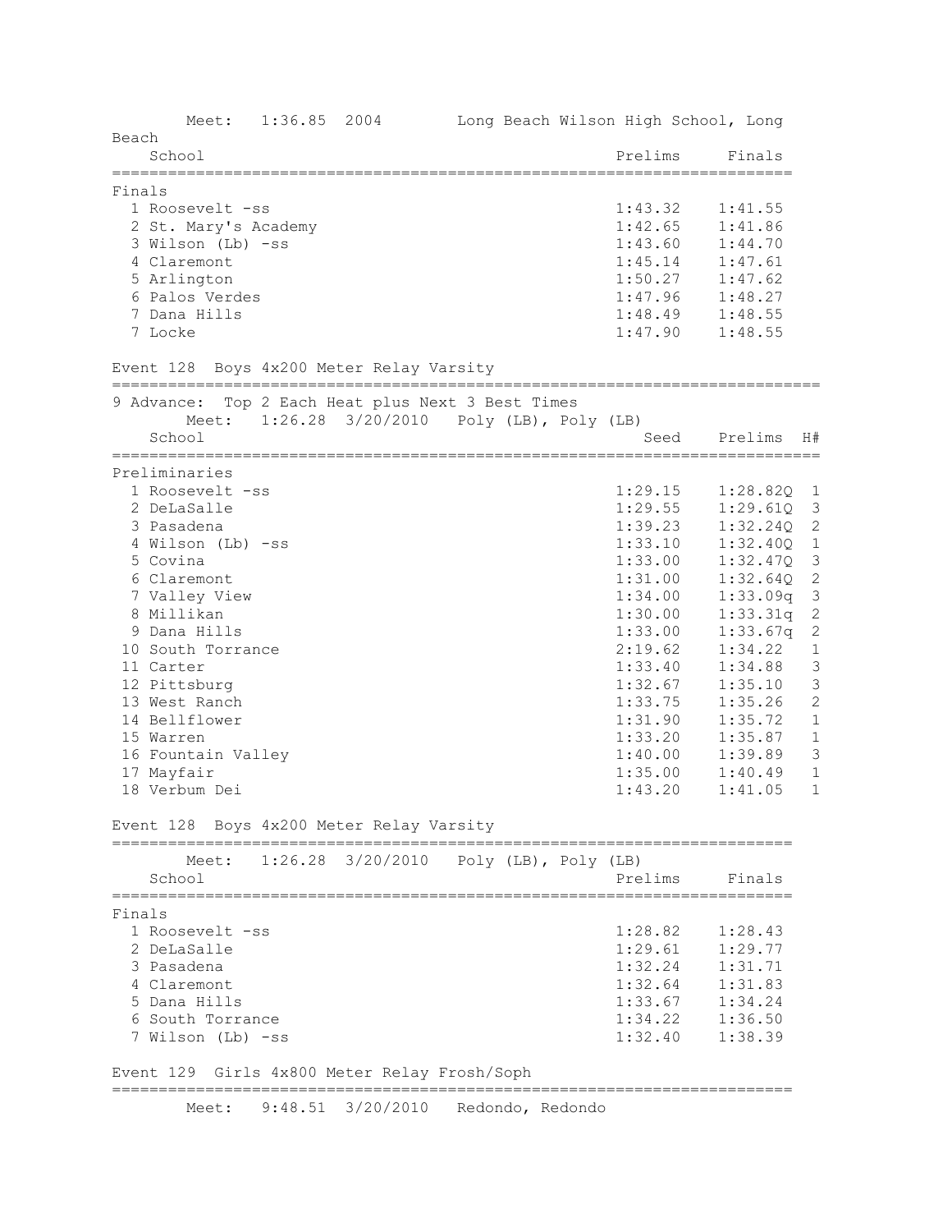Meet: 1:36.85 2004 Long Beach Wilson High School, Long Beach

| | School | Prelims | Finals |
|---|---|---|---|
| **Finals** | | | |
| 1 | Roosevelt -ss | 1:43.32 | 1:41.55 |
| 2 | St. Mary's Academy | 1:42.65 | 1:41.86 |
| 3 | Wilson (Lb) -ss | 1:43.60 | 1:44.70 |
| 4 | Claremont | 1:45.14 | 1:47.61 |
| 5 | Arlington | 1:50.27 | 1:47.62 |
| 6 | Palos Verdes | 1:47.96 | 1:48.27 |
| 7 | Dana Hills | 1:48.49 | 1:48.55 |
| 7 | Locke | 1:47.90 | 1:48.55 |

## Event 128 Boys 4x200 Meter Relay Varsity

9 Advance: Top 2 Each Heat plus Next 3 Best Times

Meet: 1:26.28 3/20/2010 Poly (LB), Poly (LB)

| | School | Seed | Prelims | H# |
|---|---|---|---|---|
| **Preliminaries** | | | | |
| 1 | Roosevelt -ss | 1:29.15 | 1:28.82Q | 1 |
| 2 | DeLaSalle | 1:29.55 | 1:29.61Q | 3 |
| 3 | Pasadena | 1:39.23 | 1:32.24Q | 2 |
| 4 | Wilson (Lb) -ss | 1:33.10 | 1:32.40Q | 1 |
| 5 | Covina | 1:33.00 | 1:32.47Q | 3 |
| 6 | Claremont | 1:31.00 | 1:32.64Q | 2 |
| 7 | Valley View | 1:34.00 | 1:33.09q | 3 |
| 8 | Millikan | 1:30.00 | 1:33.31q | 2 |
| 9 | Dana Hills | 1:33.00 | 1:33.67q | 2 |
| 10 | South Torrance | 2:19.62 | 1:34.22 | 1 |
| 11 | Carter | 1:33.40 | 1:34.88 | 3 |
| 12 | Pittsburg | 1:32.67 | 1:35.10 | 3 |
| 13 | West Ranch | 1:33.75 | 1:35.26 | 2 |
| 14 | Bellflower | 1:31.90 | 1:35.72 | 1 |
| 15 | Warren | 1:33.20 | 1:35.87 | 1 |
| 16 | Fountain Valley | 1:40.00 | 1:39.89 | 3 |
| 17 | Mayfair | 1:35.00 | 1:40.49 | 1 |
| 18 | Verbum Dei | 1:43.20 | 1:41.05 | 1 |

## Event 128 Boys 4x200 Meter Relay Varsity

Meet: 1:26.28 3/20/2010 Poly (LB), Poly (LB)

| | School | Prelims | Finals |
|---|---|---|---|
| **Finals** | | | |
| 1 | Roosevelt -ss | 1:28.82 | 1:28.43 |
| 2 | DeLaSalle | 1:29.61 | 1:29.77 |
| 3 | Pasadena | 1:32.24 | 1:31.71 |
| 4 | Claremont | 1:32.64 | 1:31.83 |
| 5 | Dana Hills | 1:33.67 | 1:34.24 |
| 6 | South Torrance | 1:34.22 | 1:36.50 |
| 7 | Wilson (Lb) -ss | 1:32.40 | 1:38.39 |

## Event 129 Girls 4x800 Meter Relay Frosh/Soph

Meet: 9:48.51 3/20/2010 Redondo, Redondo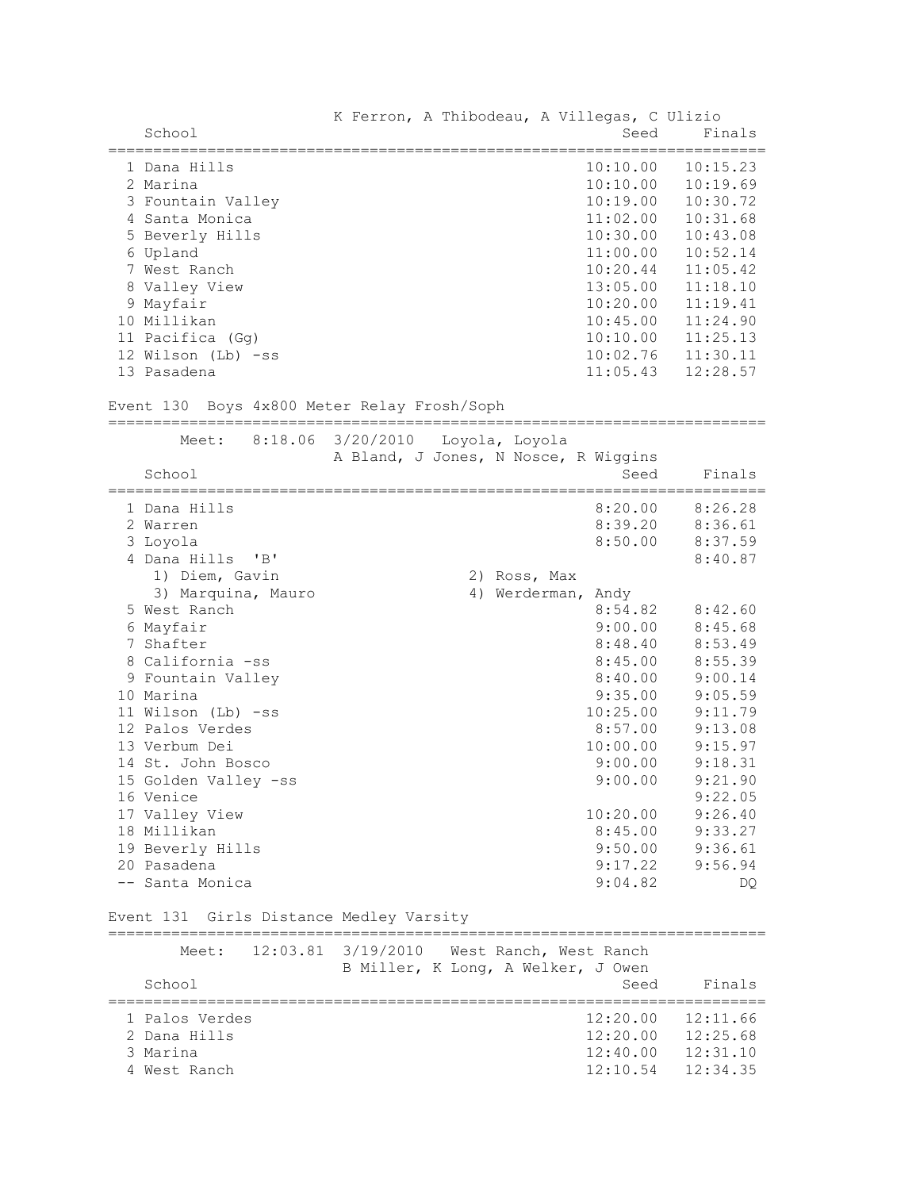K Ferron, A Thibodeau, A Villegas, C Ulizio

| | School | Seed | Finals |
|---|---|---|---|
| 1 | Dana Hills | 10:10.00 | 10:15.23 |
| 2 | Marina | 10:10.00 | 10:19.69 |
| 3 | Fountain Valley | 10:19.00 | 10:30.72 |
| 4 | Santa Monica | 11:02.00 | 10:31.68 |
| 5 | Beverly Hills | 10:30.00 | 10:43.08 |
| 6 | Upland | 11:00.00 | 10:52.14 |
| 7 | West Ranch | 10:20.44 | 11:05.42 |
| 8 | Valley View | 13:05.00 | 11:18.10 |
| 9 | Mayfair | 10:20.00 | 11:19.41 |
| 10 | Millikan | 10:45.00 | 11:24.90 |
| 11 | Pacifica (Gg) | 10:10.00 | 11:25.13 |
| 12 | Wilson (Lb) -ss | 10:02.76 | 11:30.11 |
| 13 | Pasadena | 11:05.43 | 12:28.57 |

## Event 130 Boys 4x800 Meter Relay Frosh/Soph

Meet: 8:18.06 3/20/2010 Loyola, Loyola
A Bland, J Jones, N Nosce, R Wiggins

| | School | Seed | Finals |
|---|---|---|---|
| 1 | Dana Hills | 8:20.00 | 8:26.28 |
| 2 | Warren | 8:39.20 | 8:36.61 |
| 3 | Loyola | 8:50.00 | 8:37.59 |
| 4 | Dana Hills 'B' | | 8:40.87 |
| | 1) Diem, Gavin 2) Ross, Max 3) Marquina, Mauro 4) Werderman, Andy | | |
| 5 | West Ranch | 8:54.82 | 8:42.60 |
| 6 | Mayfair | 9:00.00 | 8:45.68 |
| 7 | Shafter | 8:48.40 | 8:53.49 |
| 8 | California -ss | 8:45.00 | 8:55.39 |
| 9 | Fountain Valley | 8:40.00 | 9:00.14 |
| 10 | Marina | 9:35.00 | 9:05.59 |
| 11 | Wilson (Lb) -ss | 10:25.00 | 9:11.79 |
| 12 | Palos Verdes | 8:57.00 | 9:13.08 |
| 13 | Verbum Dei | 10:00.00 | 9:15.97 |
| 14 | St. John Bosco | 9:00.00 | 9:18.31 |
| 15 | Golden Valley -ss | 9:00.00 | 9:21.90 |
| 16 | Venice | | 9:22.05 |
| 17 | Valley View | 10:20.00 | 9:26.40 |
| 18 | Millikan | 8:45.00 | 9:33.27 |
| 19 | Beverly Hills | 9:50.00 | 9:36.61 |
| 20 | Pasadena | 9:17.22 | 9:56.94 |
| -- | Santa Monica | 9:04.82 | DQ |

## Event 131 Girls Distance Medley Varsity

Meet: 12:03.81 3/19/2010 West Ranch, West Ranch
B Miller, K Long, A Welker, J Owen

| | School | Seed | Finals |
|---|---|---|---|
| 1 | Palos Verdes | 12:20.00 | 12:11.66 |
| 2 | Dana Hills | 12:20.00 | 12:25.68 |
| 3 | Marina | 12:40.00 | 12:31.10 |
| 4 | West Ranch | 12:10.54 | 12:34.35 |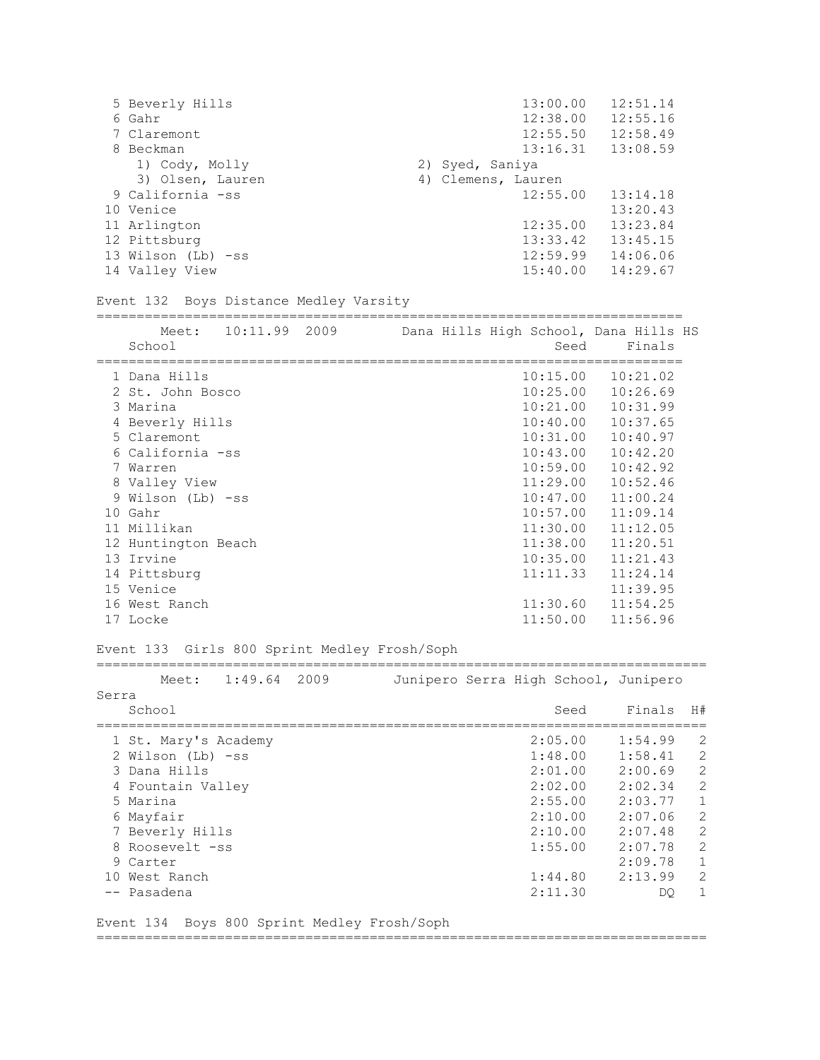| Place | School | Seed | Finals |
|---|---|---|---|
| 5 | Beverly Hills | 13:00.00 | 12:51.14 |
| 6 | Gahr | 12:38.00 | 12:55.16 |
| 7 | Claremont | 12:55.50 | 12:58.49 |
| 8 | Beckman | 13:16.31 | 13:08.59 |
| | 1) Cody, Molly; 2) Syed, Saniya; 3) Olsen, Lauren; 4) Clemens, Lauren | | |
| 9 | California -ss | 12:55.00 | 13:14.18 |
| 10 | Venice | | 13:20.43 |
| 11 | Arlington | 12:35.00 | 13:23.84 |
| 12 | Pittsburg | 13:33.42 | 13:45.15 |
| 13 | Wilson (Lb) -ss | 12:59.99 | 14:06.06 |
| 14 | Valley View | 15:40.00 | 14:29.67 |

## Event 132 Boys Distance Medley Varsity

Meet: 10:11.99 2009 Dana Hills High School, Dana Hills HS

| Place | School | Seed | Finals |
|---|---|---|---|
| 1 | Dana Hills | 10:15.00 | 10:21.02 |
| 2 | St. John Bosco | 10:25.00 | 10:26.69 |
| 3 | Marina | 10:21.00 | 10:31.99 |
| 4 | Beverly Hills | 10:40.00 | 10:37.65 |
| 5 | Claremont | 10:31.00 | 10:40.97 |
| 6 | California -ss | 10:43.00 | 10:42.20 |
| 7 | Warren | 10:59.00 | 10:42.92 |
| 8 | Valley View | 11:29.00 | 10:52.46 |
| 9 | Wilson (Lb) -ss | 10:47.00 | 11:00.24 |
| 10 | Gahr | 10:57.00 | 11:09.14 |
| 11 | Millikan | 11:30.00 | 11:12.05 |
| 12 | Huntington Beach | 11:38.00 | 11:20.51 |
| 13 | Irvine | 10:35.00 | 11:21.43 |
| 14 | Pittsburg | 11:11.33 | 11:24.14 |
| 15 | Venice | | 11:39.95 |
| 16 | West Ranch | 11:30.60 | 11:54.25 |
| 17 | Locke | 11:50.00 | 11:56.96 |

## Event 133 Girls 800 Sprint Medley Frosh/Soph

Meet: 1:49.64 2009 Junipero Serra High School, Junipero Serra

| Place | School | Seed | Finals | H# |
|---|---|---|---|---|
| 1 | St. Mary's Academy | 2:05.00 | 1:54.99 | 2 |
| 2 | Wilson (Lb) -ss | 1:48.00 | 1:58.41 | 2 |
| 3 | Dana Hills | 2:01.00 | 2:00.69 | 2 |
| 4 | Fountain Valley | 2:02.00 | 2:02.34 | 2 |
| 5 | Marina | 2:55.00 | 2:03.77 | 1 |
| 6 | Mayfair | 2:10.00 | 2:07.06 | 2 |
| 7 | Beverly Hills | 2:10.00 | 2:07.48 | 2 |
| 8 | Roosevelt -ss | 1:55.00 | 2:07.78 | 2 |
| 9 | Carter | | 2:09.78 | 1 |
| 10 | West Ranch | 1:44.80 | 2:13.99 | 2 |
| -- | Pasadena | 2:11.30 | DQ | 1 |

## Event 134 Boys 800 Sprint Medley Frosh/Soph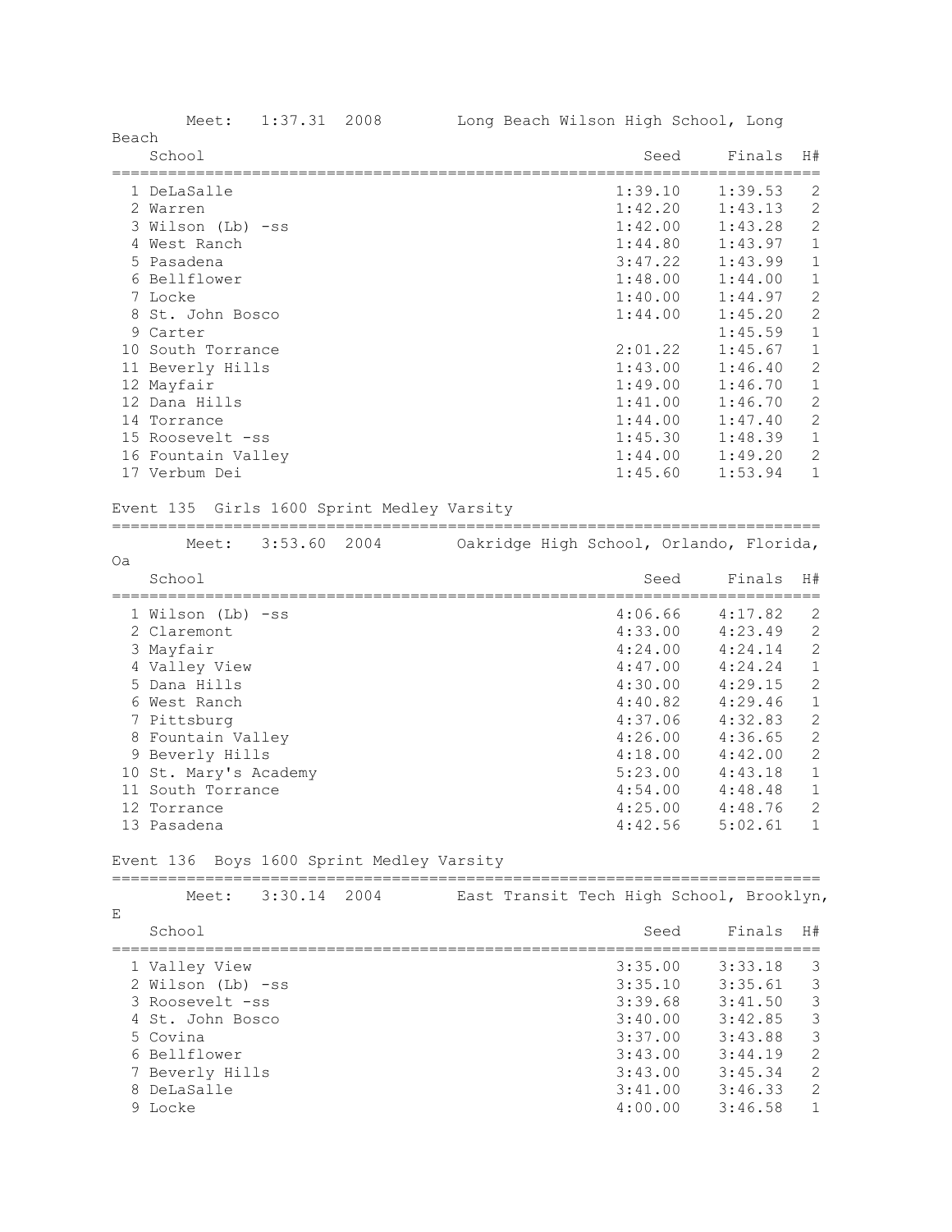Meet: 1:37.31 2008 Long Beach Wilson High School, Long Beach

| | School | Seed | Finals | H# |
|---|---|---|---|---|
| 1 | DeLaSalle | 1:39.10 | 1:39.53 | 2 |
| 2 | Warren | 1:42.20 | 1:43.13 | 2 |
| 3 | Wilson (Lb) -ss | 1:42.00 | 1:43.28 | 2 |
| 4 | West Ranch | 1:44.80 | 1:43.97 | 1 |
| 5 | Pasadena | 3:47.22 | 1:43.99 | 1 |
| 6 | Bellflower | 1:48.00 | 1:44.00 | 1 |
| 7 | Locke | 1:40.00 | 1:44.97 | 2 |
| 8 | St. John Bosco | 1:44.00 | 1:45.20 | 2 |
| 9 | Carter | | 1:45.59 | 1 |
| 10 | South Torrance | 2:01.22 | 1:45.67 | 1 |
| 11 | Beverly Hills | 1:43.00 | 1:46.40 | 2 |
| 12 | Mayfair | 1:49.00 | 1:46.70 | 1 |
| 12 | Dana Hills | 1:41.00 | 1:46.70 | 2 |
| 14 | Torrance | 1:44.00 | 1:47.40 | 2 |
| 15 | Roosevelt -ss | 1:45.30 | 1:48.39 | 1 |
| 16 | Fountain Valley | 1:44.00 | 1:49.20 | 2 |
| 17 | Verbum Dei | 1:45.60 | 1:53.94 | 1 |

Event 135 Girls 1600 Sprint Medley Varsity

Meet: 3:53.60 2004 Oakridge High School, Orlando, Florida, Oa

| | School | Seed | Finals | H# |
|---|---|---|---|---|
| 1 | Wilson (Lb) -ss | 4:06.66 | 4:17.82 | 2 |
| 2 | Claremont | 4:33.00 | 4:23.49 | 2 |
| 3 | Mayfair | 4:24.00 | 4:24.14 | 2 |
| 4 | Valley View | 4:47.00 | 4:24.24 | 1 |
| 5 | Dana Hills | 4:30.00 | 4:29.15 | 2 |
| 6 | West Ranch | 4:40.82 | 4:29.46 | 1 |
| 7 | Pittsburg | 4:37.06 | 4:32.83 | 2 |
| 8 | Fountain Valley | 4:26.00 | 4:36.65 | 2 |
| 9 | Beverly Hills | 4:18.00 | 4:42.00 | 2 |
| 10 | St. Mary's Academy | 5:23.00 | 4:43.18 | 1 |
| 11 | South Torrance | 4:54.00 | 4:48.48 | 1 |
| 12 | Torrance | 4:25.00 | 4:48.76 | 2 |
| 13 | Pasadena | 4:42.56 | 5:02.61 | 1 |

Event 136 Boys 1600 Sprint Medley Varsity

Meet: 3:30.14 2004 East Transit Tech High School, Brooklyn, E

| | School | Seed | Finals | H# |
|---|---|---|---|---|
| 1 | Valley View | 3:35.00 | 3:33.18 | 3 |
| 2 | Wilson (Lb) -ss | 3:35.10 | 3:35.61 | 3 |
| 3 | Roosevelt -ss | 3:39.68 | 3:41.50 | 3 |
| 4 | St. John Bosco | 3:40.00 | 3:42.85 | 3 |
| 5 | Covina | 3:37.00 | 3:43.88 | 3 |
| 6 | Bellflower | 3:43.00 | 3:44.19 | 2 |
| 7 | Beverly Hills | 3:43.00 | 3:45.34 | 2 |
| 8 | DeLaSalle | 3:41.00 | 3:46.33 | 2 |
| 9 | Locke | 4:00.00 | 3:46.58 | 1 |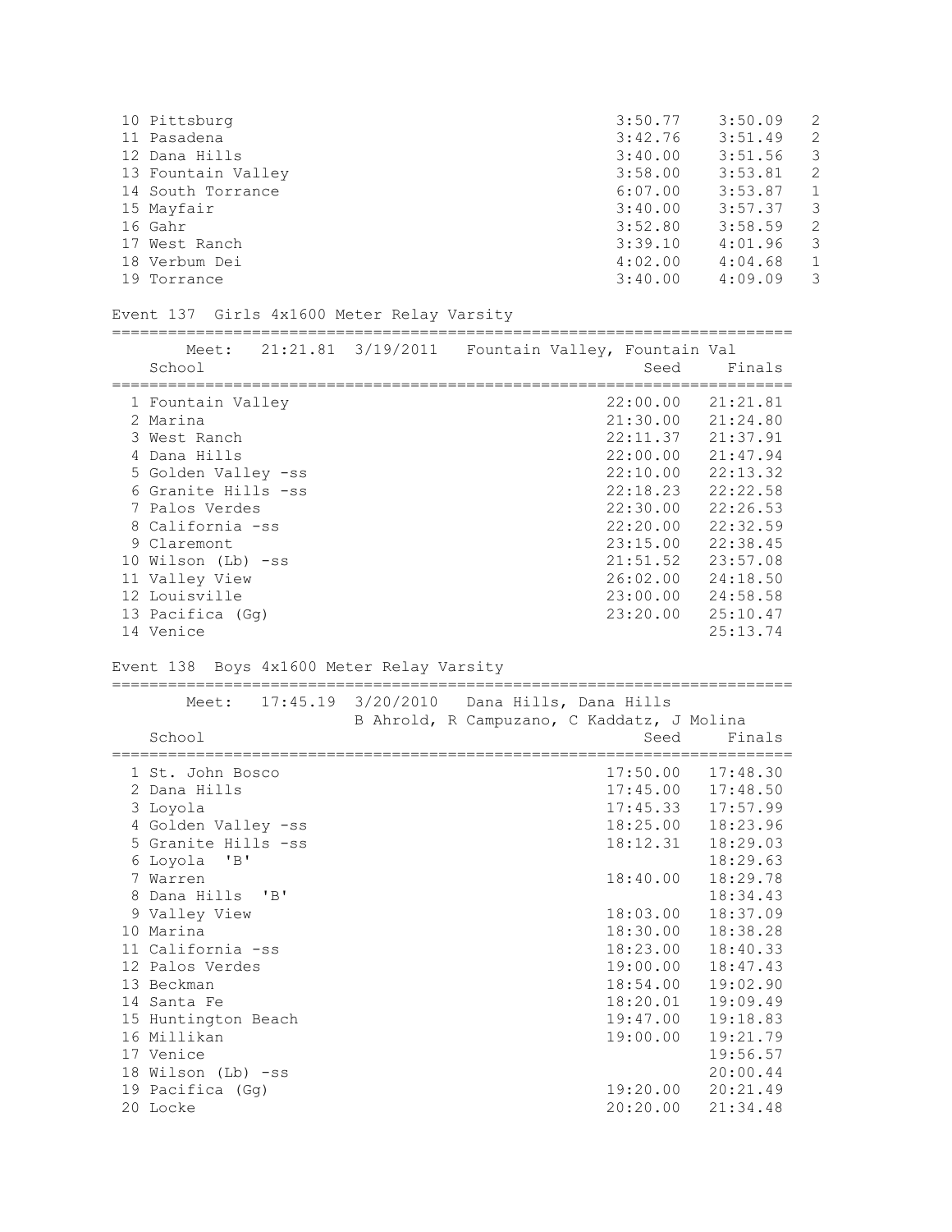| Place | School | Seed | Finals | Heat |
|---|---|---|---|---|
| 10 | Pittsburg | 3:50.77 | 3:50.09 | 2 |
| 11 | Pasadena | 3:42.76 | 3:51.49 | 2 |
| 12 | Dana Hills | 3:40.00 | 3:51.56 | 3 |
| 13 | Fountain Valley | 3:58.00 | 3:53.81 | 2 |
| 14 | South Torrance | 6:07.00 | 3:53.87 | 1 |
| 15 | Mayfair | 3:40.00 | 3:57.37 | 3 |
| 16 | Gahr | 3:52.80 | 3:58.59 | 2 |
| 17 | West Ranch | 3:39.10 | 4:01.96 | 3 |
| 18 | Verbum Dei | 4:02.00 | 4:04.68 | 1 |
| 19 | Torrance | 3:40.00 | 4:09.09 | 3 |

Event 137 Girls 4x1600 Meter Relay Varsity

Meet: 21:21.81 3/19/2011 Fountain Valley, Fountain Val

| Place | School | Seed | Finals |
|---|---|---|---|
| 1 | Fountain Valley | 22:00.00 | 21:21.81 |
| 2 | Marina | 21:30.00 | 21:24.80 |
| 3 | West Ranch | 22:11.37 | 21:37.91 |
| 4 | Dana Hills | 22:00.00 | 21:47.94 |
| 5 | Golden Valley -ss | 22:10.00 | 22:13.32 |
| 6 | Granite Hills -ss | 22:18.23 | 22:22.58 |
| 7 | Palos Verdes | 22:30.00 | 22:26.53 |
| 8 | California -ss | 22:20.00 | 22:32.59 |
| 9 | Claremont | 23:15.00 | 22:38.45 |
| 10 | Wilson (Lb) -ss | 21:51.52 | 23:57.08 |
| 11 | Valley View | 26:02.00 | 24:18.50 |
| 12 | Louisville | 23:00.00 | 24:58.58 |
| 13 | Pacifica (Gg) | 23:20.00 | 25:10.47 |
| 14 | Venice | | 25:13.74 |

Event 138 Boys 4x1600 Meter Relay Varsity

Meet: 17:45.19 3/20/2010 Dana Hills, Dana Hills
B Ahrold, R Campuzano, C Kaddatz, J Molina

| Place | School | Seed | Finals |
|---|---|---|---|
| 1 | St. John Bosco | 17:50.00 | 17:48.30 |
| 2 | Dana Hills | 17:45.00 | 17:48.50 |
| 3 | Loyola | 17:45.33 | 17:57.99 |
| 4 | Golden Valley -ss | 18:25.00 | 18:23.96 |
| 5 | Granite Hills -ss | 18:12.31 | 18:29.03 |
| 6 | Loyola 'B' | | 18:29.63 |
| 7 | Warren | 18:40.00 | 18:29.78 |
| 8 | Dana Hills 'B' | | 18:34.43 |
| 9 | Valley View | 18:03.00 | 18:37.09 |
| 10 | Marina | 18:30.00 | 18:38.28 |
| 11 | California -ss | 18:23.00 | 18:40.33 |
| 12 | Palos Verdes | 19:00.00 | 18:47.43 |
| 13 | Beckman | 18:54.00 | 19:02.90 |
| 14 | Santa Fe | 18:20.01 | 19:09.49 |
| 15 | Huntington Beach | 19:47.00 | 19:18.83 |
| 16 | Millikan | 19:00.00 | 19:21.79 |
| 17 | Venice | | 19:56.57 |
| 18 | Wilson (Lb) -ss | | 20:00.44 |
| 19 | Pacifica (Gg) | 19:20.00 | 20:21.49 |
| 20 | Locke | 20:20.00 | 21:34.48 |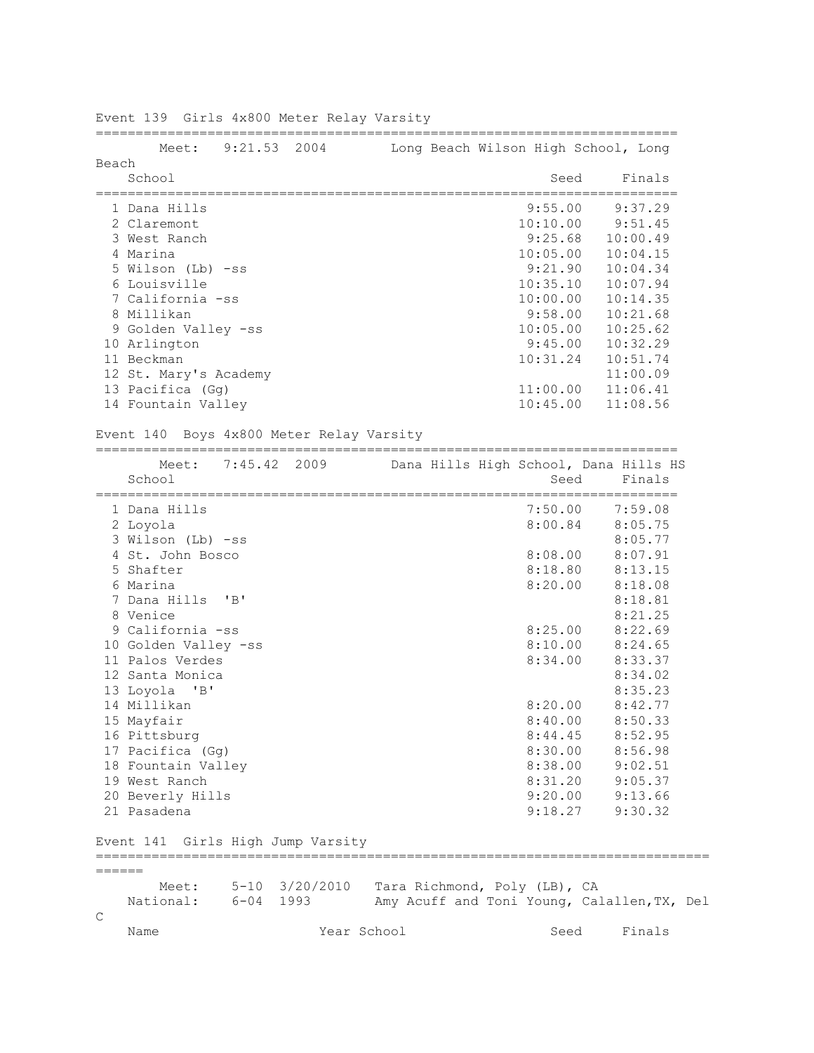## Event 139 Girls 4x800 Meter Relay Varsity

Meet: 9:21.53 2004 Long Beach Wilson High School, Long Beach

| | School | Seed | Finals |
|---|---|---|---|
| 1 | Dana Hills | 9:55.00 | 9:37.29 |
| 2 | Claremont | 10:10.00 | 9:51.45 |
| 3 | West Ranch | 9:25.68 | 10:00.49 |
| 4 | Marina | 10:05.00 | 10:04.15 |
| 5 | Wilson (Lb) -ss | 9:21.90 | 10:04.34 |
| 6 | Louisville | 10:35.10 | 10:07.94 |
| 7 | California -ss | 10:00.00 | 10:14.35 |
| 8 | Millikan | 9:58.00 | 10:21.68 |
| 9 | Golden Valley -ss | 10:05.00 | 10:25.62 |
| 10 | Arlington | 9:45.00 | 10:32.29 |
| 11 | Beckman | 10:31.24 | 10:51.74 |
| 12 | St. Mary's Academy | | 11:00.09 |
| 13 | Pacifica (Gg) | 11:00.00 | 11:06.41 |
| 14 | Fountain Valley | 10:45.00 | 11:08.56 |

## Event 140 Boys 4x800 Meter Relay Varsity

Meet: 7:45.42 2009 Dana Hills High School, Dana Hills HS

| | School | Seed | Finals |
|---|---|---|---|
| 1 | Dana Hills | 7:50.00 | 7:59.08 |
| 2 | Loyola | 8:00.84 | 8:05.75 |
| 3 | Wilson (Lb) -ss | | 8:05.77 |
| 4 | St. John Bosco | 8:08.00 | 8:07.91 |
| 5 | Shafter | 8:18.80 | 8:13.15 |
| 6 | Marina | 8:20.00 | 8:18.08 |
| 7 | Dana Hills 'B' | | 8:18.81 |
| 8 | Venice | | 8:21.25 |
| 9 | California -ss | 8:25.00 | 8:22.69 |
| 10 | Golden Valley -ss | 8:10.00 | 8:24.65 |
| 11 | Palos Verdes | 8:34.00 | 8:33.37 |
| 12 | Santa Monica | | 8:34.02 |
| 13 | Loyola 'B' | | 8:35.23 |
| 14 | Millikan | 8:20.00 | 8:42.77 |
| 15 | Mayfair | 8:40.00 | 8:50.33 |
| 16 | Pittsburg | 8:44.45 | 8:52.95 |
| 17 | Pacifica (Gg) | 8:30.00 | 8:56.98 |
| 18 | Fountain Valley | 8:38.00 | 9:02.51 |
| 19 | West Ranch | 8:31.20 | 9:05.37 |
| 20 | Beverly Hills | 9:20.00 | 9:13.66 |
| 21 | Pasadena | 9:18.27 | 9:30.32 |

## Event 141 Girls High Jump Varsity

Meet: 5-10 3/20/2010 Tara Richmond, Poly (LB), CA
National: 6-04 1993 Amy Acuff and Toni Young, Calallen,TX, Del C

| Name | Year | School | Seed | Finals |
|---|---|---|---|---|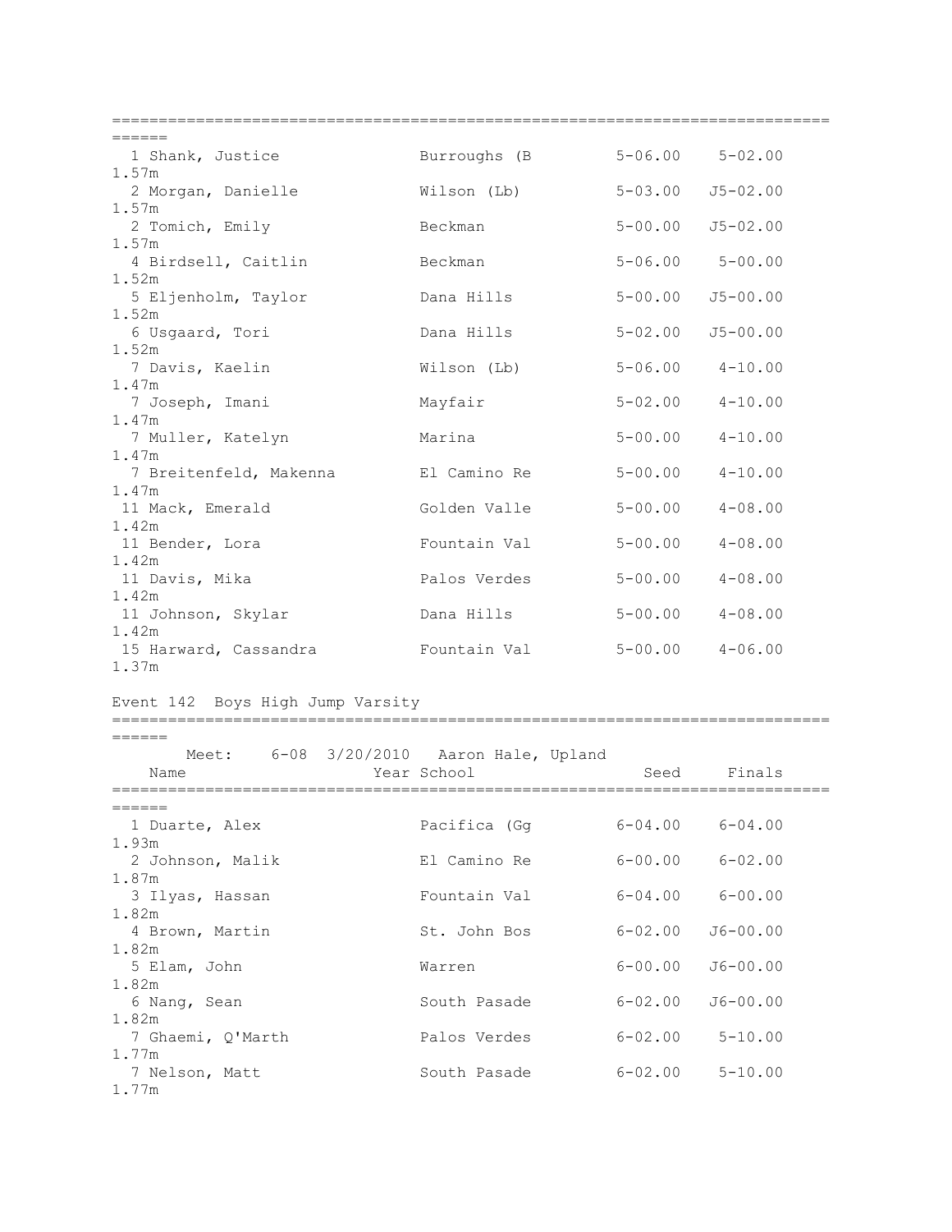| Place | Name | Year | School | Seed | Finals | Metric |
|---|---|---|---|---|---|---|
| 1 | Shank, Justice | | Burroughs (B | 5-06.00 | 5-02.00 | 1.57m |
| 2 | Morgan, Danielle | | Wilson (Lb) | 5-03.00 | J5-02.00 | 1.57m |
| 2 | Tomich, Emily | | Beckman | 5-00.00 | J5-02.00 | 1.57m |
| 4 | Birdsell, Caitlin | | Beckman | 5-06.00 | 5-00.00 | 1.52m |
| 5 | Eljenholm, Taylor | | Dana Hills | 5-00.00 | J5-00.00 | 1.52m |
| 6 | Usgaard, Tori | | Dana Hills | 5-02.00 | J5-00.00 | 1.52m |
| 7 | Davis, Kaelin | | Wilson (Lb) | 5-06.00 | 4-10.00 | 1.47m |
| 7 | Joseph, Imani | | Mayfair | 5-02.00 | 4-10.00 | 1.47m |
| 7 | Muller, Katelyn | | Marina | 5-00.00 | 4-10.00 | 1.47m |
| 7 | Breitenfeld, Makenna | | El Camino Re | 5-00.00 | 4-10.00 | 1.47m |
| 11 | Mack, Emerald | | Golden Valle | 5-00.00 | 4-08.00 | 1.42m |
| 11 | Bender, Lora | | Fountain Val | 5-00.00 | 4-08.00 | 1.42m |
| 11 | Davis, Mika | | Palos Verdes | 5-00.00 | 4-08.00 | 1.42m |
| 11 | Johnson, Skylar | | Dana Hills | 5-00.00 | 4-08.00 | 1.42m |
| 15 | Harward, Cassandra | | Fountain Val | 5-00.00 | 4-06.00 | 1.37m |

## Event 142 Boys High Jump Varsity

Meet: 6-08 3/20/2010 Aaron Hale, Upland

| Place | Name | Year | School | Seed | Finals | Metric |
|---|---|---|---|---|---|---|
| 1 | Duarte, Alex | | Pacifica (Gg | 6-04.00 | 6-04.00 | 1.93m |
| 2 | Johnson, Malik | | El Camino Re | 6-00.00 | 6-02.00 | 1.87m |
| 3 | Ilyas, Hassan | | Fountain Val | 6-04.00 | 6-00.00 | 1.82m |
| 4 | Brown, Martin | | St. John Bos | 6-02.00 | J6-00.00 | 1.82m |
| 5 | Elam, John | | Warren | 6-00.00 | J6-00.00 | 1.82m |
| 6 | Nang, Sean | | South Pasade | 6-02.00 | J6-00.00 | 1.82m |
| 7 | Ghaemi, Q'Marth | | Palos Verdes | 6-02.00 | 5-10.00 | 1.77m |
| 7 | Nelson, Matt | | South Pasade | 6-02.00 | 5-10.00 | 1.77m |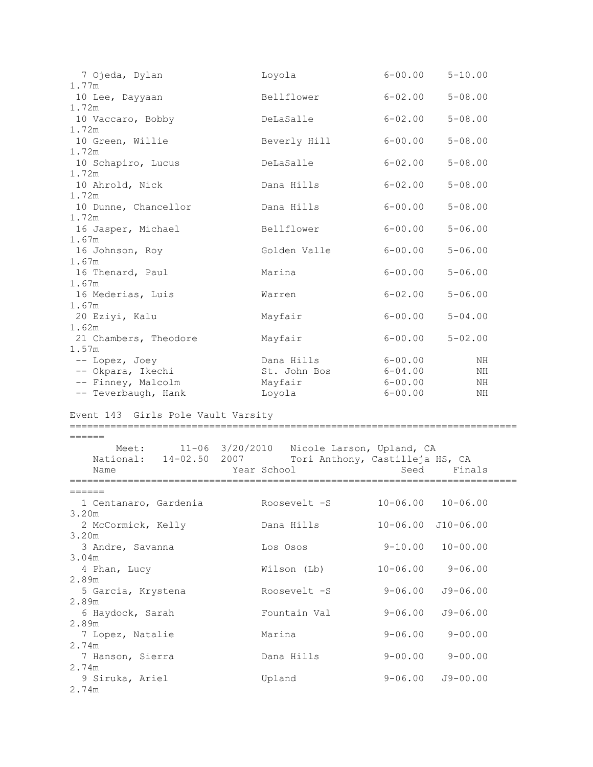| Place | Name | School | Seed | Finals | Metric |
|---|---|---|---|---|---|
| 7 | Ojeda, Dylan | Loyola | 6-00.00 | 5-10.00 | 1.77m |
| 10 | Lee, Dayyaan | Bellflower | 6-02.00 | 5-08.00 | 1.72m |
| 10 | Vaccaro, Bobby | DeLaSalle | 6-02.00 | 5-08.00 | 1.72m |
| 10 | Green, Willie | Beverly Hill | 6-00.00 | 5-08.00 | 1.72m |
| 10 | Schapiro, Lucus | DeLaSalle | 6-02.00 | 5-08.00 | 1.72m |
| 10 | Ahrold, Nick | Dana Hills | 6-02.00 | 5-08.00 | 1.72m |
| 10 | Dunne, Chancellor | Dana Hills | 6-00.00 | 5-08.00 | 1.72m |
| 16 | Jasper, Michael | Bellflower | 6-00.00 | 5-06.00 | 1.67m |
| 16 | Johnson, Roy | Golden Valle | 6-00.00 | 5-06.00 | 1.67m |
| 16 | Thenard, Paul | Marina | 6-00.00 | 5-06.00 | 1.67m |
| 16 | Mederias, Luis | Warren | 6-02.00 | 5-06.00 | 1.67m |
| 20 | Eziyi, Kalu | Mayfair | 6-00.00 | 5-04.00 | 1.62m |
| 21 | Chambers, Theodore | Mayfair | 6-00.00 | 5-02.00 | 1.57m |
| -- | Lopez, Joey | Dana Hills | 6-00.00 | NH | |
| -- | Okpara, Ikechi | St. John Bos | 6-04.00 | NH | |
| -- | Finney, Malcolm | Mayfair | 6-00.00 | NH | |
| -- | Teverbaugh, Hank | Loyola | 6-00.00 | NH | |

## Event 143 Girls Pole Vault Varsity

Meet: 11-06 3/20/2010 Nicole Larson, Upland, CA

National: 14-02.50 2007 Tori Anthony, Castilleja HS, CA

| Place | Name | Year | School | Seed | Finals | Metric |
|---|---|---|---|---|---|---|
| 1 | Centanaro, Gardenia | | Roosevelt -S | 10-06.00 | 10-06.00 | 3.20m |
| 2 | McCormick, Kelly | | Dana Hills | 10-06.00 | J10-06.00 | 3.20m |
| 3 | Andre, Savanna | | Los Osos | 9-10.00 | 10-00.00 | 3.04m |
| 4 | Phan, Lucy | | Wilson (Lb) | 10-06.00 | 9-06.00 | 2.89m |
| 5 | Garcia, Krystena | | Roosevelt -S | 9-06.00 | J9-06.00 | 2.89m |
| 6 | Haydock, Sarah | | Fountain Val | 9-06.00 | J9-06.00 | 2.89m |
| 7 | Lopez, Natalie | | Marina | 9-06.00 | 9-00.00 | 2.74m |
| 7 | Hanson, Sierra | | Dana Hills | 9-00.00 | 9-00.00 | 2.74m |
| 9 | Siruka, Ariel | | Upland | 9-06.00 | J9-00.00 | 2.74m |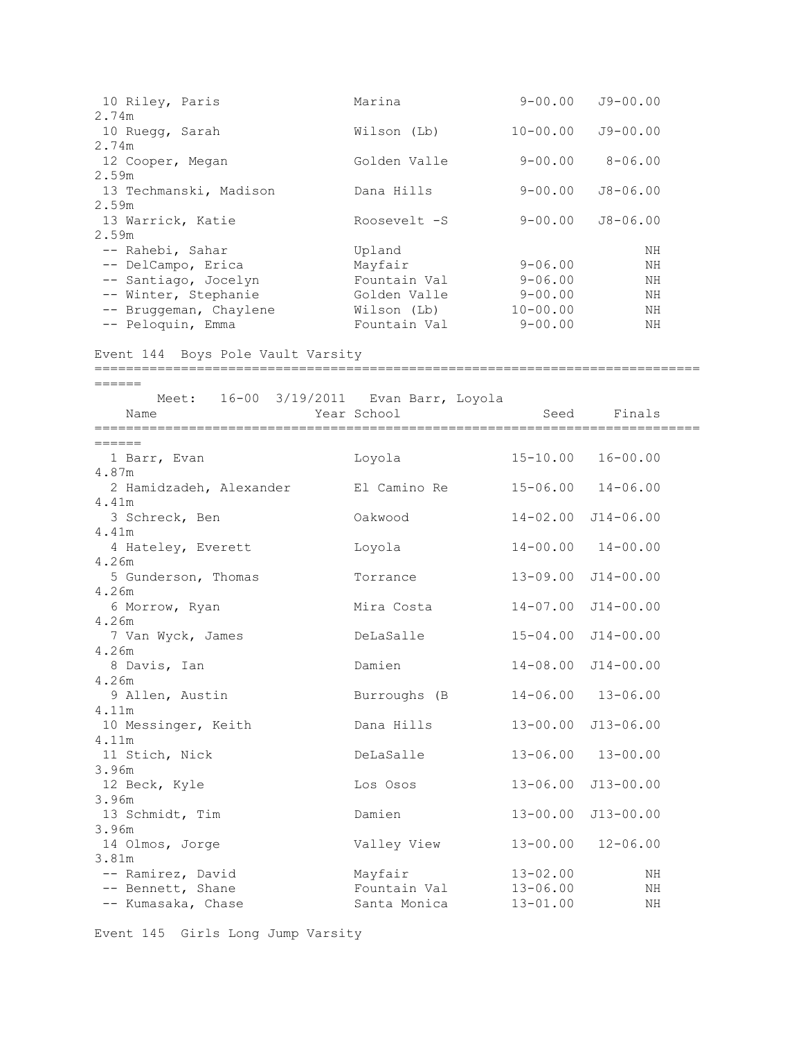| Place | Name | Year | School | Seed | Finals | Metric |
|---|---|---|---|---|---|---|
| 10 | Riley, Paris | | Marina | 9-00.00 | J9-00.00 | 2.74m |
| 10 | Ruegg, Sarah | | Wilson (Lb) | 10-00.00 | J9-00.00 | 2.74m |
| 12 | Cooper, Megan | | Golden Valle | 9-00.00 | 8-06.00 | 2.59m |
| 13 | Techmanski, Madison | | Dana Hills | 9-00.00 | J8-06.00 | 2.59m |
| 13 | Warrick, Katie | | Roosevelt -S | 9-00.00 | J8-06.00 | 2.59m |
| -- | Rahebi, Sahar | | Upland | | NH | |
| -- | DelCampo, Erica | | Mayfair | 9-06.00 | NH | |
| -- | Santiago, Jocelyn | | Fountain Val | 9-06.00 | NH | |
| -- | Winter, Stephanie | | Golden Valle | 9-00.00 | NH | |
| -- | Bruggeman, Chaylene | | Wilson (Lb) | 10-00.00 | NH | |
| -- | Peloquin, Emma | | Fountain Val | 9-00.00 | NH | |

## Event 144 Boys Pole Vault Varsity

Meet: 16-00 3/19/2011 Evan Barr, Loyola

| Place | Name | Year | School | Seed | Finals | Metric |
|---|---|---|---|---|---|---|
| 1 | Barr, Evan | | Loyola | 15-10.00 | 16-00.00 | 4.87m |
| 2 | Hamidzadeh, Alexander | | El Camino Re | 15-06.00 | 14-06.00 | 4.41m |
| 3 | Schreck, Ben | | Oakwood | 14-02.00 | J14-06.00 | 4.41m |
| 4 | Hateley, Everett | | Loyola | 14-00.00 | 14-00.00 | 4.26m |
| 5 | Gunderson, Thomas | | Torrance | 13-09.00 | J14-00.00 | 4.26m |
| 6 | Morrow, Ryan | | Mira Costa | 14-07.00 | J14-00.00 | 4.26m |
| 7 | Van Wyck, James | | DeLaSalle | 15-04.00 | J14-00.00 | 4.26m |
| 8 | Davis, Ian | | Damien | 14-08.00 | J14-00.00 | 4.26m |
| 9 | Allen, Austin | | Burroughs (B | 14-06.00 | 13-06.00 | 4.11m |
| 10 | Messinger, Keith | | Dana Hills | 13-00.00 | J13-06.00 | 4.11m |
| 11 | Stich, Nick | | DeLaSalle | 13-06.00 | 13-00.00 | 3.96m |
| 12 | Beck, Kyle | | Los Osos | 13-06.00 | J13-00.00 | 3.96m |
| 13 | Schmidt, Tim | | Damien | 13-00.00 | J13-00.00 | 3.96m |
| 14 | Olmos, Jorge | | Valley View | 13-00.00 | 12-06.00 | 3.81m |
| -- | Ramirez, David | | Mayfair | 13-02.00 | NH | |
| -- | Bennett, Shane | | Fountain Val | 13-06.00 | NH | |
| -- | Kumasaka, Chase | | Santa Monica | 13-01.00 | NH | |

## Event 145 Girls Long Jump Varsity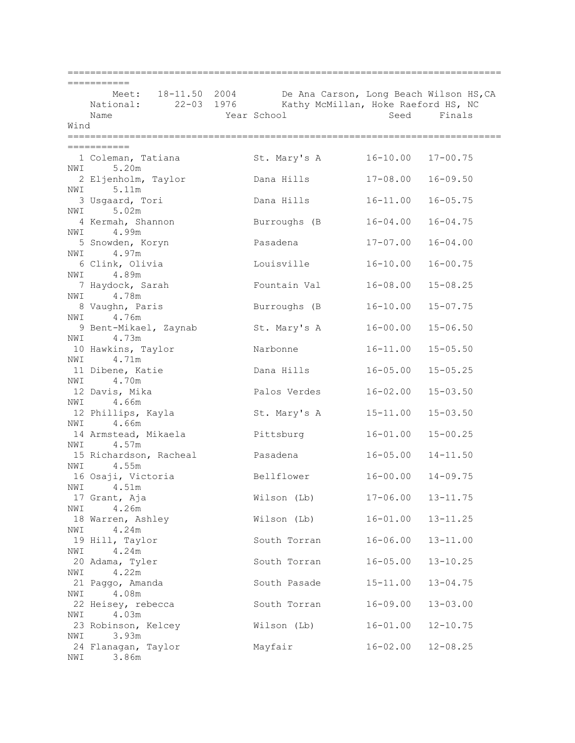```
===========================================================================
===========
       Meet:  18-11.50  2004        De Ana Carson, Long Beach Wilson HS,CA
   National:      22-03  1976       Kathy McMillan, Hoke Raeford HS, NC
    Name                    Year School                  Seed     Finals
Wind
===========================================================================
===========
  1 Coleman, Tatiana            St. Mary's A       16-10.00   17-00.75
NWI     5.20m
  2 Eljenholm, Taylor           Dana Hills         17-08.00   16-09.50
NWI     5.11m
  3 Usgaard, Tori               Dana Hills         16-11.00   16-05.75
NWI     5.02m
  4 Kermah, Shannon             Burroughs (B       16-04.00   16-04.75
NWI     4.99m
  5 Snowden, Koryn              Pasadena           17-07.00   16-04.00
NWI     4.97m
  6 Clink, Olivia               Louisville         16-10.00   16-00.75
NWI     4.89m
  7 Haydock, Sarah              Fountain Val       16-08.00   15-08.25
NWI     4.78m
  8 Vaughn, Paris               Burroughs (B       16-10.00   15-07.75
NWI     4.76m
  9 Bent-Mikael, Zaynab         St. Mary's A       16-00.00   15-06.50
NWI     4.73m
 10 Hawkins, Taylor             Narbonne           16-11.00   15-05.50
NWI     4.71m
 11 Dibene, Katie               Dana Hills         16-05.00   15-05.25
NWI     4.70m
 12 Davis, Mika                 Palos Verdes       16-02.00   15-03.50
NWI     4.66m
 12 Phillips, Kayla             St. Mary's A       15-11.00   15-03.50
NWI     4.66m
 14 Armstead, Mikaela           Pittsburg          16-01.00   15-00.25
NWI     4.57m
 15 Richardson, Racheal         Pasadena           16-05.00   14-11.50
NWI     4.55m
 16 Osaji, Victoria             Bellflower         16-00.00   14-09.75
NWI     4.51m
 17 Grant, Aja                  Wilson (Lb)        17-06.00   13-11.75
NWI     4.26m
 18 Warren, Ashley              Wilson (Lb)        16-01.00   13-11.25
NWI     4.24m
 19 Hill, Taylor                South Torran       16-06.00   13-11.00
NWI     4.24m
 20 Adama, Tyler                South Torran       16-05.00   13-10.25
NWI     4.22m
 21 Paggo, Amanda               South Pasade       15-11.00   13-04.75
NWI     4.08m
 22 Heisey, rebecca             South Torran       16-09.00   13-03.00
NWI     4.03m
 23 Robinson, Kelcey            Wilson (Lb)        16-01.00   12-10.75
NWI     3.93m
 24 Flanagan, Taylor            Mayfair            16-02.00   12-08.25
NWI     3.86m
```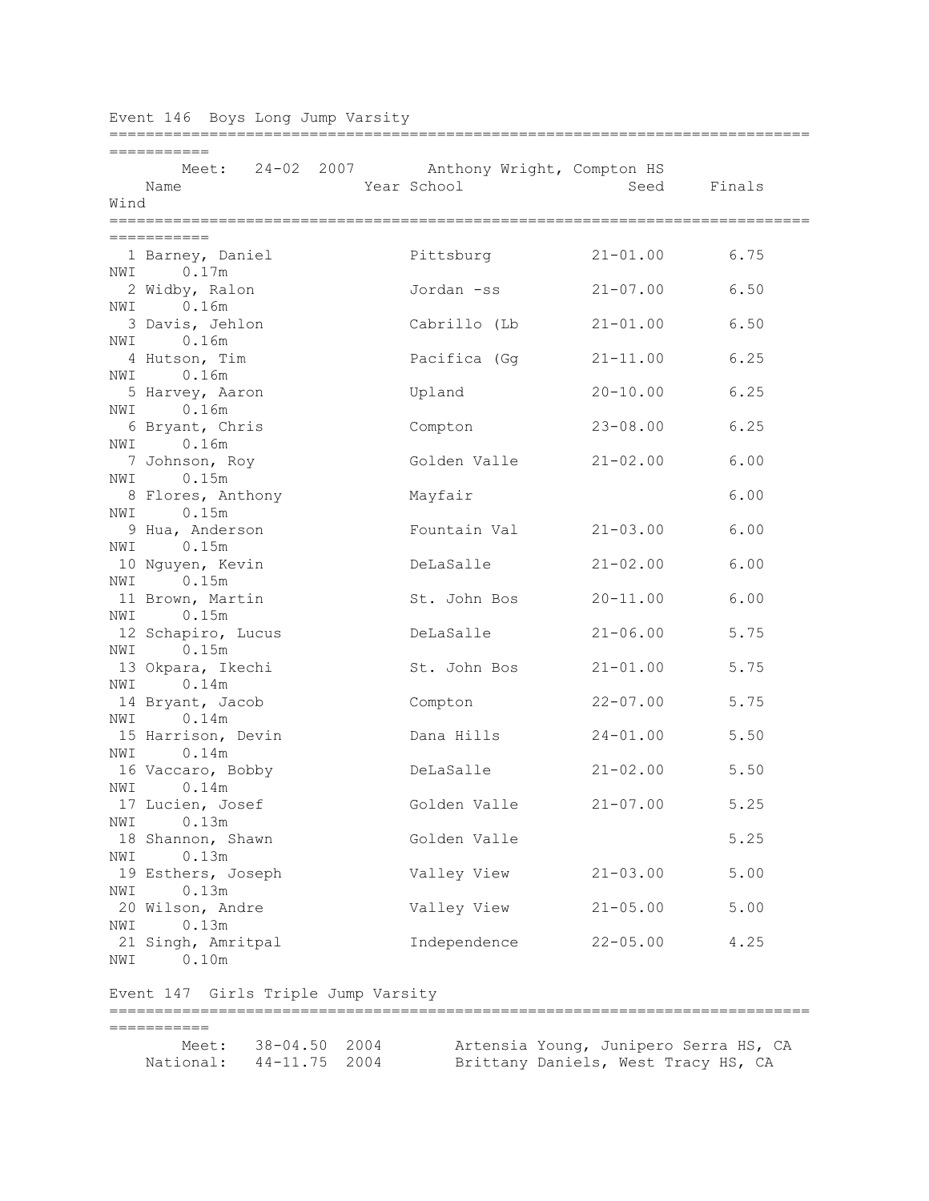Event 146  Boys Long Jump Varsity

Meet: 24-02  2007  Anthony Wright, Compton HS

| Place | Name | Year | School | Seed | Finals | Wind |
|---|---|---|---|---|---|---|
| 1 | Barney, Daniel | | Pittsburg | 21-01.00 | 6.75 | NWI 0.17m |
| 2 | Widby, Ralon | | Jordan -ss | 21-07.00 | 6.50 | NWI 0.16m |
| 3 | Davis, Jehlon | | Cabrillo (Lb | 21-01.00 | 6.50 | NWI 0.16m |
| 4 | Hutson, Tim | | Pacifica (Gg | 21-11.00 | 6.25 | NWI 0.16m |
| 5 | Harvey, Aaron | | Upland | 20-10.00 | 6.25 | NWI 0.16m |
| 6 | Bryant, Chris | | Compton | 23-08.00 | 6.25 | NWI 0.16m |
| 7 | Johnson, Roy | | Golden Valle | 21-02.00 | 6.00 | NWI 0.15m |
| 8 | Flores, Anthony | | Mayfair | | 6.00 | NWI 0.15m |
| 9 | Hua, Anderson | | Fountain Val | 21-03.00 | 6.00 | NWI 0.15m |
| 10 | Nguyen, Kevin | | DeLaSalle | 21-02.00 | 6.00 | NWI 0.15m |
| 11 | Brown, Martin | | St. John Bos | 20-11.00 | 6.00 | NWI 0.15m |
| 12 | Schapiro, Lucus | | DeLaSalle | 21-06.00 | 5.75 | NWI 0.15m |
| 13 | Okpara, Ikechi | | St. John Bos | 21-01.00 | 5.75 | NWI 0.14m |
| 14 | Bryant, Jacob | | Compton | 22-07.00 | 5.75 | NWI 0.14m |
| 15 | Harrison, Devin | | Dana Hills | 24-01.00 | 5.50 | NWI 0.14m |
| 16 | Vaccaro, Bobby | | DeLaSalle | 21-02.00 | 5.50 | NWI 0.14m |
| 17 | Lucien, Josef | | Golden Valle | 21-07.00 | 5.25 | NWI 0.13m |
| 18 | Shannon, Shawn | | Golden Valle | | 5.25 | NWI 0.13m |
| 19 | Esthers, Joseph | | Valley View | 21-03.00 | 5.00 | NWI 0.13m |
| 20 | Wilson, Andre | | Valley View | 21-05.00 | 5.00 | NWI 0.13m |
| 21 | Singh, Amritpal | | Independence | 22-05.00 | 4.25 | NWI 0.10m |

Event 147  Girls Triple Jump Varsity

Meet: 38-04.50  2004  Artensia Young, Junipero Serra HS, CA
National: 44-11.75  2004  Brittany Daniels, West Tracy HS, CA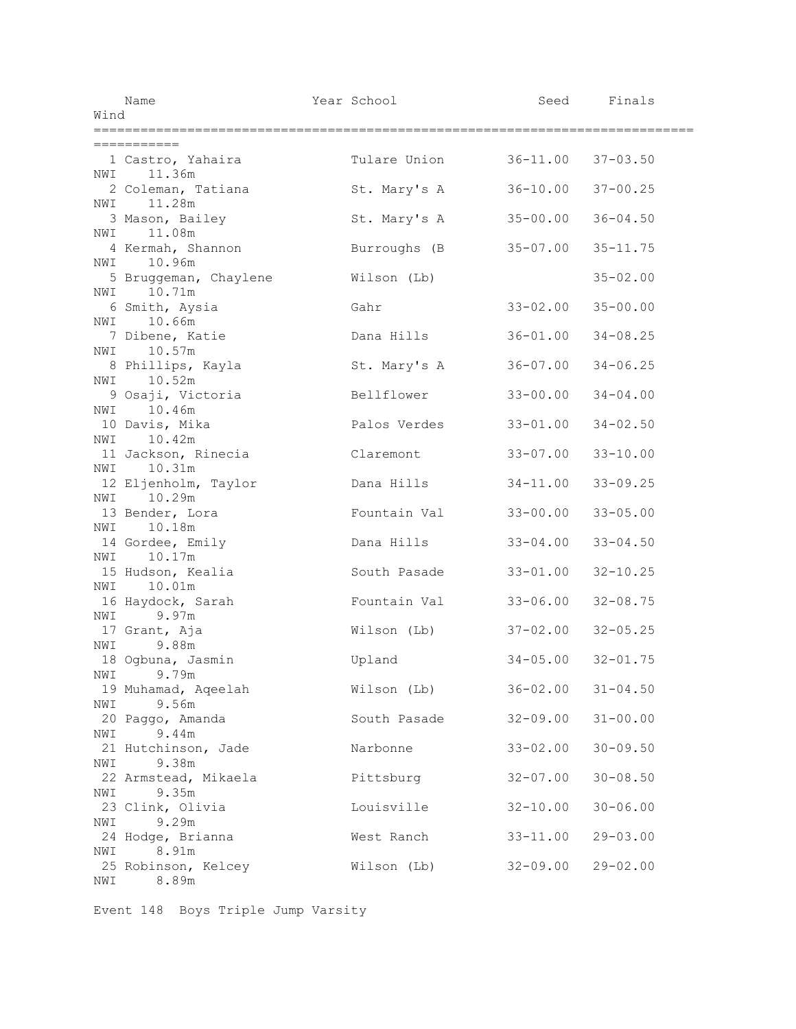| Name | Year | School | Seed | Finals | Wind |
|---|---|---|---|---|---|
| 1 Castro, Yahaira | | Tulare Union | 36-11.00 | 37-03.50 | NWI 11.36m |
| 2 Coleman, Tatiana | | St. Mary's A | 36-10.00 | 37-00.25 | NWI 11.28m |
| 3 Mason, Bailey | | St. Mary's A | 35-00.00 | 36-04.50 | NWI 11.08m |
| 4 Kermah, Shannon | | Burroughs (B | 35-07.00 | 35-11.75 | NWI 10.96m |
| 5 Bruggeman, Chaylene | | Wilson (Lb) | | 35-02.00 | NWI 10.71m |
| 6 Smith, Aysia | | Gahr | 33-02.00 | 35-00.00 | NWI 10.66m |
| 7 Dibene, Katie | | Dana Hills | 36-01.00 | 34-08.25 | NWI 10.57m |
| 8 Phillips, Kayla | | St. Mary's A | 36-07.00 | 34-06.25 | NWI 10.52m |
| 9 Osaji, Victoria | | Bellflower | 33-00.00 | 34-04.00 | NWI 10.46m |
| 10 Davis, Mika | | Palos Verdes | 33-01.00 | 34-02.50 | NWI 10.42m |
| 11 Jackson, Rinecia | | Claremont | 33-07.00 | 33-10.00 | NWI 10.31m |
| 12 Eljenholm, Taylor | | Dana Hills | 34-11.00 | 33-09.25 | NWI 10.29m |
| 13 Bender, Lora | | Fountain Val | 33-00.00 | 33-05.00 | NWI 10.18m |
| 14 Gordee, Emily | | Dana Hills | 33-04.00 | 33-04.50 | NWI 10.17m |
| 15 Hudson, Kealia | | South Pasade | 33-01.00 | 32-10.25 | NWI 10.01m |
| 16 Haydock, Sarah | | Fountain Val | 33-06.00 | 32-08.75 | NWI 9.97m |
| 17 Grant, Aja | | Wilson (Lb) | 37-02.00 | 32-05.25 | NWI 9.88m |
| 18 Ogbuna, Jasmin | | Upland | 34-05.00 | 32-01.75 | NWI 9.79m |
| 19 Muhamad, Aqeelah | | Wilson (Lb) | 36-02.00 | 31-04.50 | NWI 9.56m |
| 20 Paggo, Amanda | | South Pasade | 32-09.00 | 31-00.00 | NWI 9.44m |
| 21 Hutchinson, Jade | | Narbonne | 33-02.00 | 30-09.50 | NWI 9.38m |
| 22 Armstead, Mikaela | | Pittsburg | 32-07.00 | 30-08.50 | NWI 9.35m |
| 23 Clink, Olivia | | Louisville | 32-10.00 | 30-06.00 | NWI 9.29m |
| 24 Hodge, Brianna | | West Ranch | 33-11.00 | 29-03.00 | NWI 8.91m |
| 25 Robinson, Kelcey | | Wilson (Lb) | 32-09.00 | 29-02.00 | NWI 8.89m |

Event 148 Boys Triple Jump Varsity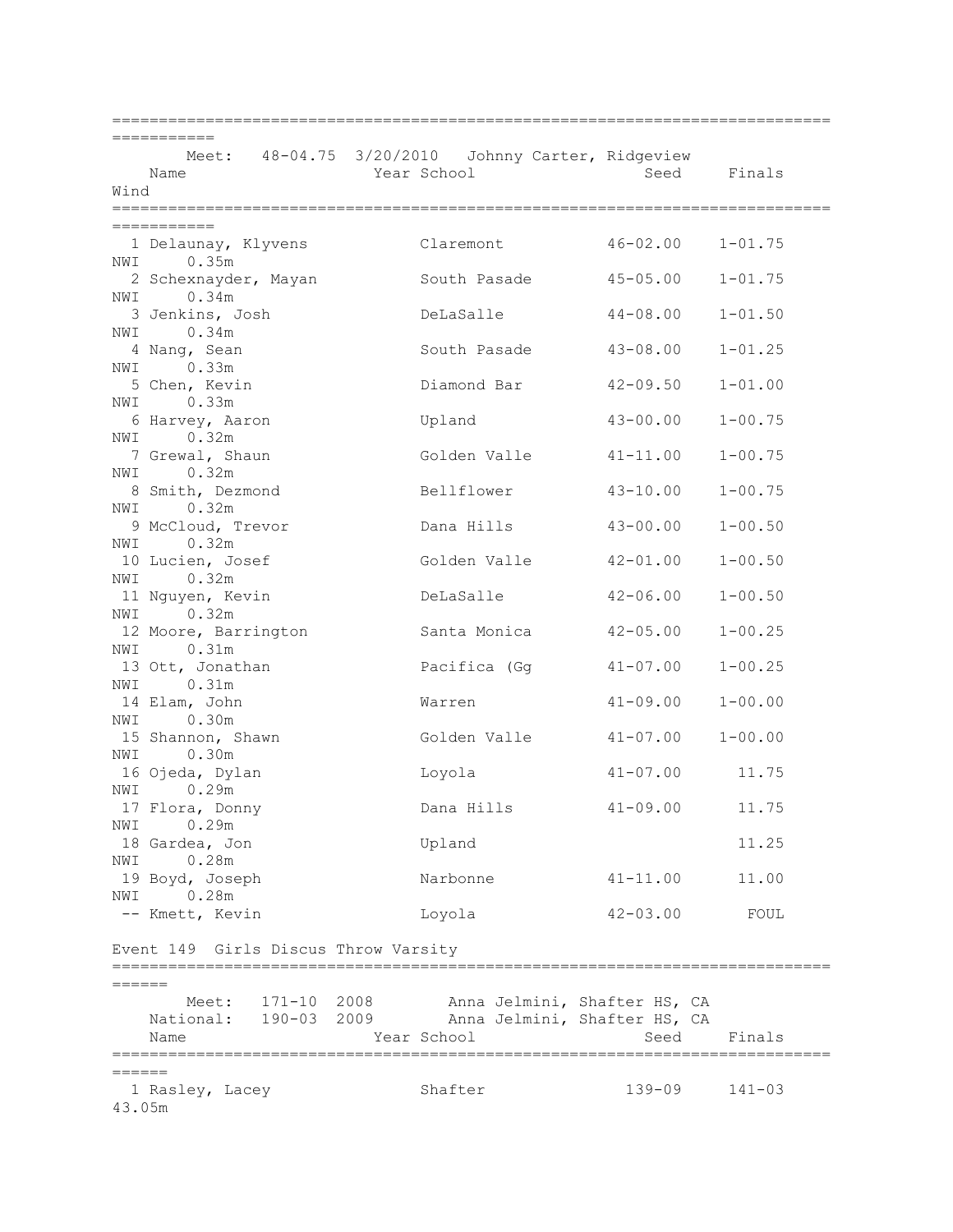```
===========================================================================
===========
        Meet:   48-04.75  3/20/2010   Johnny Carter, Ridgeview
    Name                    Year School                  Seed     Finals
Wind
===========================================================================
===========
  1 Delaunay, Klyvens           Claremont             46-02.00    1-01.75
NWI     0.35m
  2 Schexnayder, Mayan          South Pasade          45-05.00    1-01.75
NWI     0.34m
  3 Jenkins, Josh               DeLaSalle             44-08.00    1-01.50
NWI     0.34m
  4 Nang, Sean                  South Pasade          43-08.00    1-01.25
NWI     0.33m
  5 Chen, Kevin                 Diamond Bar           42-09.50    1-01.00
NWI     0.33m
  6 Harvey, Aaron               Upland                43-00.00    1-00.75
NWI     0.32m
  7 Grewal, Shaun               Golden Valle          41-11.00    1-00.75
NWI     0.32m
  8 Smith, Dezmond              Bellflower            43-10.00    1-00.75
NWI     0.32m
  9 McCloud, Trevor             Dana Hills            43-00.00    1-00.50
NWI     0.32m
 10 Lucien, Josef               Golden Valle          42-01.00    1-00.50
NWI     0.32m
 11 Nguyen, Kevin               DeLaSalle             42-06.00    1-00.50
NWI     0.32m
 12 Moore, Barrington           Santa Monica          42-05.00    1-00.25
NWI     0.31m
 13 Ott, Jonathan               Pacifica (Gg          41-07.00    1-00.25
NWI     0.31m
 14 Elam, John                  Warren                41-09.00    1-00.00
NWI     0.30m
 15 Shannon, Shawn              Golden Valle          41-07.00    1-00.00
NWI     0.30m
 16 Ojeda, Dylan                Loyola                41-07.00      11.75
NWI     0.29m
 17 Flora, Donny                Dana Hills            41-09.00      11.75
NWI     0.29m
 18 Gardea, Jon                 Upland                              11.25
NWI     0.28m
 19 Boyd, Joseph                Narbonne              41-11.00      11.00
NWI     0.28m
 -- Kmett, Kevin                Loyola                42-03.00       FOUL

Event 149  Girls Discus Throw Varsity
===========================================================================
======
        Meet:   171-10  2008        Anna Jelmini, Shafter HS, CA
    National:   190-03  2009        Anna Jelmini, Shafter HS, CA
    Name                    Year School                  Seed     Finals
===========================================================================
======
  1 Rasley, Lacey               Shafter                139-09     141-03
43.05m
```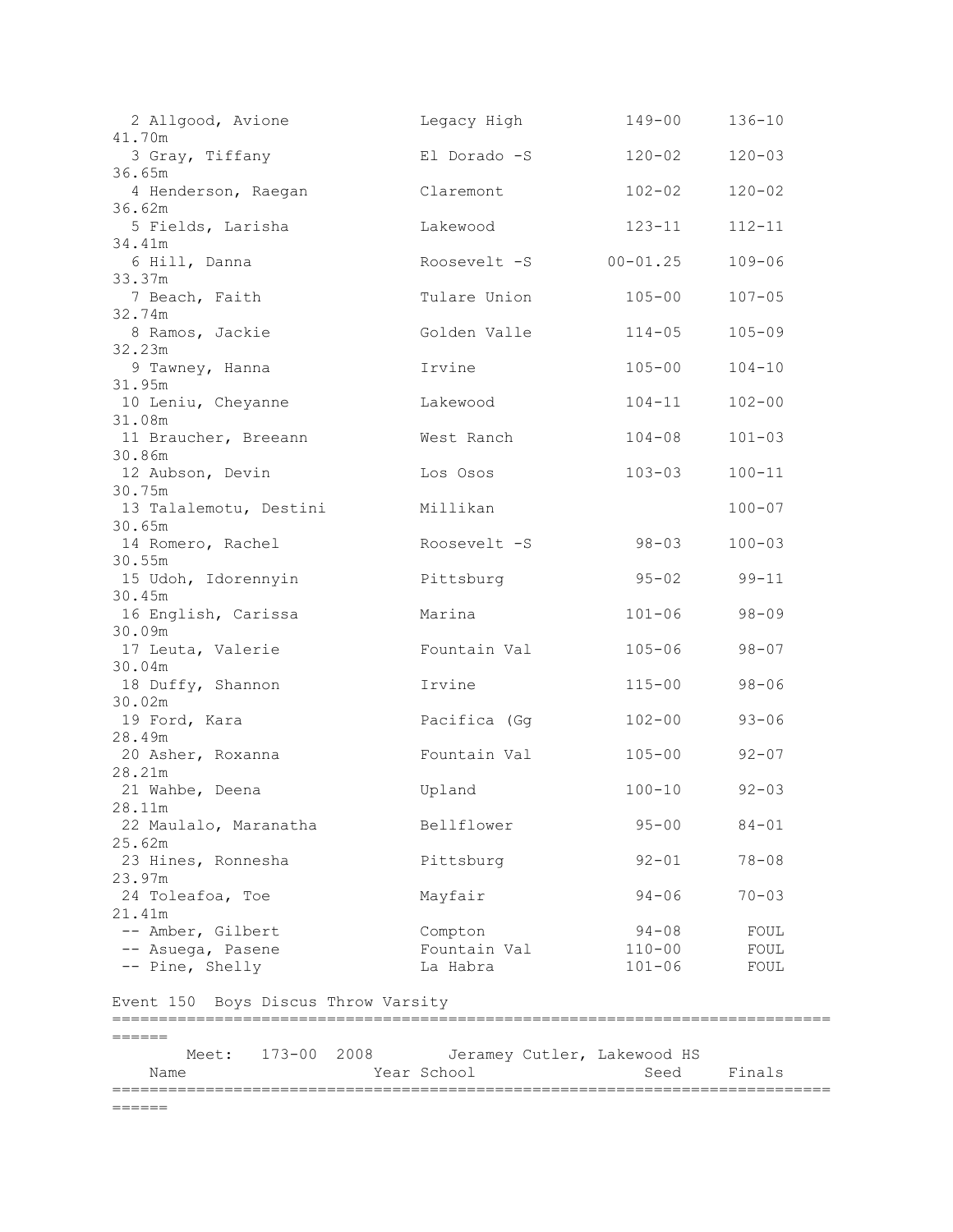| Place | Name | School | Seed | Finals | Metric |
|---|---|---|---|---|---|
| 2 | Allgood, Avione | Legacy High | 149-00 | 136-10 | 41.70m |
| 3 | Gray, Tiffany | El Dorado -S | 120-02 | 120-03 | 36.65m |
| 4 | Henderson, Raegan | Claremont | 102-02 | 120-02 | 36.62m |
| 5 | Fields, Larisha | Lakewood | 123-11 | 112-11 | 34.41m |
| 6 | Hill, Danna | Roosevelt -S | 00-01.25 | 109-06 | 33.37m |
| 7 | Beach, Faith | Tulare Union | 105-00 | 107-05 | 32.74m |
| 8 | Ramos, Jackie | Golden Valle | 114-05 | 105-09 | 32.23m |
| 9 | Tawney, Hanna | Irvine | 105-00 | 104-10 | 31.95m |
| 10 | Leniu, Cheyanne | Lakewood | 104-11 | 102-00 | 31.08m |
| 11 | Braucher, Breeann | West Ranch | 104-08 | 101-03 | 30.86m |
| 12 | Aubson, Devin | Los Osos | 103-03 | 100-11 | 30.75m |
| 13 | Talalemotu, Destini | Millikan | | 100-07 | 30.65m |
| 14 | Romero, Rachel | Roosevelt -S | 98-03 | 100-03 | 30.55m |
| 15 | Udoh, Idorennyin | Pittsburg | 95-02 | 99-11 | 30.45m |
| 16 | English, Carissa | Marina | 101-06 | 98-09 | 30.09m |
| 17 | Leuta, Valerie | Fountain Val | 105-06 | 98-07 | 30.04m |
| 18 | Duffy, Shannon | Irvine | 115-00 | 98-06 | 30.02m |
| 19 | Ford, Kara | Pacifica (Gg | 102-00 | 93-06 | 28.49m |
| 20 | Asher, Roxanna | Fountain Val | 105-00 | 92-07 | 28.21m |
| 21 | Wahbe, Deena | Upland | 100-10 | 92-03 | 28.11m |
| 22 | Maulalo, Maranatha | Bellflower | 95-00 | 84-01 | 25.62m |
| 23 | Hines, Ronnesha | Pittsburg | 92-01 | 78-08 | 23.97m |
| 24 | Toleafoa, Toe | Mayfair | 94-06 | 70-03 | 21.41m |
| -- | Amber, Gilbert | Compton | 94-08 | FOUL | |
| -- | Asuega, Pasene | Fountain Val | 110-00 | FOUL | |
| -- | Pine, Shelly | La Habra | 101-06 | FOUL | |

## Event 150 Boys Discus Throw Varsity

Meet: 173-00 2008 Jeramey Cutler, Lakewood HS

| Name | Year | School | Seed | Finals |
|---|---|---|---|---|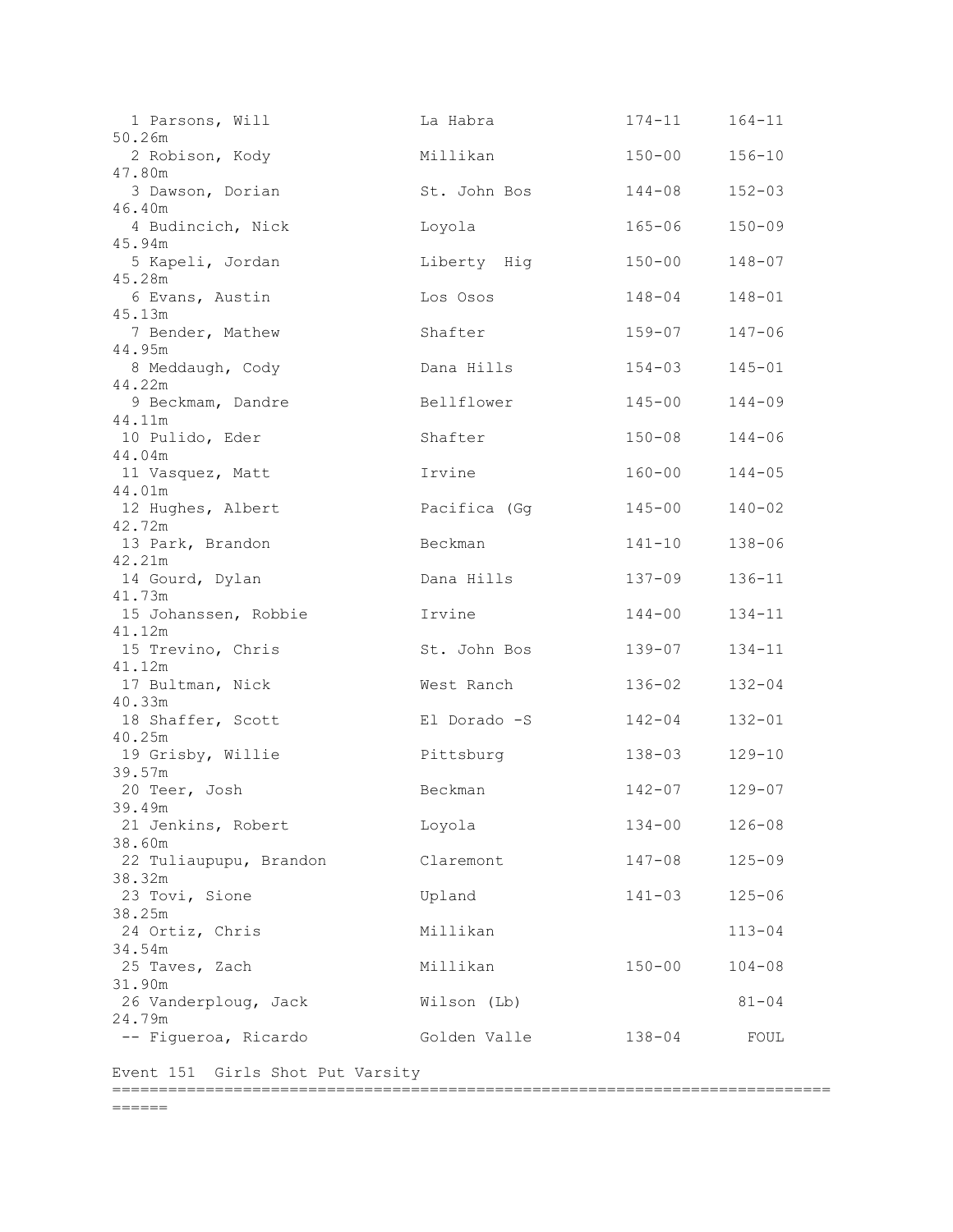```
  1 Parsons, Will              La Habra            174-11     164-11
50.26m
  2 Robison, Kody              Millikan            150-00     156-10
47.80m
  3 Dawson, Dorian             St. John Bos        144-08     152-03
46.40m
  4 Budincich, Nick            Loyola              165-06     150-09
45.94m
  5 Kapeli, Jordan             Liberty  Hig        150-00     148-07
45.28m
  6 Evans, Austin              Los Osos            148-04     148-01
45.13m
  7 Bender, Mathew             Shafter             159-07     147-06
44.95m
  8 Meddaugh, Cody             Dana Hills          154-03     145-01
44.22m
  9 Beckmam, Dandre            Bellflower          145-00     144-09
44.11m
 10 Pulido, Eder               Shafter             150-08     144-06
44.04m
 11 Vasquez, Matt              Irvine              160-00     144-05
44.01m
 12 Hughes, Albert             Pacifica (Gg        145-00     140-02
42.72m
 13 Park, Brandon              Beckman             141-10     138-06
42.21m
 14 Gourd, Dylan               Dana Hills          137-09     136-11
41.73m
 15 Johanssen, Robbie          Irvine              144-00     134-11
41.12m
 15 Trevino, Chris             St. John Bos        139-07     134-11
41.12m
 17 Bultman, Nick              West Ranch          136-02     132-04
40.33m
 18 Shaffer, Scott             El Dorado -S        142-04     132-01
40.25m
 19 Grisby, Willie             Pittsburg           138-03     129-10
39.57m
 20 Teer, Josh                 Beckman             142-07     129-07
39.49m
 21 Jenkins, Robert            Loyola              134-00     126-08
38.60m
 22 Tuliaupupu, Brandon        Claremont           147-08     125-09
38.32m
 23 Tovi, Sione                Upland              141-03     125-06
38.25m
 24 Ortiz, Chris               Millikan                       113-04
34.54m
 25 Taves, Zach                Millikan            150-00     104-08
31.90m
 26 Vanderploug, Jack          Wilson (Lb)                     81-04
24.79m
 -- Figueroa, Ricardo          Golden Valle        138-04       FOUL
```

Event 151  Girls Shot Put Varsity

```
================================================================================
======
```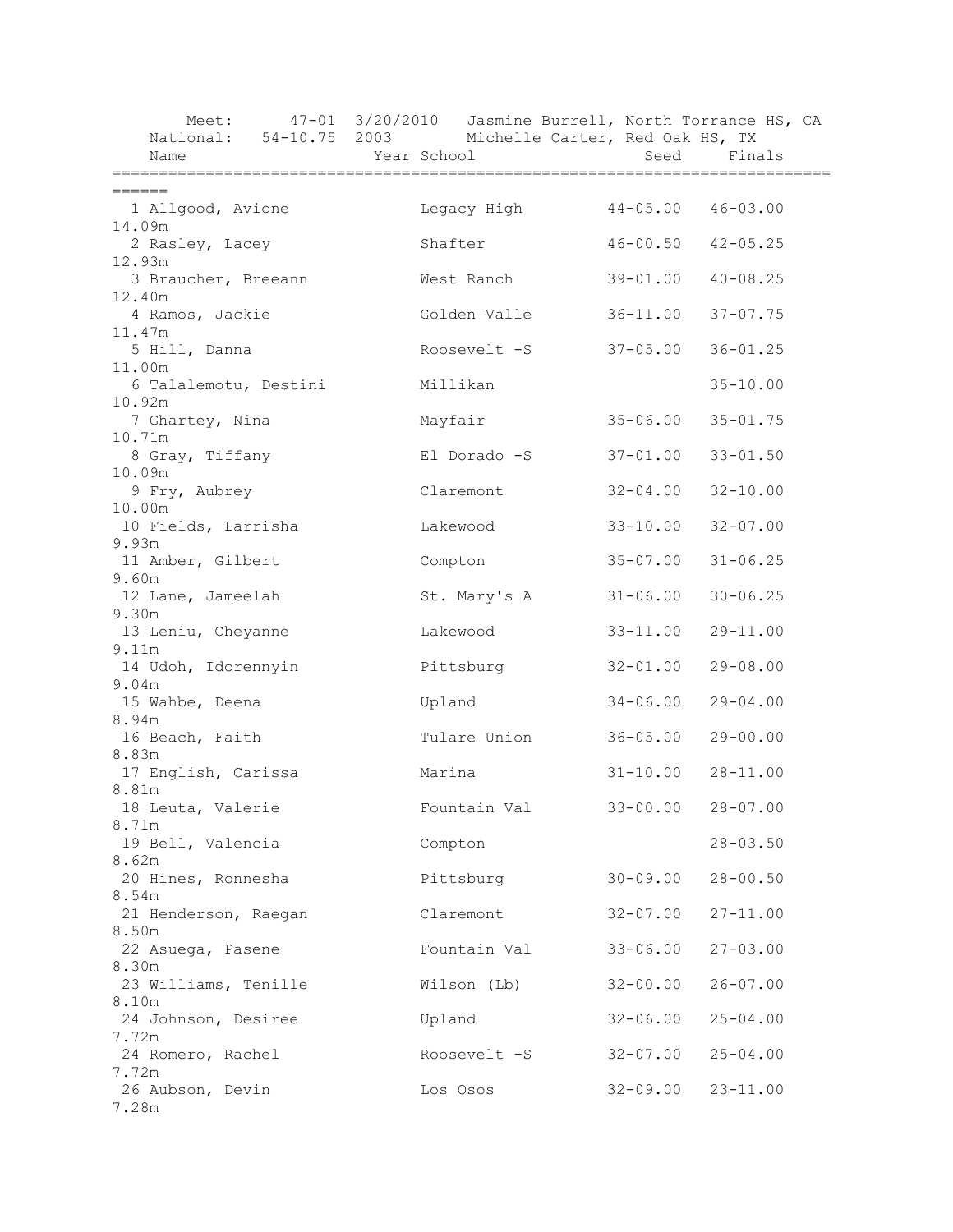Meet: 47-01 3/20/2010 Jasmine Burrell, North Torrance HS, CA
National: 54-10.75 2003 Michelle Carter, Red Oak HS, TX

| | Name | Year | School | Seed | Finals | |
|---|---|---|---|---|---|---|
| 1 | Allgood, Avione | | Legacy High | 44-05.00 | 46-03.00 | 14.09m |
| 2 | Rasley, Lacey | | Shafter | 46-00.50 | 42-05.25 | 12.93m |
| 3 | Braucher, Breeann | | West Ranch | 39-01.00 | 40-08.25 | 12.40m |
| 4 | Ramos, Jackie | | Golden Valle | 36-11.00 | 37-07.75 | 11.47m |
| 5 | Hill, Danna | | Roosevelt -S | 37-05.00 | 36-01.25 | 11.00m |
| 6 | Talalemotu, Destini | | Millikan | | 35-10.00 | 10.92m |
| 7 | Ghartey, Nina | | Mayfair | 35-06.00 | 35-01.75 | 10.71m |
| 8 | Gray, Tiffany | | El Dorado -S | 37-01.00 | 33-01.50 | 10.09m |
| 9 | Fry, Aubrey | | Claremont | 32-04.00 | 32-10.00 | 10.00m |
| 10 | Fields, Larrisha | | Lakewood | 33-10.00 | 32-07.00 | 9.93m |
| 11 | Amber, Gilbert | | Compton | 35-07.00 | 31-06.25 | 9.60m |
| 12 | Lane, Jameelah | | St. Mary's A | 31-06.00 | 30-06.25 | 9.30m |
| 13 | Leniu, Cheyanne | | Lakewood | 33-11.00 | 29-11.00 | 9.11m |
| 14 | Udoh, Idorennyin | | Pittsburg | 32-01.00 | 29-08.00 | 9.04m |
| 15 | Wahbe, Deena | | Upland | 34-06.00 | 29-04.00 | 8.94m |
| 16 | Beach, Faith | | Tulare Union | 36-05.00 | 29-00.00 | 8.83m |
| 17 | English, Carissa | | Marina | 31-10.00 | 28-11.00 | 8.81m |
| 18 | Leuta, Valerie | | Fountain Val | 33-00.00 | 28-07.00 | 8.71m |
| 19 | Bell, Valencia | | Compton | | 28-03.50 | 8.62m |
| 20 | Hines, Ronnesha | | Pittsburg | 30-09.00 | 28-00.50 | 8.54m |
| 21 | Henderson, Raegan | | Claremont | 32-07.00 | 27-11.00 | 8.50m |
| 22 | Asuega, Pasene | | Fountain Val | 33-06.00 | 27-03.00 | 8.30m |
| 23 | Williams, Tenille | | Wilson (Lb) | 32-00.00 | 26-07.00 | 8.10m |
| 24 | Johnson, Desiree | | Upland | 32-06.00 | 25-04.00 | 7.72m |
| 24 | Romero, Rachel | | Roosevelt -S | 32-07.00 | 25-04.00 | 7.72m |
| 26 | Aubson, Devin | | Los Osos | 32-09.00 | 23-11.00 | 7.28m |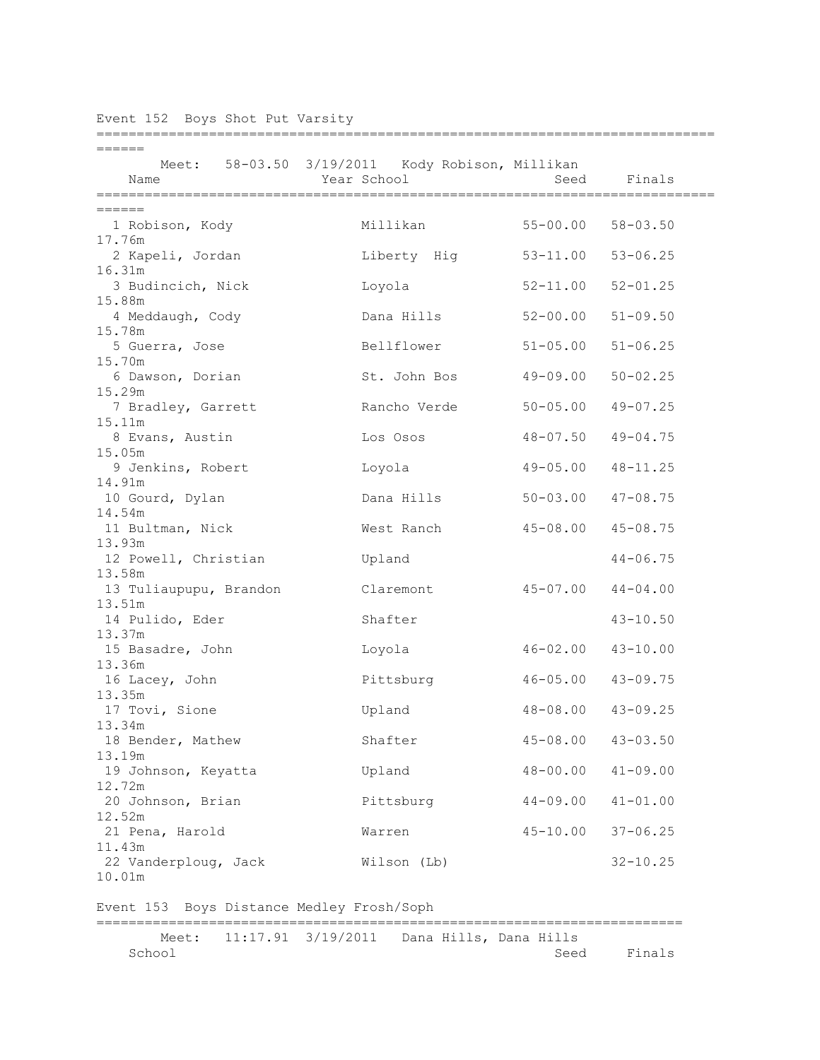## Event 152 Boys Shot Put Varsity

Meet: 58-03.50 3/19/2011 Kody Robison, Millikan

| Place | Name | Year | School | Seed | Finals | Metric |
|---|---|---|---|---|---|---|
| 1 | Robison, Kody | | Millikan | 55-00.00 | 58-03.50 | 17.76m |
| 2 | Kapeli, Jordan | | Liberty Hig | 53-11.00 | 53-06.25 | 16.31m |
| 3 | Budincich, Nick | | Loyola | 52-11.00 | 52-01.25 | 15.88m |
| 4 | Meddaugh, Cody | | Dana Hills | 52-00.00 | 51-09.50 | 15.78m |
| 5 | Guerra, Jose | | Bellflower | 51-05.00 | 51-06.25 | 15.70m |
| 6 | Dawson, Dorian | | St. John Bos | 49-09.00 | 50-02.25 | 15.29m |
| 7 | Bradley, Garrett | | Rancho Verde | 50-05.00 | 49-07.25 | 15.11m |
| 8 | Evans, Austin | | Los Osos | 48-07.50 | 49-04.75 | 15.05m |
| 9 | Jenkins, Robert | | Loyola | 49-05.00 | 48-11.25 | 14.91m |
| 10 | Gourd, Dylan | | Dana Hills | 50-03.00 | 47-08.75 | 14.54m |
| 11 | Bultman, Nick | | West Ranch | 45-08.00 | 45-08.75 | 13.93m |
| 12 | Powell, Christian | | Upland | | 44-06.75 | 13.58m |
| 13 | Tuliaupupu, Brandon | | Claremont | 45-07.00 | 44-04.00 | 13.51m |
| 14 | Pulido, Eder | | Shafter | | 43-10.50 | 13.37m |
| 15 | Basadre, John | | Loyola | 46-02.00 | 43-10.00 | 13.36m |
| 16 | Lacey, John | | Pittsburg | 46-05.00 | 43-09.75 | 13.35m |
| 17 | Tovi, Sione | | Upland | 48-08.00 | 43-09.25 | 13.34m |
| 18 | Bender, Mathew | | Shafter | 45-08.00 | 43-03.50 | 13.19m |
| 19 | Johnson, Keyatta | | Upland | 48-00.00 | 41-09.00 | 12.72m |
| 20 | Johnson, Brian | | Pittsburg | 44-09.00 | 41-01.00 | 12.52m |
| 21 | Pena, Harold | | Warren | 45-10.00 | 37-06.25 | 11.43m |
| 22 | Vanderploug, Jack | | Wilson (Lb) | | 32-10.25 | 10.01m |

## Event 153 Boys Distance Medley Frosh/Soph

Meet: 11:17.91 3/19/2011 Dana Hills, Dana Hills

| School | Seed | Finals |
|---|---|---|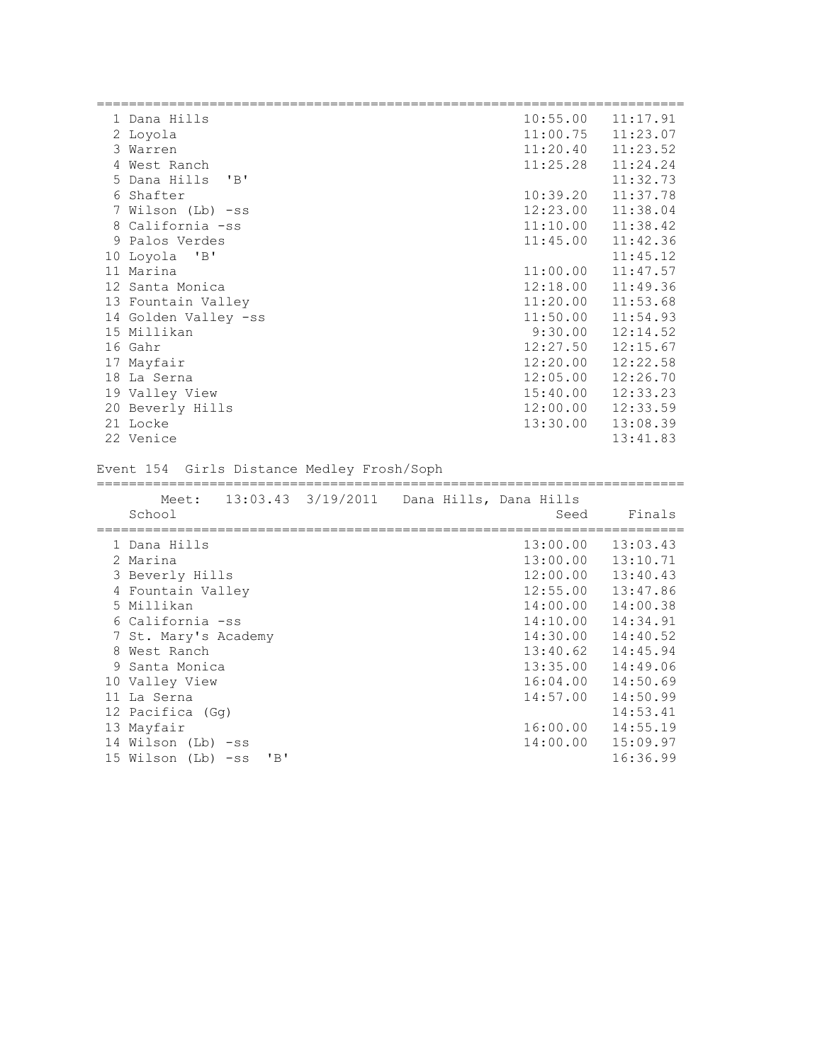| | | | |
|---|---|---|---|
| 1 | Dana Hills | 10:55.00 | 11:17.91 |
| 2 | Loyola | 11:00.75 | 11:23.07 |
| 3 | Warren | 11:20.40 | 11:23.52 |
| 4 | West Ranch | 11:25.28 | 11:24.24 |
| 5 | Dana Hills 'B' | | 11:32.73 |
| 6 | Shafter | 10:39.20 | 11:37.78 |
| 7 | Wilson (Lb) -ss | 12:23.00 | 11:38.04 |
| 8 | California -ss | 11:10.00 | 11:38.42 |
| 9 | Palos Verdes | 11:45.00 | 11:42.36 |
| 10 | Loyola 'B' | | 11:45.12 |
| 11 | Marina | 11:00.00 | 11:47.57 |
| 12 | Santa Monica | 12:18.00 | 11:49.36 |
| 13 | Fountain Valley | 11:20.00 | 11:53.68 |
| 14 | Golden Valley -ss | 11:50.00 | 11:54.93 |
| 15 | Millikan | 9:30.00 | 12:14.52 |
| 16 | Gahr | 12:27.50 | 12:15.67 |
| 17 | Mayfair | 12:20.00 | 12:22.58 |
| 18 | La Serna | 12:05.00 | 12:26.70 |
| 19 | Valley View | 15:40.00 | 12:33.23 |
| 20 | Beverly Hills | 12:00.00 | 12:33.59 |
| 21 | Locke | 13:30.00 | 13:08.39 |
| 22 | Venice | | 13:41.83 |

Event 154 Girls Distance Medley Frosh/Soph

Meet: 13:03.43 3/19/2011 Dana Hills, Dana Hills

| | School | Seed | Finals |
|---|---|---|---|
| 1 | Dana Hills | 13:00.00 | 13:03.43 |
| 2 | Marina | 13:00.00 | 13:10.71 |
| 3 | Beverly Hills | 12:00.00 | 13:40.43 |
| 4 | Fountain Valley | 12:55.00 | 13:47.86 |
| 5 | Millikan | 14:00.00 | 14:00.38 |
| 6 | California -ss | 14:10.00 | 14:34.91 |
| 7 | St. Mary's Academy | 14:30.00 | 14:40.52 |
| 8 | West Ranch | 13:40.62 | 14:45.94 |
| 9 | Santa Monica | 13:35.00 | 14:49.06 |
| 10 | Valley View | 16:04.00 | 14:50.69 |
| 11 | La Serna | 14:57.00 | 14:50.99 |
| 12 | Pacifica (Gg) | | 14:53.41 |
| 13 | Mayfair | 16:00.00 | 14:55.19 |
| 14 | Wilson (Lb) -ss | 14:00.00 | 15:09.97 |
| 15 | Wilson (Lb) -ss 'B' | | 16:36.99 |